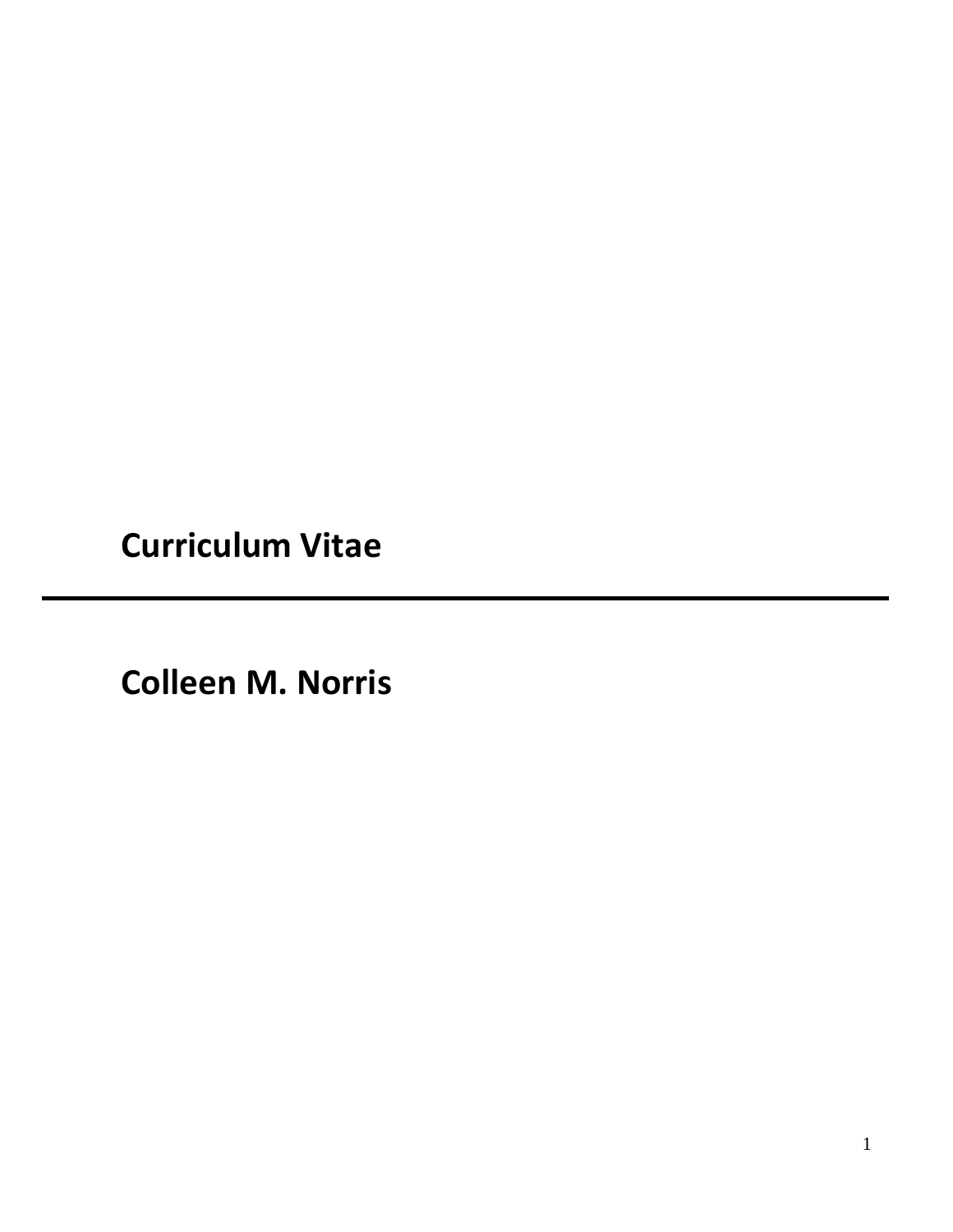# Curriculum Vitae

---

# Colleen M. Norris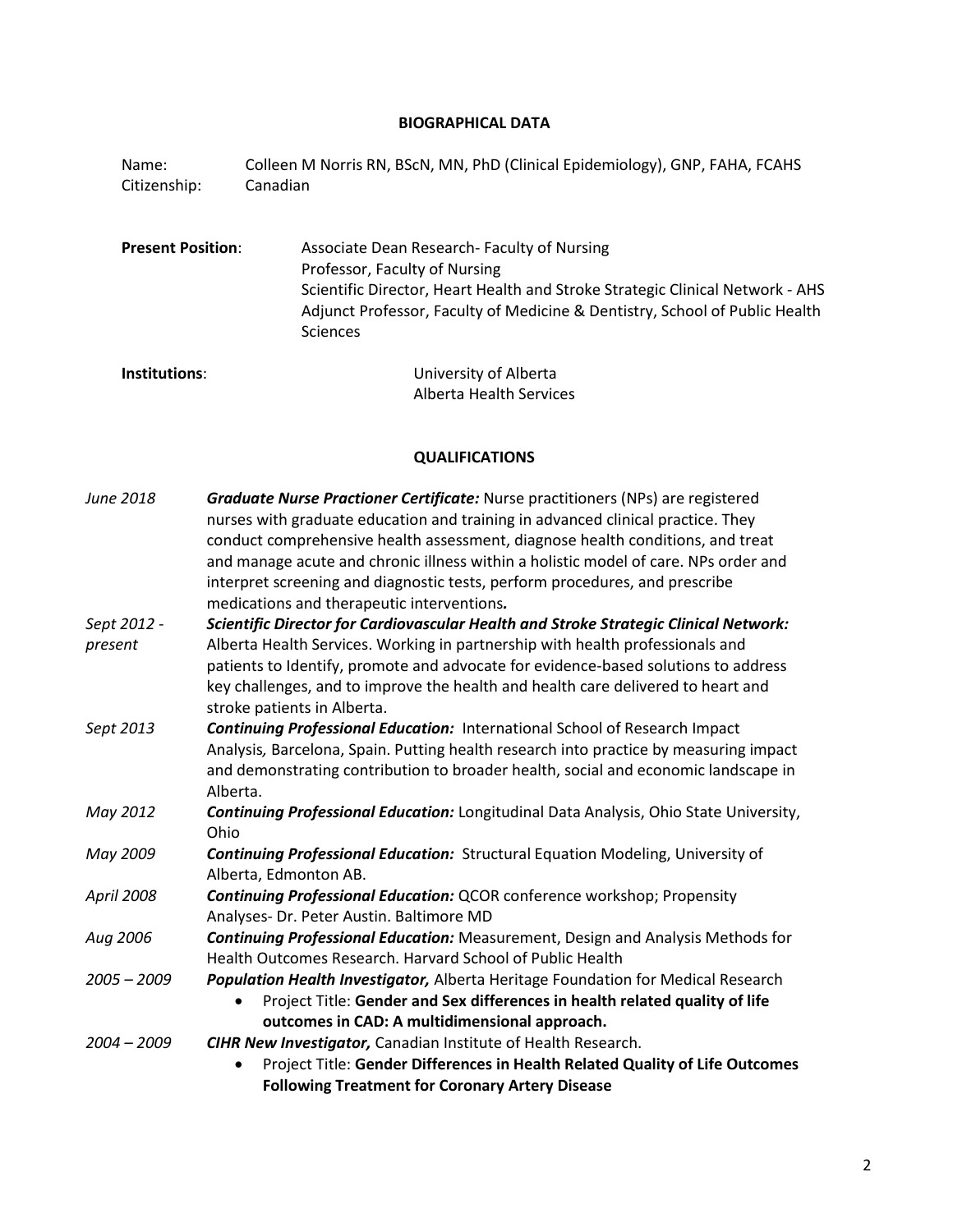## BIOGRAPHICAL DATA

Name: Colleen M Norris RN, BScN, MN, PhD (Clinical Epidemiology), GNP, FAHA, FCAHS
Citizenship: Canadian

**Present Position**: Associate Dean Research- Faculty of Nursing
Professor, Faculty of Nursing
Scientific Director, Heart Health and Stroke Strategic Clinical Network - AHS
Adjunct Professor, Faculty of Medicine & Dentistry, School of Public Health Sciences

**Institutions**: University of Alberta
Alberta Health Services

## QUALIFICATIONS

*June 2018* — ***Graduate Nurse Practioner Certificate:*** Nurse practitioners (NPs) are registered nurses with graduate education and training in advanced clinical practice. They conduct comprehensive health assessment, diagnose health conditions, and treat and manage acute and chronic illness within a holistic model of care. NPs order and interpret screening and diagnostic tests, perform procedures, and prescribe medications and therapeutic interventions***.***

*Sept 2012 - present* — ***Scientific Director for Cardiovascular Health and Stroke Strategic Clinical Network:*** Alberta Health Services. Working in partnership with health professionals and patients to Identify, promote and advocate for evidence-based solutions to address key challenges, and to improve the health and health care delivered to heart and stroke patients in Alberta.

*Sept 2013* — ***Continuing Professional Education:*** International School of Research Impact Analysis*,* Barcelona, Spain. Putting health research into practice by measuring impact and demonstrating contribution to broader health, social and economic landscape in Alberta.

*May 2012* — ***Continuing Professional Education:*** Longitudinal Data Analysis, Ohio State University, Ohio

*May 2009* — ***Continuing Professional Education:*** Structural Equation Modeling, University of Alberta, Edmonton AB.

*April 2008* — ***Continuing Professional Education:*** QCOR conference workshop; Propensity Analyses- Dr. Peter Austin. Baltimore MD

*Aug 2006* — ***Continuing Professional Education:*** Measurement, Design and Analysis Methods for Health Outcomes Research. Harvard School of Public Health

*2005 – 2009* — ***Population Health Investigator,*** Alberta Heritage Foundation for Medical Research
- Project Title: **Gender and Sex differences in health related quality of life outcomes in CAD: A multidimensional approach.**

*2004 – 2009* — ***CIHR New Investigator,*** Canadian Institute of Health Research.
- Project Title: **Gender Differences in Health Related Quality of Life Outcomes Following Treatment for Coronary Artery Disease**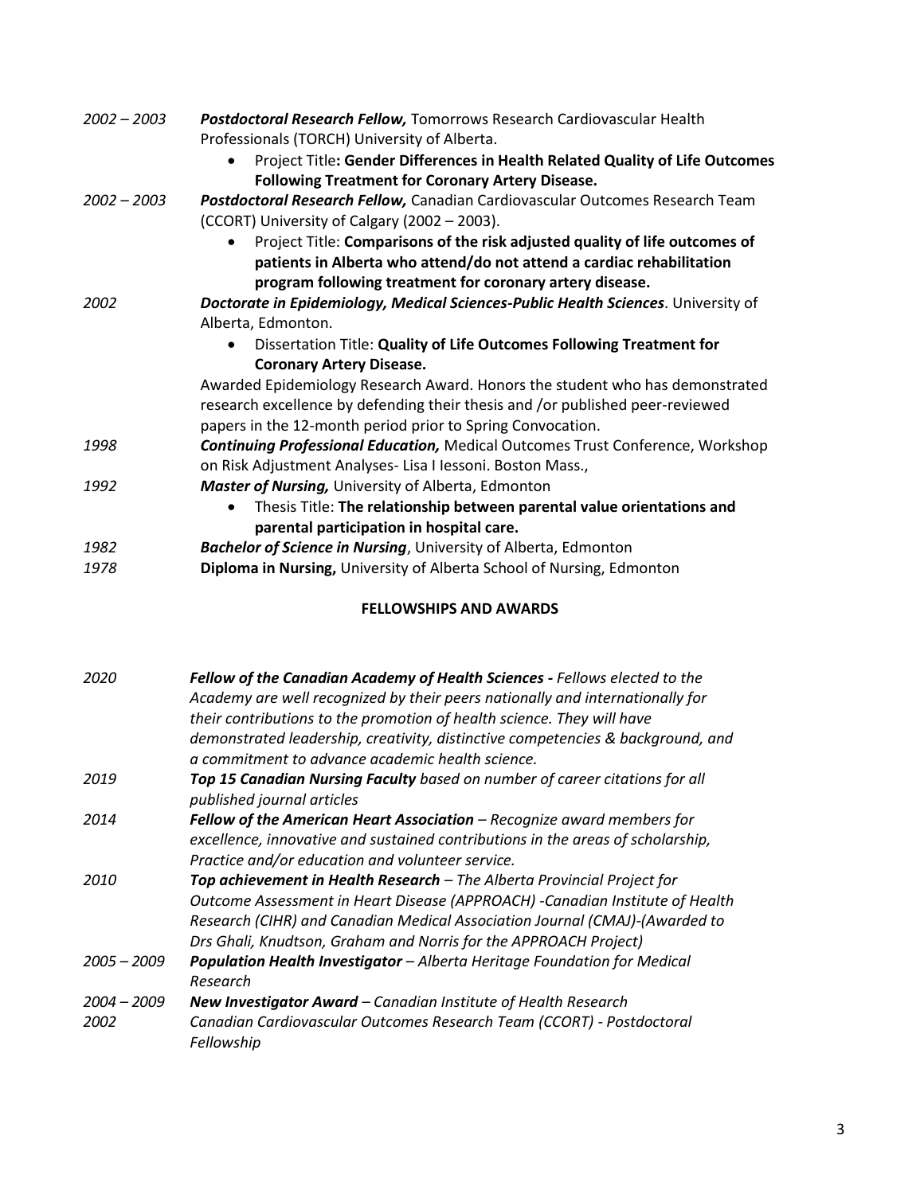*2002 – 2003* **_Postdoctoral Research Fellow,_** Tomorrows Research Cardiovascular Health Professionals (TORCH) University of Alberta.

- Project Title**: Gender Differences in Health Related Quality of Life Outcomes Following Treatment for Coronary Artery Disease.**

*2002 – 2003* **_Postdoctoral Research Fellow,_** Canadian Cardiovascular Outcomes Research Team (CCORT) University of Calgary (2002 – 2003).

- Project Title: **Comparisons of the risk adjusted quality of life outcomes of patients in Alberta who attend/do not attend a cardiac rehabilitation program following treatment for coronary artery disease.**

*2002* **_Doctorate in Epidemiology, Medical Sciences-Public Health Sciences_**. University of Alberta, Edmonton.

- Dissertation Title: **Quality of Life Outcomes Following Treatment for Coronary Artery Disease.**

Awarded Epidemiology Research Award. Honors the student who has demonstrated research excellence by defending their thesis and /or published peer-reviewed papers in the 12-month period prior to Spring Convocation.

*1998* **_Continuing Professional Education,_** Medical Outcomes Trust Conference, Workshop on Risk Adjustment Analyses- Lisa I Iessoni. Boston Mass.,

*1992* **_Master of Nursing,_** University of Alberta, Edmonton

- Thesis Title: **The relationship between parental value orientations and parental participation in hospital care.**

*1982* **_Bachelor of Science in Nursing_**, University of Alberta, Edmonton

*1978* **Diploma in Nursing,** University of Alberta School of Nursing, Edmonton

## FELLOWSHIPS AND AWARDS

*2020* ***Fellow of the Canadian Academy of Health Sciences -*** *Fellows elected to the Academy are well recognized by their peers nationally and internationally for their contributions to the promotion of health science. They will have demonstrated leadership, creativity, distinctive competencies & background, and a commitment to advance academic health science.*

*2019* ***Top 15 Canadian Nursing Faculty*** *based on number of career citations for all published journal articles*

*2014* ***Fellow of the American Heart Association*** *– Recognize award members for excellence, innovative and sustained contributions in the areas of scholarship, Practice and/or education and volunteer service.*

*2010* ***Top achievement in Health Research*** *– The Alberta Provincial Project for Outcome Assessment in Heart Disease (APPROACH) -Canadian Institute of Health Research (CIHR) and Canadian Medical Association Journal (CMAJ)-(Awarded to Drs Ghali, Knudtson, Graham and Norris for the APPROACH Project)*

*2005 – 2009* ***Population Health Investigator*** *– Alberta Heritage Foundation for Medical Research*

*2004 – 2009* ***New Investigator Award*** *– Canadian Institute of Health Research*

*2002* *Canadian Cardiovascular Outcomes Research Team (CCORT) - Postdoctoral Fellowship*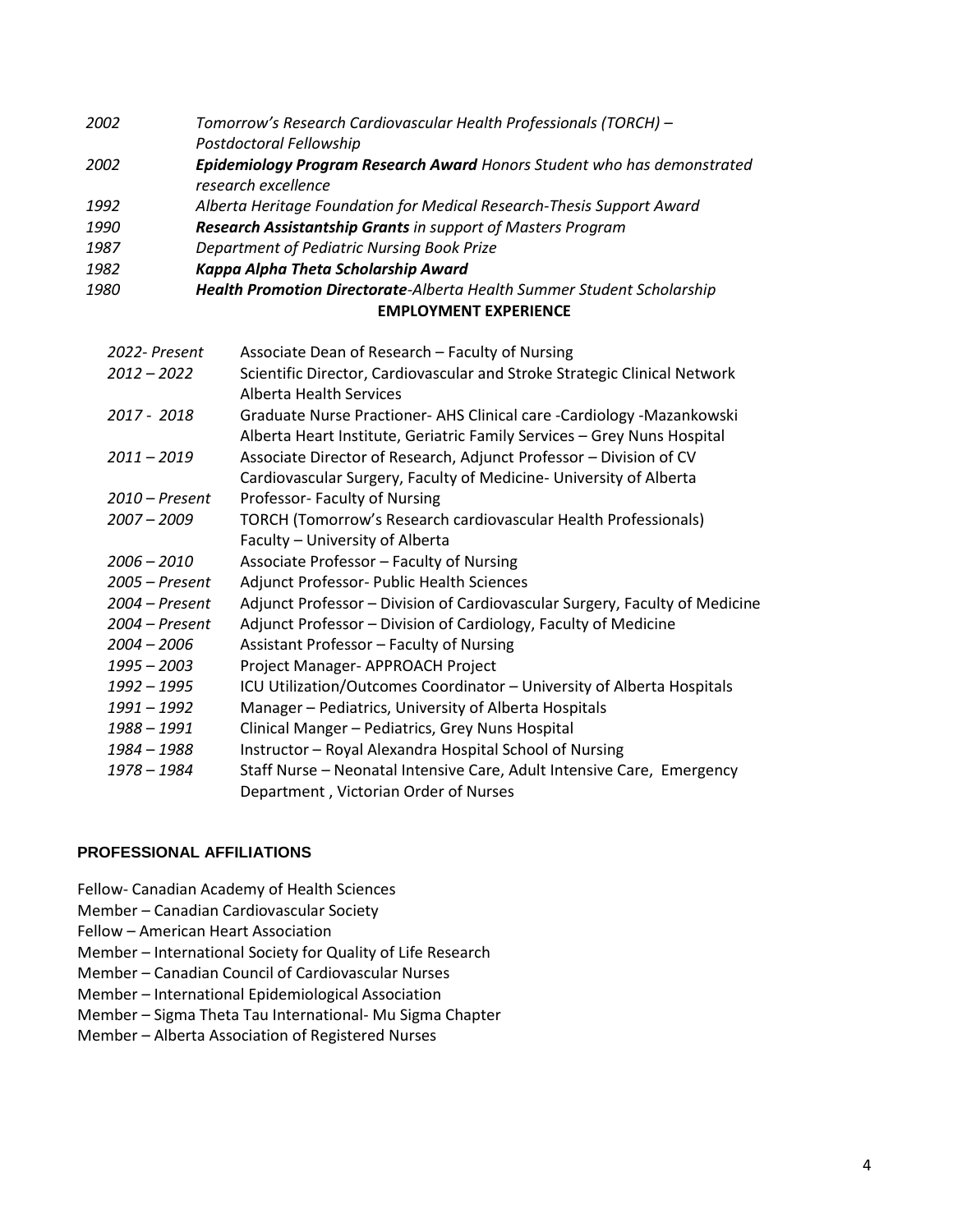| | |
|---|---|
| *2002* | *Tomorrow's Research Cardiovascular Health Professionals (TORCH) – Postdoctoral Fellowship* |
| *2002* | ***Epidemiology Program Research Award*** *Honors Student who has demonstrated research excellence* |
| *1992* | *Alberta Heritage Foundation for Medical Research-Thesis Support Award* |
| *1990* | ***Research Assistantship Grants*** *in support of Masters Program* |
| *1987* | *Department of Pediatric Nursing Book Prize* |
| *1982* | ***Kappa Alpha Theta Scholarship Award*** |
| *1980* | ***Health Promotion Directorate****-Alberta Health Summer Student Scholarship* |

## EMPLOYMENT EXPERIENCE

| | |
|---|---|
| *2022- Present* | Associate Dean of Research – Faculty of Nursing |
| *2012 – 2022* | Scientific Director, Cardiovascular and Stroke Strategic Clinical Network Alberta Health Services |
| *2017 - 2018* | Graduate Nurse Practioner- AHS Clinical care -Cardiology -Mazankowski Alberta Heart Institute, Geriatric Family Services – Grey Nuns Hospital |
| *2011 – 2019* | Associate Director of Research, Adjunct Professor – Division of CV Cardiovascular Surgery, Faculty of Medicine- University of Alberta |
| *2010 – Present* | Professor- Faculty of Nursing |
| *2007 – 2009* | TORCH (Tomorrow's Research cardiovascular Health Professionals) Faculty – University of Alberta |
| *2006 – 2010* | Associate Professor – Faculty of Nursing |
| *2005 – Present* | Adjunct Professor- Public Health Sciences |
| *2004 – Present* | Adjunct Professor – Division of Cardiovascular Surgery, Faculty of Medicine |
| *2004 – Present* | Adjunct Professor – Division of Cardiology, Faculty of Medicine |
| *2004 – 2006* | Assistant Professor – Faculty of Nursing |
| *1995 – 2003* | Project Manager- APPROACH Project |
| *1992 – 1995* | ICU Utilization/Outcomes Coordinator – University of Alberta Hospitals |
| *1991 – 1992* | Manager – Pediatrics, University of Alberta Hospitals |
| *1988 – 1991* | Clinical Manger – Pediatrics, Grey Nuns Hospital |
| *1984 – 1988* | Instructor – Royal Alexandra Hospital School of Nursing |
| *1978 – 1984* | Staff Nurse – Neonatal Intensive Care, Adult Intensive Care, Emergency Department , Victorian Order of Nurses |

## PROFESSIONAL AFFILIATIONS

Fellow- Canadian Academy of Health Sciences
Member – Canadian Cardiovascular Society
Fellow – American Heart Association
Member – International Society for Quality of Life Research
Member – Canadian Council of Cardiovascular Nurses
Member – International Epidemiological Association
Member – Sigma Theta Tau International- Mu Sigma Chapter
Member – Alberta Association of Registered Nurses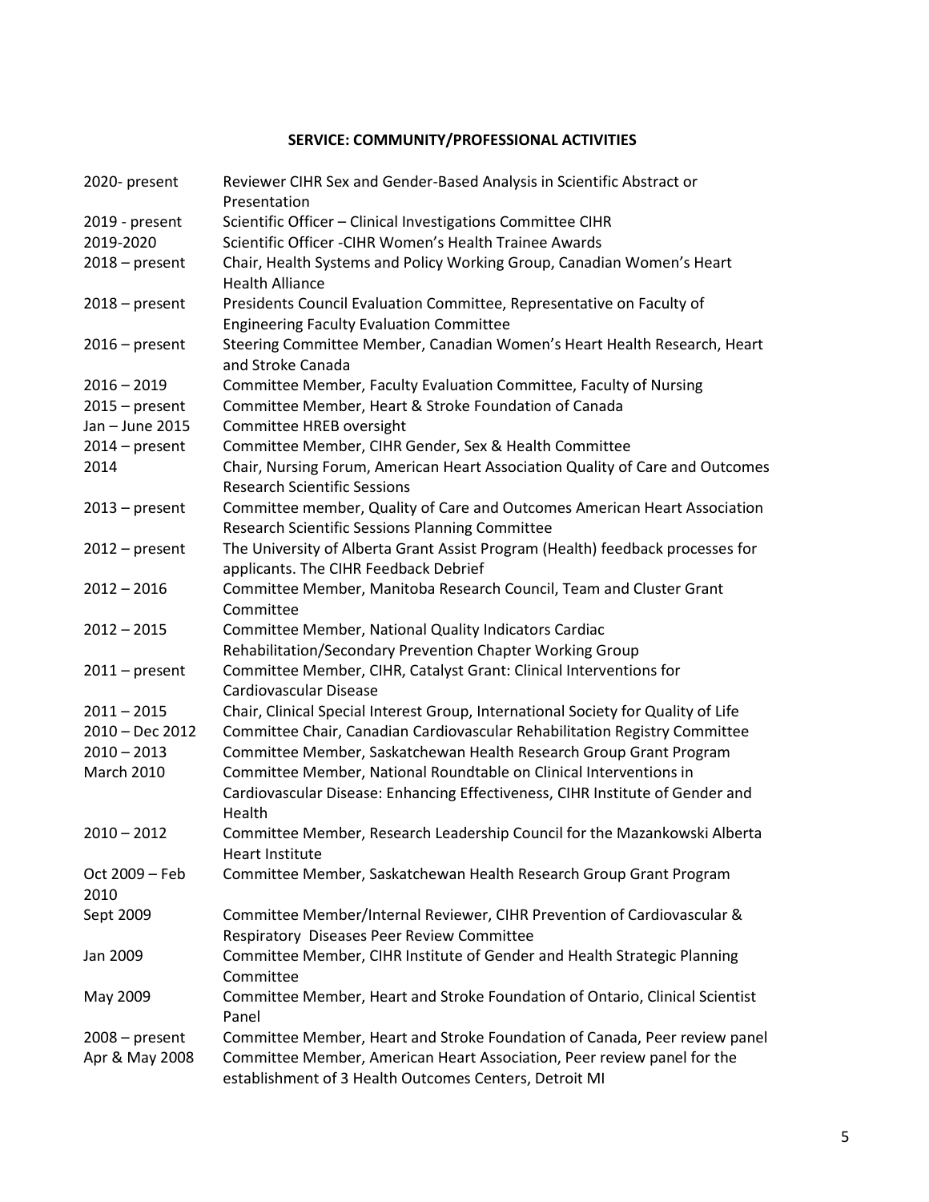## SERVICE: COMMUNITY/PROFESSIONAL ACTIVITIES

| | |
|---|---|
| 2020- present | Reviewer CIHR Sex and Gender-Based Analysis in Scientific Abstract or Presentation |
| 2019 - present | Scientific Officer – Clinical Investigations Committee CIHR |
| 2019-2020 | Scientific Officer -CIHR Women's Health Trainee Awards |
| 2018 – present | Chair, Health Systems and Policy Working Group, Canadian Women's Heart Health Alliance |
| 2018 – present | Presidents Council Evaluation Committee, Representative on Faculty of Engineering Faculty Evaluation Committee |
| 2016 – present | Steering Committee Member, Canadian Women's Heart Health Research, Heart and Stroke Canada |
| 2016 – 2019 | Committee Member, Faculty Evaluation Committee, Faculty of Nursing |
| 2015 – present | Committee Member, Heart & Stroke Foundation of Canada |
| Jan – June 2015 | Committee HREB oversight |
| 2014 – present | Committee Member, CIHR Gender, Sex & Health Committee |
| 2014 | Chair, Nursing Forum, American Heart Association Quality of Care and Outcomes Research Scientific Sessions |
| 2013 – present | Committee member, Quality of Care and Outcomes American Heart Association Research Scientific Sessions Planning Committee |
| 2012 – present | The University of Alberta Grant Assist Program (Health) feedback processes for applicants. The CIHR Feedback Debrief |
| 2012 – 2016 | Committee Member, Manitoba Research Council, Team and Cluster Grant Committee |
| 2012 – 2015 | Committee Member, National Quality Indicators Cardiac Rehabilitation/Secondary Prevention Chapter Working Group |
| 2011 – present | Committee Member, CIHR, Catalyst Grant: Clinical Interventions for Cardiovascular Disease |
| 2011 – 2015 | Chair, Clinical Special Interest Group, International Society for Quality of Life |
| 2010 – Dec 2012 | Committee Chair, Canadian Cardiovascular Rehabilitation Registry Committee |
| 2010 – 2013 | Committee Member, Saskatchewan Health Research Group Grant Program |
| March 2010 | Committee Member, National Roundtable on Clinical Interventions in Cardiovascular Disease: Enhancing Effectiveness, CIHR Institute of Gender and Health |
| 2010 – 2012 | Committee Member, Research Leadership Council for the Mazankowski Alberta Heart Institute |
| Oct 2009 – Feb 2010 | Committee Member, Saskatchewan Health Research Group Grant Program |
| Sept 2009 | Committee Member/Internal Reviewer, CIHR Prevention of Cardiovascular & Respiratory Diseases Peer Review Committee |
| Jan 2009 | Committee Member, CIHR Institute of Gender and Health Strategic Planning Committee |
| May 2009 | Committee Member, Heart and Stroke Foundation of Ontario, Clinical Scientist Panel |
| 2008 – present | Committee Member, Heart and Stroke Foundation of Canada, Peer review panel |
| Apr & May 2008 | Committee Member, American Heart Association, Peer review panel for the establishment of 3 Health Outcomes Centers, Detroit MI |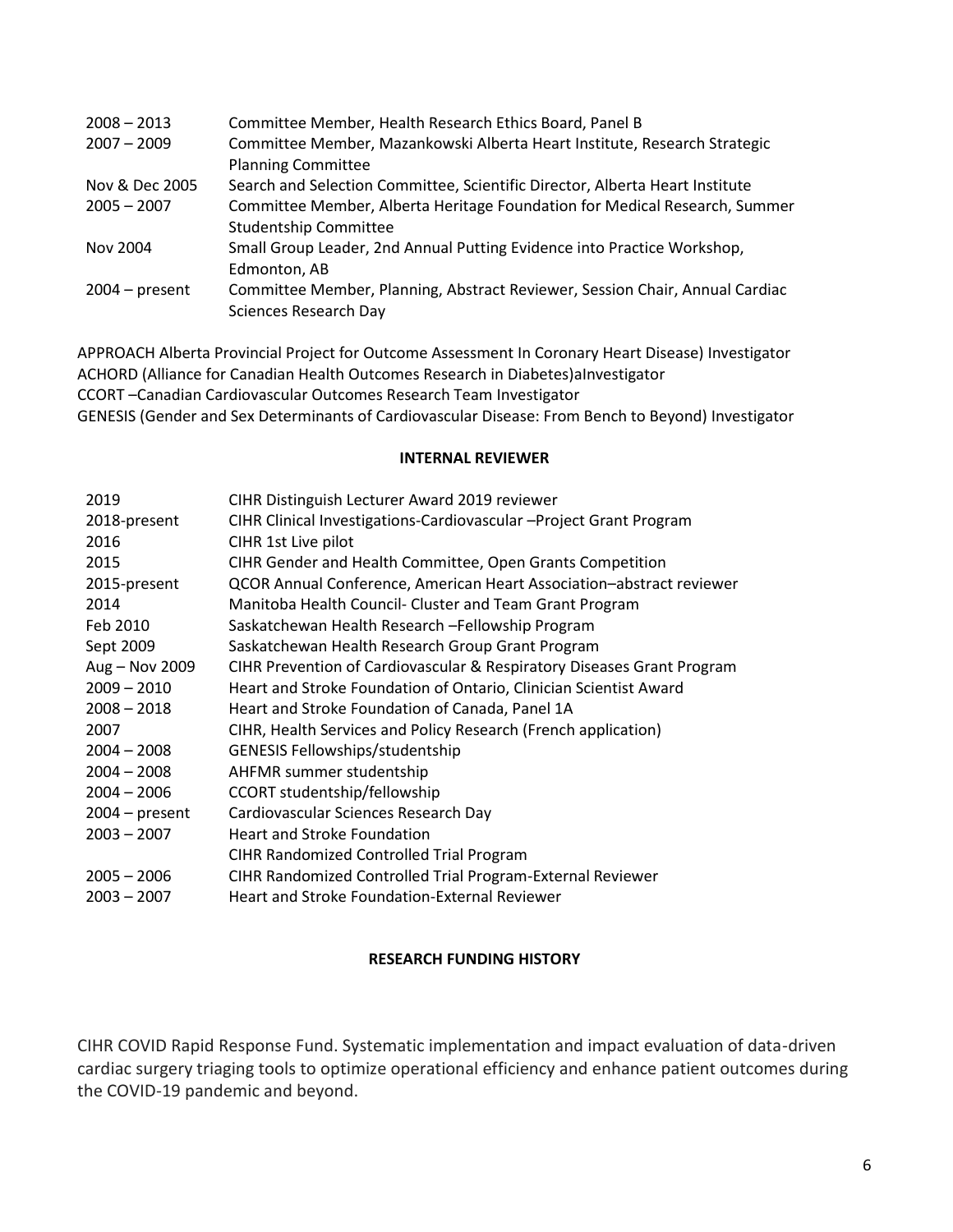| | |
|---|---|
| 2008 – 2013 | Committee Member, Health Research Ethics Board, Panel B |
| 2007 – 2009 | Committee Member, Mazankowski Alberta Heart Institute, Research Strategic Planning Committee |
| Nov & Dec 2005 | Search and Selection Committee, Scientific Director, Alberta Heart Institute |
| 2005 – 2007 | Committee Member, Alberta Heritage Foundation for Medical Research, Summer Studentship Committee |
| Nov 2004 | Small Group Leader, 2nd Annual Putting Evidence into Practice Workshop, Edmonton, AB |
| 2004 – present | Committee Member, Planning, Abstract Reviewer, Session Chair, Annual Cardiac Sciences Research Day |

APPROACH Alberta Provincial Project for Outcome Assessment In Coronary Heart Disease) Investigator
ACHORD (Alliance for Canadian Health Outcomes Research in Diabetes)aInvestigator
CCORT –Canadian Cardiovascular Outcomes Research Team Investigator
GENESIS (Gender and Sex Determinants of Cardiovascular Disease: From Bench to Beyond) Investigator

**INTERNAL REVIEWER**

| | |
|---|---|
| 2019 | CIHR Distinguish Lecturer Award 2019 reviewer |
| 2018-present | CIHR Clinical Investigations-Cardiovascular –Project Grant Program |
| 2016 | CIHR 1st Live pilot |
| 2015 | CIHR Gender and Health Committee, Open Grants Competition |
| 2015-present | QCOR Annual Conference, American Heart Association–abstract reviewer |
| 2014 | Manitoba Health Council- Cluster and Team Grant Program |
| Feb 2010 | Saskatchewan Health Research –Fellowship Program |
| Sept 2009 | Saskatchewan Health Research Group Grant Program |
| Aug – Nov 2009 | CIHR Prevention of Cardiovascular & Respiratory Diseases Grant Program |
| 2009 – 2010 | Heart and Stroke Foundation of Ontario, Clinician Scientist Award |
| 2008 – 2018 | Heart and Stroke Foundation of Canada, Panel 1A |
| 2007 | CIHR, Health Services and Policy Research (French application) |
| 2004 – 2008 | GENESIS Fellowships/studentship |
| 2004 – 2008 | AHFMR summer studentship |
| 2004 – 2006 | CCORT studentship/fellowship |
| 2004 – present | Cardiovascular Sciences Research Day |
| 2003 – 2007 | Heart and Stroke Foundation |
| | CIHR Randomized Controlled Trial Program |
| 2005 – 2006 | CIHR Randomized Controlled Trial Program-External Reviewer |
| 2003 – 2007 | Heart and Stroke Foundation-External Reviewer |

**RESEARCH FUNDING HISTORY**

CIHR COVID Rapid Response Fund. Systematic implementation and impact evaluation of data-driven cardiac surgery triaging tools to optimize operational efficiency and enhance patient outcomes during the COVID-19 pandemic and beyond.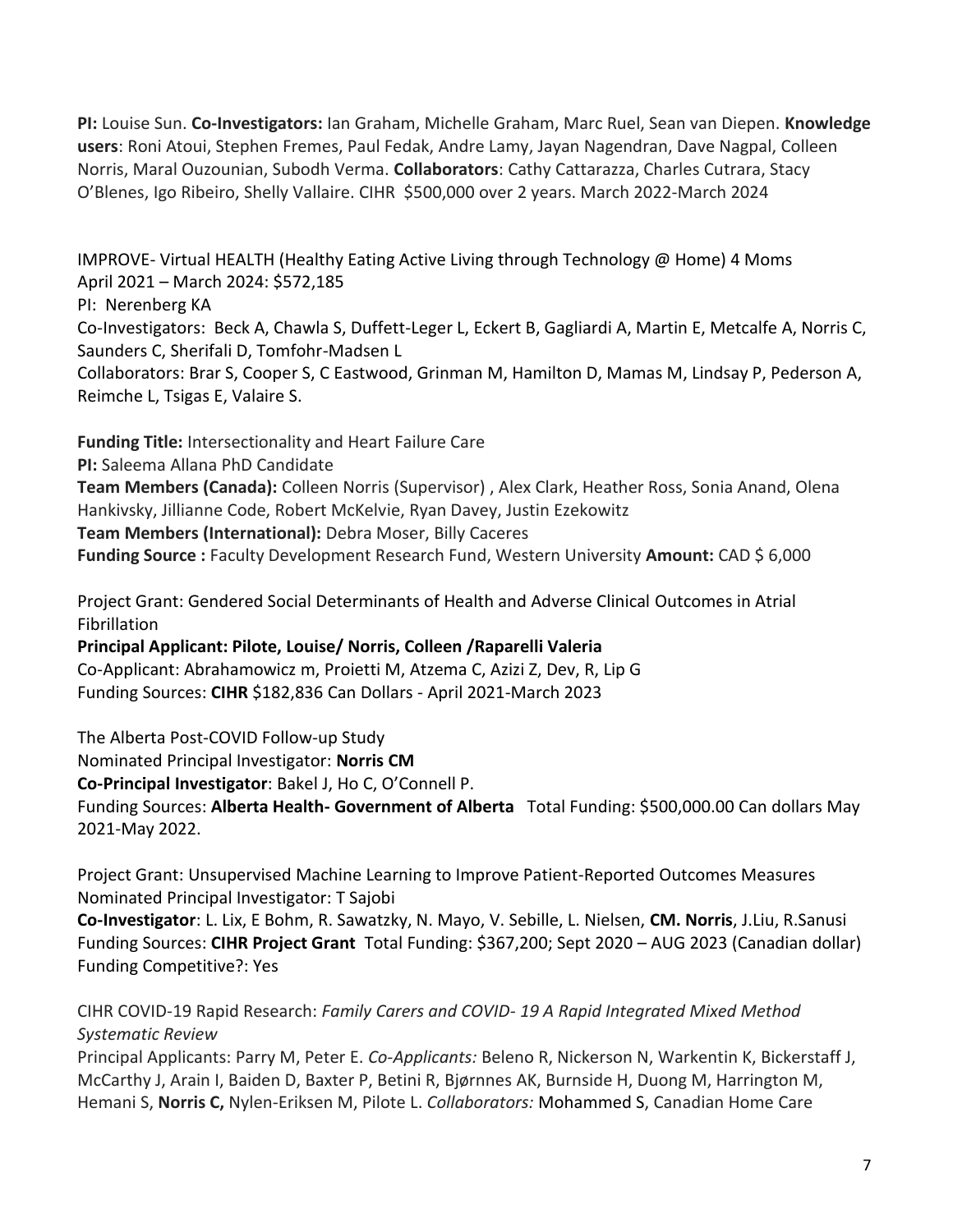**PI:** Louise Sun. **Co-Investigators:** Ian Graham, Michelle Graham, Marc Ruel, Sean van Diepen. **Knowledge users**: Roni Atoui, Stephen Fremes, Paul Fedak, Andre Lamy, Jayan Nagendran, Dave Nagpal, Colleen Norris, Maral Ouzounian, Subodh Verma. **Collaborators**: Cathy Cattarazza, Charles Cutrara, Stacy O'Blenes, Igo Ribeiro, Shelly Vallaire. CIHR $500,000 over 2 years. March 2022-March 2024

IMPROVE- Virtual HEALTH (Healthy Eating Active Living through Technology @ Home) 4 Moms
April 2021 – March 2024: $572,185
PI: Nerenberg KA
Co-Investigators: Beck A, Chawla S, Duffett-Leger L, Eckert B, Gagliardi A, Martin E, Metcalfe A, Norris C, Saunders C, Sherifali D, Tomfohr-Madsen L
Collaborators: Brar S, Cooper S, C Eastwood, Grinman M, Hamilton D, Mamas M, Lindsay P, Pederson A, Reimche L, Tsigas E, Valaire S.

**Funding Title:** Intersectionality and Heart Failure Care
**PI:** Saleema Allana PhD Candidate
**Team Members (Canada):** Colleen Norris (Supervisor) , Alex Clark, Heather Ross, Sonia Anand, Olena Hankivsky, Jillianne Code, Robert McKelvie, Ryan Davey, Justin Ezekowitz
**Team Members (International):** Debra Moser, Billy Caceres
**Funding Source :** Faculty Development Research Fund, Western University **Amount:** CAD $ 6,000

Project Grant: Gendered Social Determinants of Health and Adverse Clinical Outcomes in Atrial Fibrillation
**Principal Applicant: Pilote, Louise/ Norris, Colleen /Raparelli Valeria**
Co-Applicant: Abrahamowicz m, Proietti M, Atzema C, Azizi Z, Dev, R, Lip G
Funding Sources: **CIHR** $182,836 Can Dollars - April 2021-March 2023

The Alberta Post-COVID Follow-up Study
Nominated Principal Investigator: **Norris CM**
**Co-Principal Investigator**: Bakel J, Ho C, O'Connell P.
Funding Sources: **Alberta Health- Government of Alberta** Total Funding: $500,000.00 Can dollars May 2021-May 2022.

Project Grant: Unsupervised Machine Learning to Improve Patient-Reported Outcomes Measures
Nominated Principal Investigator: T Sajobi
**Co-Investigator**: L. Lix, E Bohm, R. Sawatzky, N. Mayo, V. Sebille, L. Nielsen, **CM. Norris**, J.Liu, R.Sanusi
Funding Sources: **CIHR Project Grant** Total Funding: $367,200; Sept 2020 – AUG 2023 (Canadian dollar)
Funding Competitive?: Yes

CIHR COVID-19 Rapid Research: *Family Carers and COVID- 19 A Rapid Integrated Mixed Method Systematic Review*
Principal Applicants: Parry M, Peter E. *Co-Applicants:* Beleno R, Nickerson N, Warkentin K, Bickerstaff J, McCarthy J, Arain I, Baiden D, Baxter P, Betini R, Bjørnnes AK, Burnside H, Duong M, Harrington M, Hemani S, **Norris C,** Nylen-Eriksen M, Pilote L. *Collaborators:* Mohammed S, Canadian Home Care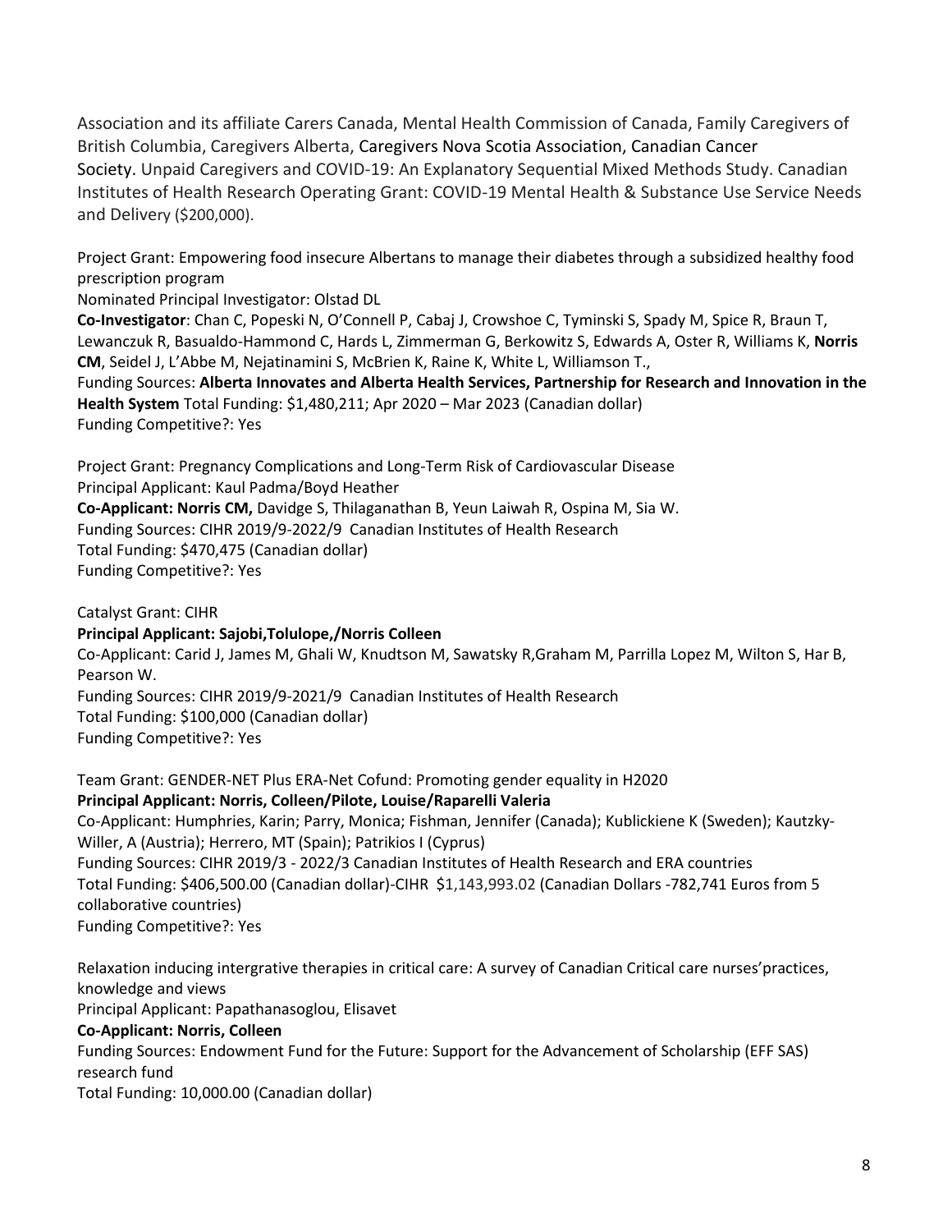Association and its affiliate Carers Canada, Mental Health Commission of Canada, Family Caregivers of British Columbia, Caregivers Alberta, Caregivers Nova Scotia Association, Canadian Cancer Society. Unpaid Caregivers and COVID-19: An Explanatory Sequential Mixed Methods Study. Canadian Institutes of Health Research Operating Grant: COVID-19 Mental Health & Substance Use Service Needs and Delivery ($200,000).

Project Grant: Empowering food insecure Albertans to manage their diabetes through a subsidized healthy food prescription program
Nominated Principal Investigator: Olstad DL
**Co-Investigator**: Chan C, Popeski N, O'Connell P, Cabaj J, Crowshoe C, Tyminski S, Spady M, Spice R, Braun T, Lewanczuk R, Basualdo-Hammond C, Hards L, Zimmerman G, Berkowitz S, Edwards A, Oster R, Williams K, **Norris CM**, Seidel J, L'Abbe M, Nejatinamini S, McBrien K, Raine K, White L, Williamson T.,
Funding Sources: **Alberta Innovates and Alberta Health Services, Partnership for Research and Innovation in the Health System** Total Funding: $1,480,211; Apr 2020 – Mar 2023 (Canadian dollar)
Funding Competitive?: Yes

Project Grant: Pregnancy Complications and Long-Term Risk of Cardiovascular Disease
Principal Applicant: Kaul Padma/Boyd Heather
**Co-Applicant: Norris CM,** Davidge S, Thilaganathan B, Yeun Laiwah R, Ospina M, Sia W.
Funding Sources: CIHR 2019/9-2022/9 Canadian Institutes of Health Research
Total Funding: $470,475 (Canadian dollar)
Funding Competitive?: Yes

Catalyst Grant: CIHR
**Principal Applicant: Sajobi,Tolulope,/Norris Colleen**
Co-Applicant: Carid J, James M, Ghali W, Knudtson M, Sawatsky R,Graham M, Parrilla Lopez M, Wilton S, Har B, Pearson W.
Funding Sources: CIHR 2019/9-2021/9 Canadian Institutes of Health Research
Total Funding: $100,000 (Canadian dollar)
Funding Competitive?: Yes

Team Grant: GENDER-NET Plus ERA-Net Cofund: Promoting gender equality in H2020
**Principal Applicant: Norris, Colleen/Pilote, Louise/Raparelli Valeria**
Co-Applicant: Humphries, Karin; Parry, Monica; Fishman, Jennifer (Canada); Kublickiene K (Sweden); Kautzky-Willer, A (Austria); Herrero, MT (Spain); Patrikios I (Cyprus)
Funding Sources: CIHR 2019/3 - 2022/3 Canadian Institutes of Health Research and ERA countries
Total Funding: $406,500.00 (Canadian dollar)-CIHR $1,143,993.02 (Canadian Dollars -782,741 Euros from 5 collaborative countries)
Funding Competitive?: Yes

Relaxation inducing intergrative therapies in critical care: A survey of Canadian Critical care nurses'practices, knowledge and views
Principal Applicant: Papathanasoglou, Elisavet
**Co-Applicant: Norris, Colleen**
Funding Sources: Endowment Fund for the Future: Support for the Advancement of Scholarship (EFF SAS) research fund
Total Funding: 10,000.00 (Canadian dollar)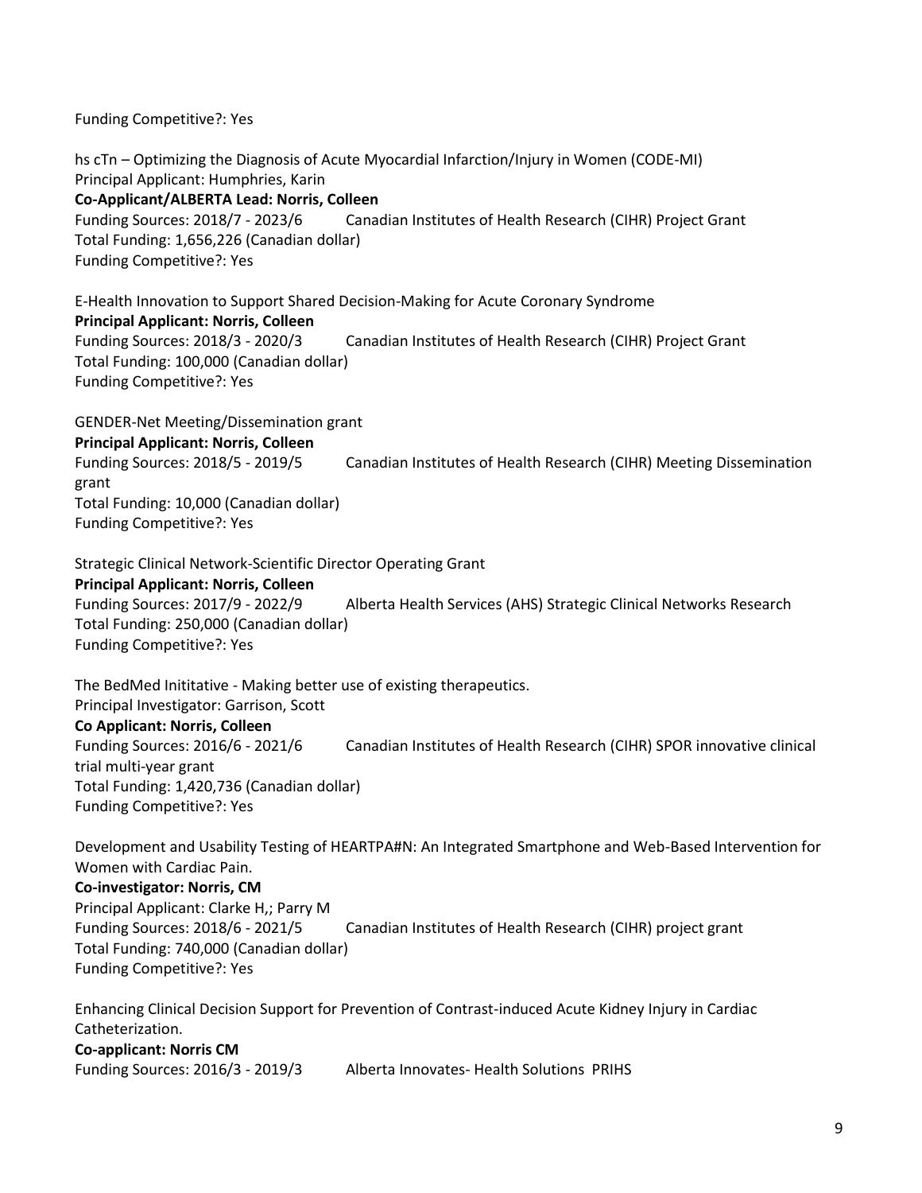Funding Competitive?: Yes

hs cTn – Optimizing the Diagnosis of Acute Myocardial Infarction/Injury in Women (CODE-MI)
Principal Applicant: Humphries, Karin
**Co-Applicant/ALBERTA Lead: Norris, Colleen**
Funding Sources: 2018/7 - 2023/6 Canadian Institutes of Health Research (CIHR) Project Grant
Total Funding: 1,656,226 (Canadian dollar)
Funding Competitive?: Yes

E-Health Innovation to Support Shared Decision-Making for Acute Coronary Syndrome
**Principal Applicant: Norris, Colleen**
Funding Sources: 2018/3 - 2020/3 Canadian Institutes of Health Research (CIHR) Project Grant
Total Funding: 100,000 (Canadian dollar)
Funding Competitive?: Yes

GENDER-Net Meeting/Dissemination grant
**Principal Applicant: Norris, Colleen**
Funding Sources: 2018/5 - 2019/5 Canadian Institutes of Health Research (CIHR) Meeting Dissemination grant
Total Funding: 10,000 (Canadian dollar)
Funding Competitive?: Yes

Strategic Clinical Network-Scientific Director Operating Grant
**Principal Applicant: Norris, Colleen**
Funding Sources: 2017/9 - 2022/9 Alberta Health Services (AHS) Strategic Clinical Networks Research
Total Funding: 250,000 (Canadian dollar)
Funding Competitive?: Yes

The BedMed Inititative - Making better use of existing therapeutics.
Principal Investigator: Garrison, Scott
**Co Applicant: Norris, Colleen**
Funding Sources: 2016/6 - 2021/6 Canadian Institutes of Health Research (CIHR) SPOR innovative clinical trial multi-year grant
Total Funding: 1,420,736 (Canadian dollar)
Funding Competitive?: Yes

Development and Usability Testing of HEARTPA#N: An Integrated Smartphone and Web-Based Intervention for Women with Cardiac Pain.
**Co-investigator: Norris, CM**
Principal Applicant: Clarke H,; Parry M
Funding Sources: 2018/6 - 2021/5 Canadian Institutes of Health Research (CIHR) project grant
Total Funding: 740,000 (Canadian dollar)
Funding Competitive?: Yes

Enhancing Clinical Decision Support for Prevention of Contrast-induced Acute Kidney Injury in Cardiac Catheterization.
**Co-applicant: Norris CM**
Funding Sources: 2016/3 - 2019/3 Alberta Innovates- Health Solutions PRIHS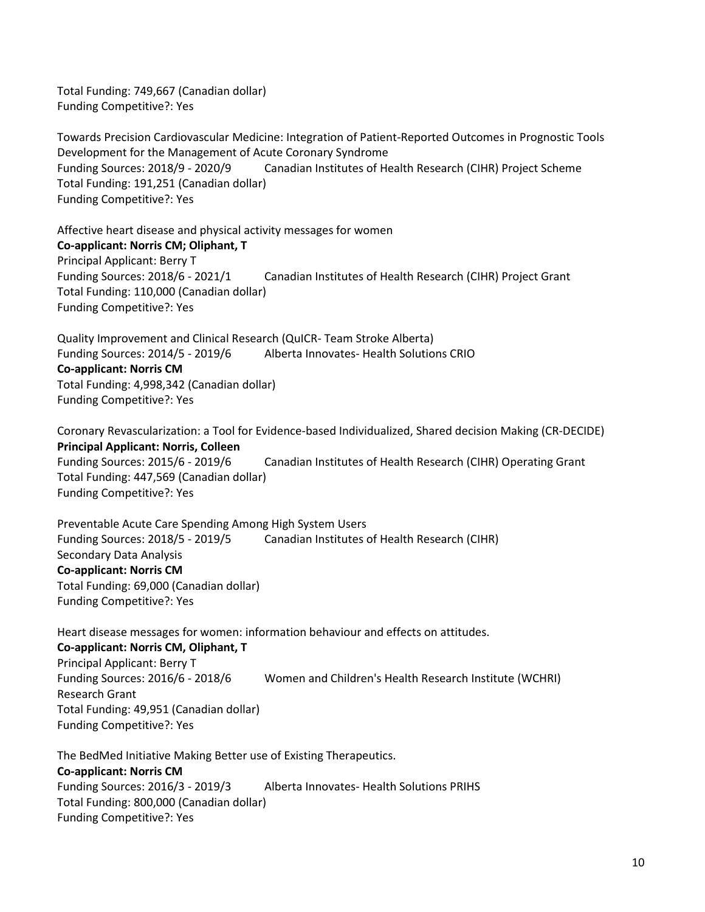Total Funding: 749,667 (Canadian dollar)
Funding Competitive?: Yes

Towards Precision Cardiovascular Medicine: Integration of Patient-Reported Outcomes in Prognostic Tools Development for the Management of Acute Coronary Syndrome
Funding Sources: 2018/9 - 2020/9 Canadian Institutes of Health Research (CIHR) Project Scheme
Total Funding: 191,251 (Canadian dollar)
Funding Competitive?: Yes

Affective heart disease and physical activity messages for women
**Co-applicant: Norris CM; Oliphant, T**
Principal Applicant: Berry T
Funding Sources: 2018/6 - 2021/1 Canadian Institutes of Health Research (CIHR) Project Grant
Total Funding: 110,000 (Canadian dollar)
Funding Competitive?: Yes

Quality Improvement and Clinical Research (QuICR- Team Stroke Alberta)
Funding Sources: 2014/5 - 2019/6 Alberta Innovates- Health Solutions CRIO
**Co-applicant: Norris CM**
Total Funding: 4,998,342 (Canadian dollar)
Funding Competitive?: Yes

Coronary Revascularization: a Tool for Evidence-based Individualized, Shared decision Making (CR-DECIDE)
**Principal Applicant: Norris, Colleen**
Funding Sources: 2015/6 - 2019/6 Canadian Institutes of Health Research (CIHR) Operating Grant
Total Funding: 447,569 (Canadian dollar)
Funding Competitive?: Yes

Preventable Acute Care Spending Among High System Users
Funding Sources: 2018/5 - 2019/5 Canadian Institutes of Health Research (CIHR) Secondary Data Analysis
**Co-applicant: Norris CM**
Total Funding: 69,000 (Canadian dollar)
Funding Competitive?: Yes

Heart disease messages for women: information behaviour and effects on attitudes.
**Co-applicant: Norris CM, Oliphant, T**
Principal Applicant: Berry T
Funding Sources: 2016/6 - 2018/6 Women and Children's Health Research Institute (WCHRI) Research Grant
Total Funding: 49,951 (Canadian dollar)
Funding Competitive?: Yes

The BedMed Initiative Making Better use of Existing Therapeutics.
**Co-applicant: Norris CM**
Funding Sources: 2016/3 - 2019/3 Alberta Innovates- Health Solutions PRIHS
Total Funding: 800,000 (Canadian dollar)
Funding Competitive?: Yes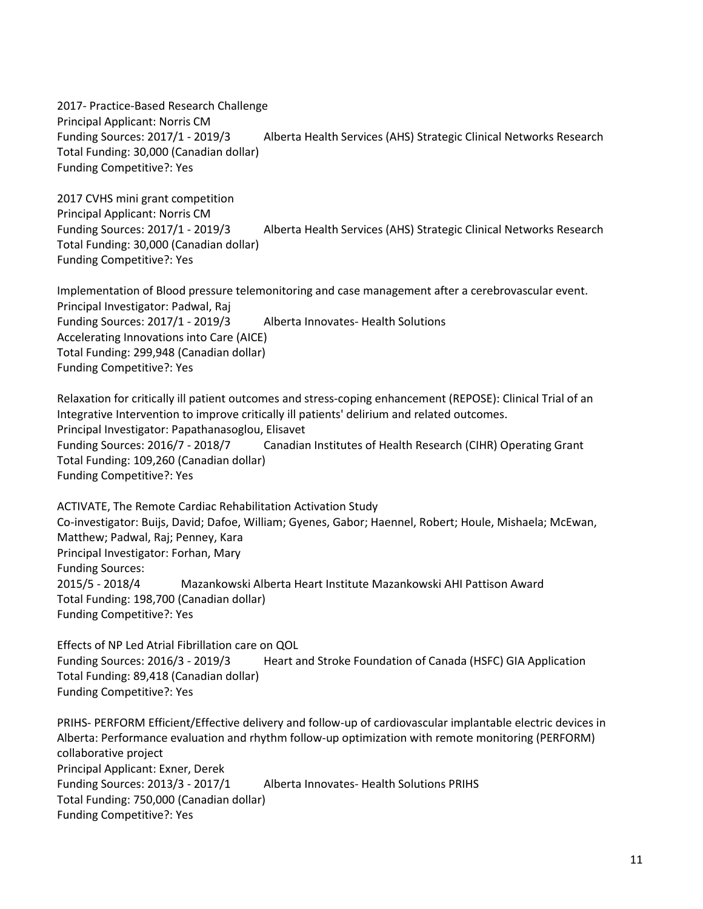2017- Practice-Based Research Challenge
Principal Applicant: Norris CM
Funding Sources: 2017/1 - 2019/3 Alberta Health Services (AHS) Strategic Clinical Networks Research
Total Funding: 30,000 (Canadian dollar)
Funding Competitive?: Yes

2017 CVHS mini grant competition
Principal Applicant: Norris CM
Funding Sources: 2017/1 - 2019/3 Alberta Health Services (AHS) Strategic Clinical Networks Research
Total Funding: 30,000 (Canadian dollar)
Funding Competitive?: Yes

Implementation of Blood pressure telemonitoring and case management after a cerebrovascular event.
Principal Investigator: Padwal, Raj
Funding Sources: 2017/1 - 2019/3 Alberta Innovates- Health Solutions
Accelerating Innovations into Care (AICE)
Total Funding: 299,948 (Canadian dollar)
Funding Competitive?: Yes

Relaxation for critically ill patient outcomes and stress-coping enhancement (REPOSE): Clinical Trial of an Integrative Intervention to improve critically ill patients' delirium and related outcomes.
Principal Investigator: Papathanasoglou, Elisavet
Funding Sources: 2016/7 - 2018/7 Canadian Institutes of Health Research (CIHR) Operating Grant
Total Funding: 109,260 (Canadian dollar)
Funding Competitive?: Yes

ACTIVATE, The Remote Cardiac Rehabilitation Activation Study
Co-investigator: Buijs, David; Dafoe, William; Gyenes, Gabor; Haennel, Robert; Houle, Mishaela; McEwan, Matthew; Padwal, Raj; Penney, Kara
Principal Investigator: Forhan, Mary
Funding Sources:
2015/5 - 2018/4 Mazankowski Alberta Heart Institute Mazankowski AHI Pattison Award
Total Funding: 198,700 (Canadian dollar)
Funding Competitive?: Yes

Effects of NP Led Atrial Fibrillation care on QOL
Funding Sources: 2016/3 - 2019/3 Heart and Stroke Foundation of Canada (HSFC) GIA Application
Total Funding: 89,418 (Canadian dollar)
Funding Competitive?: Yes

PRIHS- PERFORM Efficient/Effective delivery and follow-up of cardiovascular implantable electric devices in Alberta: Performance evaluation and rhythm follow-up optimization with remote monitoring (PERFORM) collaborative project
Principal Applicant: Exner, Derek
Funding Sources: 2013/3 - 2017/1 Alberta Innovates- Health Solutions PRIHS
Total Funding: 750,000 (Canadian dollar)
Funding Competitive?: Yes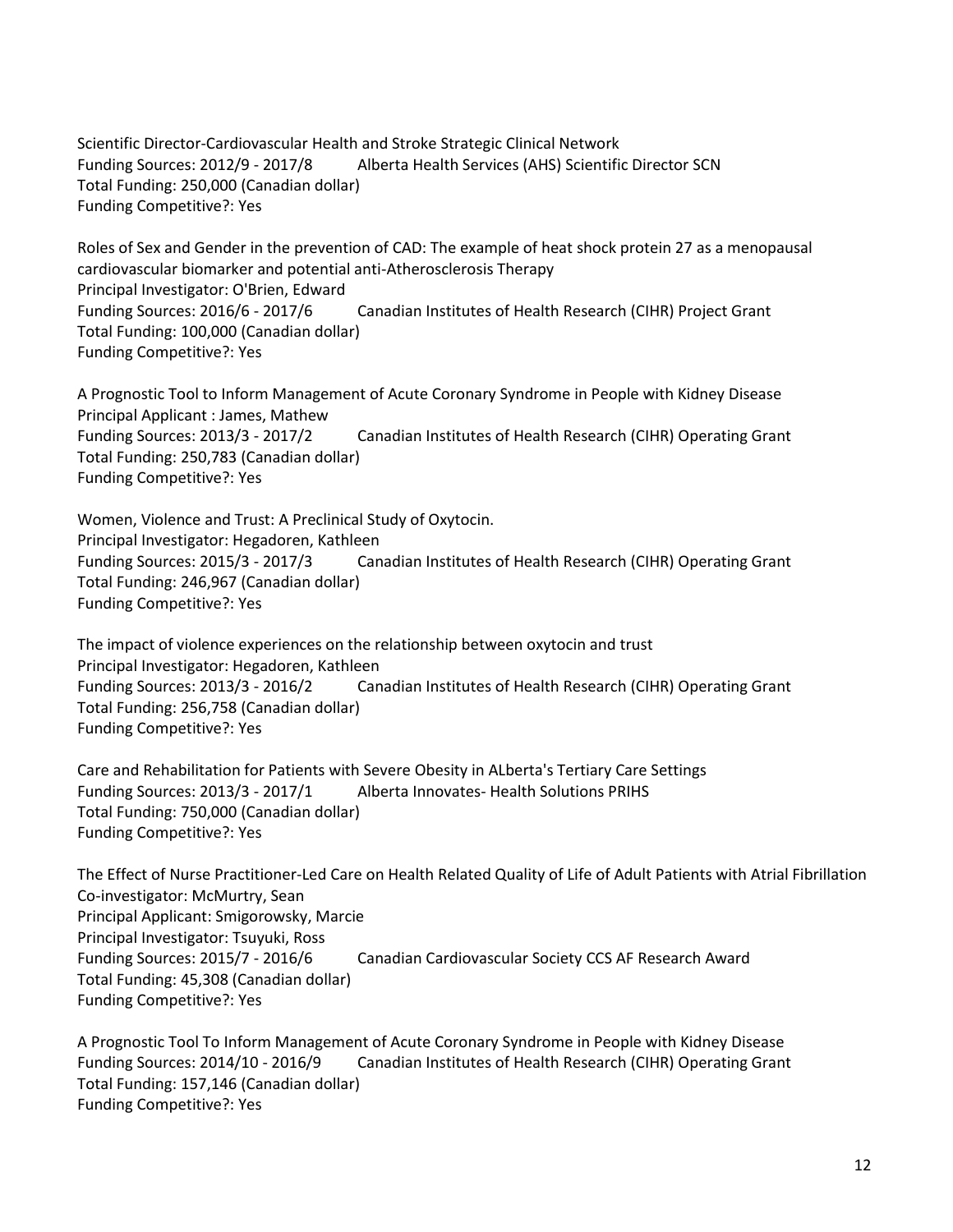Scientific Director-Cardiovascular Health and Stroke Strategic Clinical Network
Funding Sources: 2012/9 - 2017/8 Alberta Health Services (AHS) Scientific Director SCN
Total Funding: 250,000 (Canadian dollar)
Funding Competitive?: Yes

Roles of Sex and Gender in the prevention of CAD: The example of heat shock protein 27 as a menopausal cardiovascular biomarker and potential anti-Atherosclerosis Therapy
Principal Investigator: O'Brien, Edward
Funding Sources: 2016/6 - 2017/6 Canadian Institutes of Health Research (CIHR) Project Grant
Total Funding: 100,000 (Canadian dollar)
Funding Competitive?: Yes

A Prognostic Tool to Inform Management of Acute Coronary Syndrome in People with Kidney Disease
Principal Applicant : James, Mathew
Funding Sources: 2013/3 - 2017/2 Canadian Institutes of Health Research (CIHR) Operating Grant
Total Funding: 250,783 (Canadian dollar)
Funding Competitive?: Yes

Women, Violence and Trust: A Preclinical Study of Oxytocin.
Principal Investigator: Hegadoren, Kathleen
Funding Sources: 2015/3 - 2017/3 Canadian Institutes of Health Research (CIHR) Operating Grant
Total Funding: 246,967 (Canadian dollar)
Funding Competitive?: Yes

The impact of violence experiences on the relationship between oxytocin and trust
Principal Investigator: Hegadoren, Kathleen
Funding Sources: 2013/3 - 2016/2 Canadian Institutes of Health Research (CIHR) Operating Grant
Total Funding: 256,758 (Canadian dollar)
Funding Competitive?: Yes

Care and Rehabilitation for Patients with Severe Obesity in ALberta's Tertiary Care Settings
Funding Sources: 2013/3 - 2017/1 Alberta Innovates- Health Solutions PRIHS
Total Funding: 750,000 (Canadian dollar)
Funding Competitive?: Yes

The Effect of Nurse Practitioner-Led Care on Health Related Quality of Life of Adult Patients with Atrial Fibrillation
Co-investigator: McMurtry, Sean
Principal Applicant: Smigorowsky, Marcie
Principal Investigator: Tsuyuki, Ross
Funding Sources: 2015/7 - 2016/6 Canadian Cardiovascular Society CCS AF Research Award
Total Funding: 45,308 (Canadian dollar)
Funding Competitive?: Yes

A Prognostic Tool To Inform Management of Acute Coronary Syndrome in People with Kidney Disease
Funding Sources: 2014/10 - 2016/9 Canadian Institutes of Health Research (CIHR) Operating Grant
Total Funding: 157,146 (Canadian dollar)
Funding Competitive?: Yes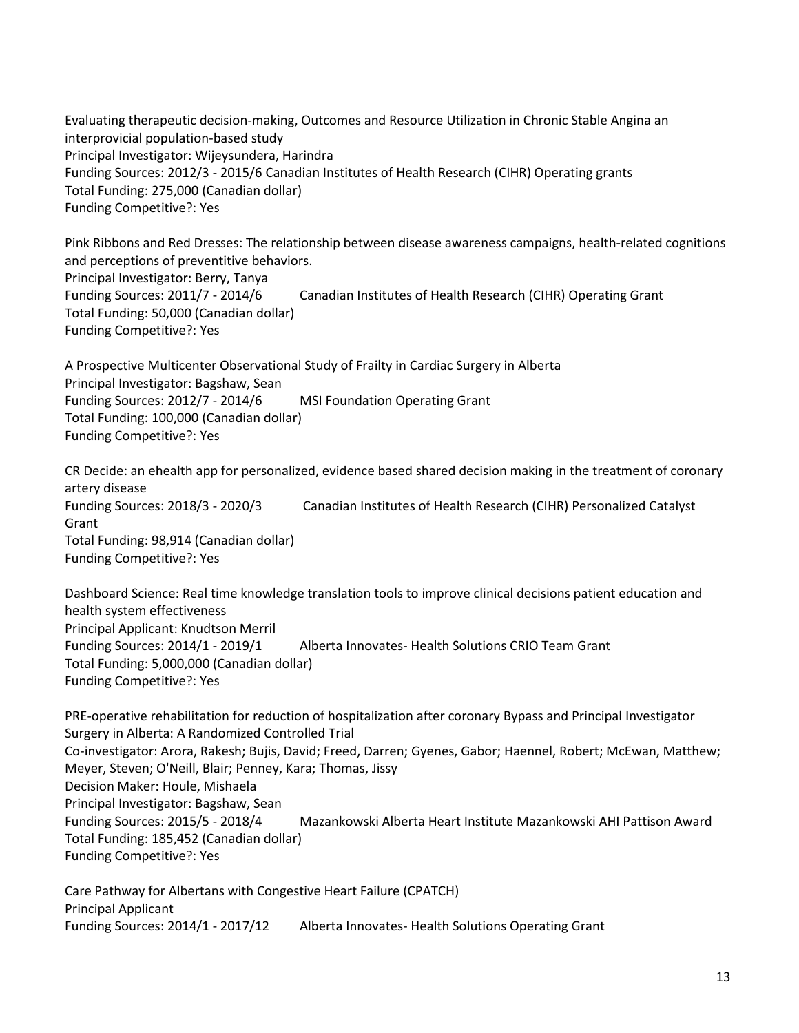Evaluating therapeutic decision-making, Outcomes and Resource Utilization in Chronic Stable Angina an interprovicial population-based study
Principal Investigator: Wijeysundera, Harindra
Funding Sources: 2012/3 - 2015/6 Canadian Institutes of Health Research (CIHR) Operating grants
Total Funding: 275,000 (Canadian dollar)
Funding Competitive?: Yes

Pink Ribbons and Red Dresses: The relationship between disease awareness campaigns, health-related cognitions and perceptions of preventitive behaviors.
Principal Investigator: Berry, Tanya
Funding Sources: 2011/7 - 2014/6 Canadian Institutes of Health Research (CIHR) Operating Grant
Total Funding: 50,000 (Canadian dollar)
Funding Competitive?: Yes

A Prospective Multicenter Observational Study of Frailty in Cardiac Surgery in Alberta
Principal Investigator: Bagshaw, Sean
Funding Sources: 2012/7 - 2014/6 MSI Foundation Operating Grant
Total Funding: 100,000 (Canadian dollar)
Funding Competitive?: Yes

CR Decide: an ehealth app for personalized, evidence based shared decision making in the treatment of coronary artery disease
Funding Sources: 2018/3 - 2020/3 Canadian Institutes of Health Research (CIHR) Personalized Catalyst Grant
Total Funding: 98,914 (Canadian dollar)
Funding Competitive?: Yes

Dashboard Science: Real time knowledge translation tools to improve clinical decisions patient education and health system effectiveness
Principal Applicant: Knudtson Merril
Funding Sources: 2014/1 - 2019/1 Alberta Innovates- Health Solutions CRIO Team Grant
Total Funding: 5,000,000 (Canadian dollar)
Funding Competitive?: Yes

PRE-operative rehabilitation for reduction of hospitalization after coronary Bypass and Principal Investigator Surgery in Alberta: A Randomized Controlled Trial
Co-investigator: Arora, Rakesh; Bujis, David; Freed, Darren; Gyenes, Gabor; Haennel, Robert; McEwan, Matthew; Meyer, Steven; O'Neill, Blair; Penney, Kara; Thomas, Jissy
Decision Maker: Houle, Mishaela
Principal Investigator: Bagshaw, Sean
Funding Sources: 2015/5 - 2018/4 Mazankowski Alberta Heart Institute Mazankowski AHI Pattison Award
Total Funding: 185,452 (Canadian dollar)
Funding Competitive?: Yes

Care Pathway for Albertans with Congestive Heart Failure (CPATCH)
Principal Applicant
Funding Sources: 2014/1 - 2017/12 Alberta Innovates- Health Solutions Operating Grant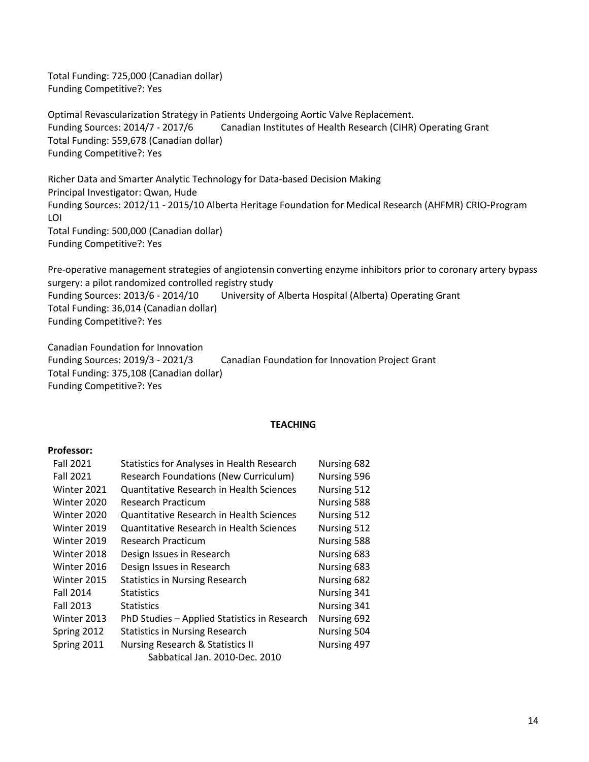Total Funding: 725,000 (Canadian dollar)
Funding Competitive?: Yes

Optimal Revascularization Strategy in Patients Undergoing Aortic Valve Replacement.
Funding Sources: 2014/7 - 2017/6 Canadian Institutes of Health Research (CIHR) Operating Grant
Total Funding: 559,678 (Canadian dollar)
Funding Competitive?: Yes

Richer Data and Smarter Analytic Technology for Data-based Decision Making
Principal Investigator: Qwan, Hude
Funding Sources: 2012/11 - 2015/10 Alberta Heritage Foundation for Medical Research (AHFMR) CRIO-Program LOI
Total Funding: 500,000 (Canadian dollar)
Funding Competitive?: Yes

Pre-operative management strategies of angiotensin converting enzyme inhibitors prior to coronary artery bypass surgery: a pilot randomized controlled registry study
Funding Sources: 2013/6 - 2014/10 University of Alberta Hospital (Alberta) Operating Grant
Total Funding: 36,014 (Canadian dollar)
Funding Competitive?: Yes

Canadian Foundation for Innovation
Funding Sources: 2019/3 - 2021/3 Canadian Foundation for Innovation Project Grant
Total Funding: 375,108 (Canadian dollar)
Funding Competitive?: Yes

## TEACHING

**Professor:**

| | | |
|---|---|---|
| Fall 2021 | Statistics for Analyses in Health Research | Nursing 682 |
| Fall 2021 | Research Foundations (New Curriculum) | Nursing 596 |
| Winter 2021 | Quantitative Research in Health Sciences | Nursing 512 |
| Winter 2020 | Research Practicum | Nursing 588 |
| Winter 2020 | Quantitative Research in Health Sciences | Nursing 512 |
| Winter 2019 | Quantitative Research in Health Sciences | Nursing 512 |
| Winter 2019 | Research Practicum | Nursing 588 |
| Winter 2018 | Design Issues in Research | Nursing 683 |
| Winter 2016 | Design Issues in Research | Nursing 683 |
| Winter 2015 | Statistics in Nursing Research | Nursing 682 |
| Fall 2014 | Statistics | Nursing 341 |
| Fall 2013 | Statistics | Nursing 341 |
| Winter 2013 | PhD Studies – Applied Statistics in Research | Nursing 692 |
| Spring 2012 | Statistics in Nursing Research | Nursing 504 |
| Spring 2011 | Nursing Research & Statistics II | Nursing 497 |
| | Sabbatical Jan. 2010-Dec. 2010 | |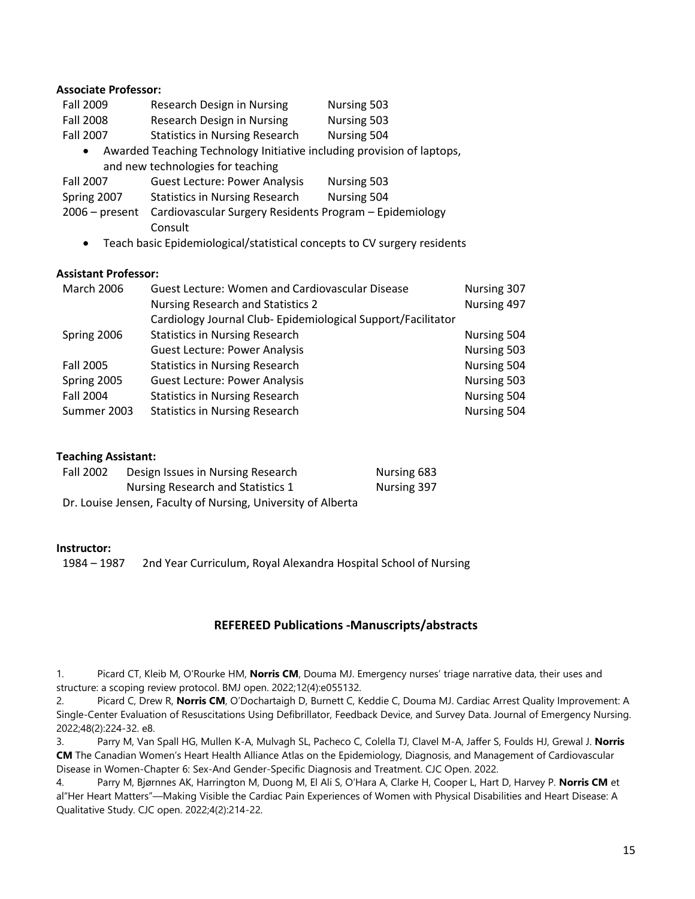**Associate Professor:**

| | | |
|---|---|---|
| Fall 2009 | Research Design in Nursing | Nursing 503 |
| Fall 2008 | Research Design in Nursing | Nursing 503 |
| Fall 2007 | Statistics in Nursing Research | Nursing 504 |

- Awarded Teaching Technology Initiative including provision of laptops, and new technologies for teaching

| | | |
|---|---|---|
| Fall 2007 | Guest Lecture: Power Analysis | Nursing 503 |
| Spring 2007 | Statistics in Nursing Research | Nursing 504 |
| 2006 – present | Cardiovascular Surgery Residents Program – Epidemiology Consult | |

- Teach basic Epidemiological/statistical concepts to CV surgery residents

**Assistant Professor:**

| | | |
|---|---|---|
| March 2006 | Guest Lecture: Women and Cardiovascular Disease | Nursing 307 |
| | Nursing Research and Statistics 2 | Nursing 497 |
| | Cardiology Journal Club- Epidemiological Support/Facilitator | |
| Spring 2006 | Statistics in Nursing Research | Nursing 504 |
| | Guest Lecture: Power Analysis | Nursing 503 |
| Fall 2005 | Statistics in Nursing Research | Nursing 504 |
| Spring 2005 | Guest Lecture: Power Analysis | Nursing 503 |
| Fall 2004 | Statistics in Nursing Research | Nursing 504 |
| Summer 2003 | Statistics in Nursing Research | Nursing 504 |

**Teaching Assistant:**

| | | |
|---|---|---|
| Fall 2002 | Design Issues in Nursing Research | Nursing 683 |
| | Nursing Research and Statistics 1 | Nursing 397 |

Dr. Louise Jensen, Faculty of Nursing, University of Alberta

**Instructor:**

1984 – 1987 2nd Year Curriculum, Royal Alexandra Hospital School of Nursing

## REFEREED Publications -Manuscripts/abstracts

1. Picard CT, Kleib M, O'Rourke HM, **Norris CM**, Douma MJ. Emergency nurses' triage narrative data, their uses and structure: a scoping review protocol. BMJ open. 2022;12(4):e055132.
2. Picard C, Drew R, **Norris CM**, O'Dochartaigh D, Burnett C, Keddie C, Douma MJ. Cardiac Arrest Quality Improvement: A Single-Center Evaluation of Resuscitations Using Defibrillator, Feedback Device, and Survey Data. Journal of Emergency Nursing. 2022;48(2):224-32. e8.
3. Parry M, Van Spall HG, Mullen K-A, Mulvagh SL, Pacheco C, Colella TJ, Clavel M-A, Jaffer S, Foulds HJ, Grewal J. **Norris CM** The Canadian Women's Heart Health Alliance Atlas on the Epidemiology, Diagnosis, and Management of Cardiovascular Disease in Women-Chapter 6: Sex-And Gender-Specific Diagnosis and Treatment. CJC Open. 2022.
4. Parry M, Bjørnnes AK, Harrington M, Duong M, El Ali S, O'Hara A, Clarke H, Cooper L, Hart D, Harvey P. **Norris CM** et al"Her Heart Matters"—Making Visible the Cardiac Pain Experiences of Women with Physical Disabilities and Heart Disease: A Qualitative Study. CJC open. 2022;4(2):214-22.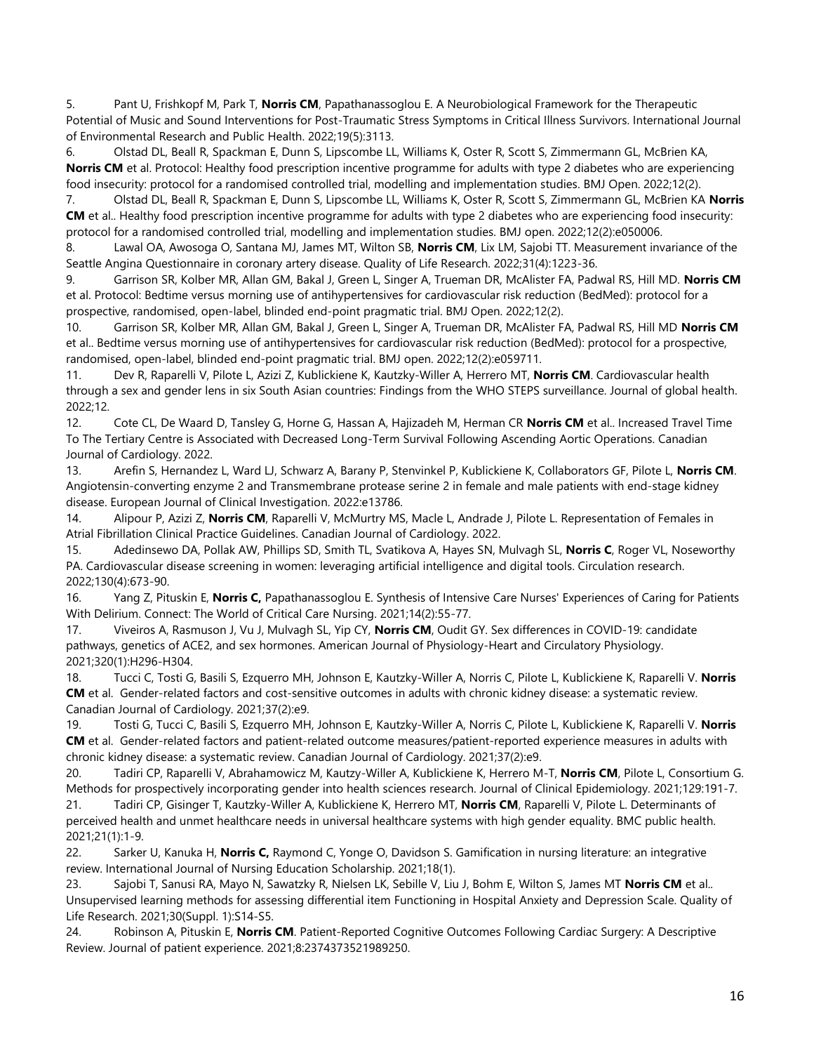5. Pant U, Frishkopf M, Park T, **Norris CM**, Papathanassoglou E. A Neurobiological Framework for the Therapeutic Potential of Music and Sound Interventions for Post-Traumatic Stress Symptoms in Critical Illness Survivors. International Journal of Environmental Research and Public Health. 2022;19(5):3113.

6. Olstad DL, Beall R, Spackman E, Dunn S, Lipscombe LL, Williams K, Oster R, Scott S, Zimmermann GL, McBrien KA, **Norris CM** et al. Protocol: Healthy food prescription incentive programme for adults with type 2 diabetes who are experiencing food insecurity: protocol for a randomised controlled trial, modelling and implementation studies. BMJ Open. 2022;12(2).

7. Olstad DL, Beall R, Spackman E, Dunn S, Lipscombe LL, Williams K, Oster R, Scott S, Zimmermann GL, McBrien KA **Norris CM** et al.. Healthy food prescription incentive programme for adults with type 2 diabetes who are experiencing food insecurity: protocol for a randomised controlled trial, modelling and implementation studies. BMJ open. 2022;12(2):e050006.

8. Lawal OA, Awosoga O, Santana MJ, James MT, Wilton SB, **Norris CM**, Lix LM, Sajobi TT. Measurement invariance of the Seattle Angina Questionnaire in coronary artery disease. Quality of Life Research. 2022;31(4):1223-36.

9. Garrison SR, Kolber MR, Allan GM, Bakal J, Green L, Singer A, Trueman DR, McAlister FA, Padwal RS, Hill MD. **Norris CM** et al. Protocol: Bedtime versus morning use of antihypertensives for cardiovascular risk reduction (BedMed): protocol for a prospective, randomised, open-label, blinded end-point pragmatic trial. BMJ Open. 2022;12(2).

10. Garrison SR, Kolber MR, Allan GM, Bakal J, Green L, Singer A, Trueman DR, McAlister FA, Padwal RS, Hill MD **Norris CM** et al.. Bedtime versus morning use of antihypertensives for cardiovascular risk reduction (BedMed): protocol for a prospective, randomised, open-label, blinded end-point pragmatic trial. BMJ open. 2022;12(2):e059711.

11. Dev R, Raparelli V, Pilote L, Azizi Z, Kublickiene K, Kautzky-Willer A, Herrero MT, **Norris CM**. Cardiovascular health through a sex and gender lens in six South Asian countries: Findings from the WHO STEPS surveillance. Journal of global health. 2022;12.

12. Cote CL, De Waard D, Tansley G, Horne G, Hassan A, Hajizadeh M, Herman CR **Norris CM** et al.. Increased Travel Time To The Tertiary Centre is Associated with Decreased Long-Term Survival Following Ascending Aortic Operations. Canadian Journal of Cardiology. 2022.

13. Arefin S, Hernandez L, Ward LJ, Schwarz A, Barany P, Stenvinkel P, Kublickiene K, Collaborators GF, Pilote L, **Norris CM**. Angiotensin-converting enzyme 2 and Transmembrane protease serine 2 in female and male patients with end-stage kidney disease. European Journal of Clinical Investigation. 2022:e13786.

14. Alipour P, Azizi Z, **Norris CM**, Raparelli V, McMurtry MS, Macle L, Andrade J, Pilote L. Representation of Females in Atrial Fibrillation Clinical Practice Guidelines. Canadian Journal of Cardiology. 2022.

15. Adedinsewo DA, Pollak AW, Phillips SD, Smith TL, Svatikova A, Hayes SN, Mulvagh SL, **Norris C**, Roger VL, Noseworthy PA. Cardiovascular disease screening in women: leveraging artificial intelligence and digital tools. Circulation research. 2022;130(4):673-90.

16. Yang Z, Pituskin E, **Norris C,** Papathanassoglou E. Synthesis of Intensive Care Nurses' Experiences of Caring for Patients With Delirium. Connect: The World of Critical Care Nursing. 2021;14(2):55-77.

17. Viveiros A, Rasmuson J, Vu J, Mulvagh SL, Yip CY, **Norris CM**, Oudit GY. Sex differences in COVID-19: candidate pathways, genetics of ACE2, and sex hormones. American Journal of Physiology-Heart and Circulatory Physiology. 2021;320(1):H296-H304.

18. Tucci C, Tosti G, Basili S, Ezquerro MH, Johnson E, Kautzky-Willer A, Norris C, Pilote L, Kublickiene K, Raparelli V. **Norris CM** et al. Gender-related factors and cost-sensitive outcomes in adults with chronic kidney disease: a systematic review. Canadian Journal of Cardiology. 2021;37(2):e9.

19. Tosti G, Tucci C, Basili S, Ezquerro MH, Johnson E, Kautzky-Willer A, Norris C, Pilote L, Kublickiene K, Raparelli V. **Norris CM** et al. Gender-related factors and patient-related outcome measures/patient-reported experience measures in adults with chronic kidney disease: a systematic review. Canadian Journal of Cardiology. 2021;37(2):e9.

20. Tadiri CP, Raparelli V, Abrahamowicz M, Kautzy-Willer A, Kublickiene K, Herrero M-T, **Norris CM**, Pilote L, Consortium G. Methods for prospectively incorporating gender into health sciences research. Journal of Clinical Epidemiology. 2021;129:191-7.

21. Tadiri CP, Gisinger T, Kautzky-Willer A, Kublickiene K, Herrero MT, **Norris CM**, Raparelli V, Pilote L. Determinants of perceived health and unmet healthcare needs in universal healthcare systems with high gender equality. BMC public health. 2021;21(1):1-9.

22. Sarker U, Kanuka H, **Norris C,** Raymond C, Yonge O, Davidson S. Gamification in nursing literature: an integrative review. International Journal of Nursing Education Scholarship. 2021;18(1).

23. Sajobi T, Sanusi RA, Mayo N, Sawatzky R, Nielsen LK, Sebille V, Liu J, Bohm E, Wilton S, James MT **Norris CM** et al.. Unsupervised learning methods for assessing differential item Functioning in Hospital Anxiety and Depression Scale. Quality of Life Research. 2021;30(Suppl. 1):S14-S5.

24. Robinson A, Pituskin E, **Norris CM**. Patient-Reported Cognitive Outcomes Following Cardiac Surgery: A Descriptive Review. Journal of patient experience. 2021;8:2374373521989250.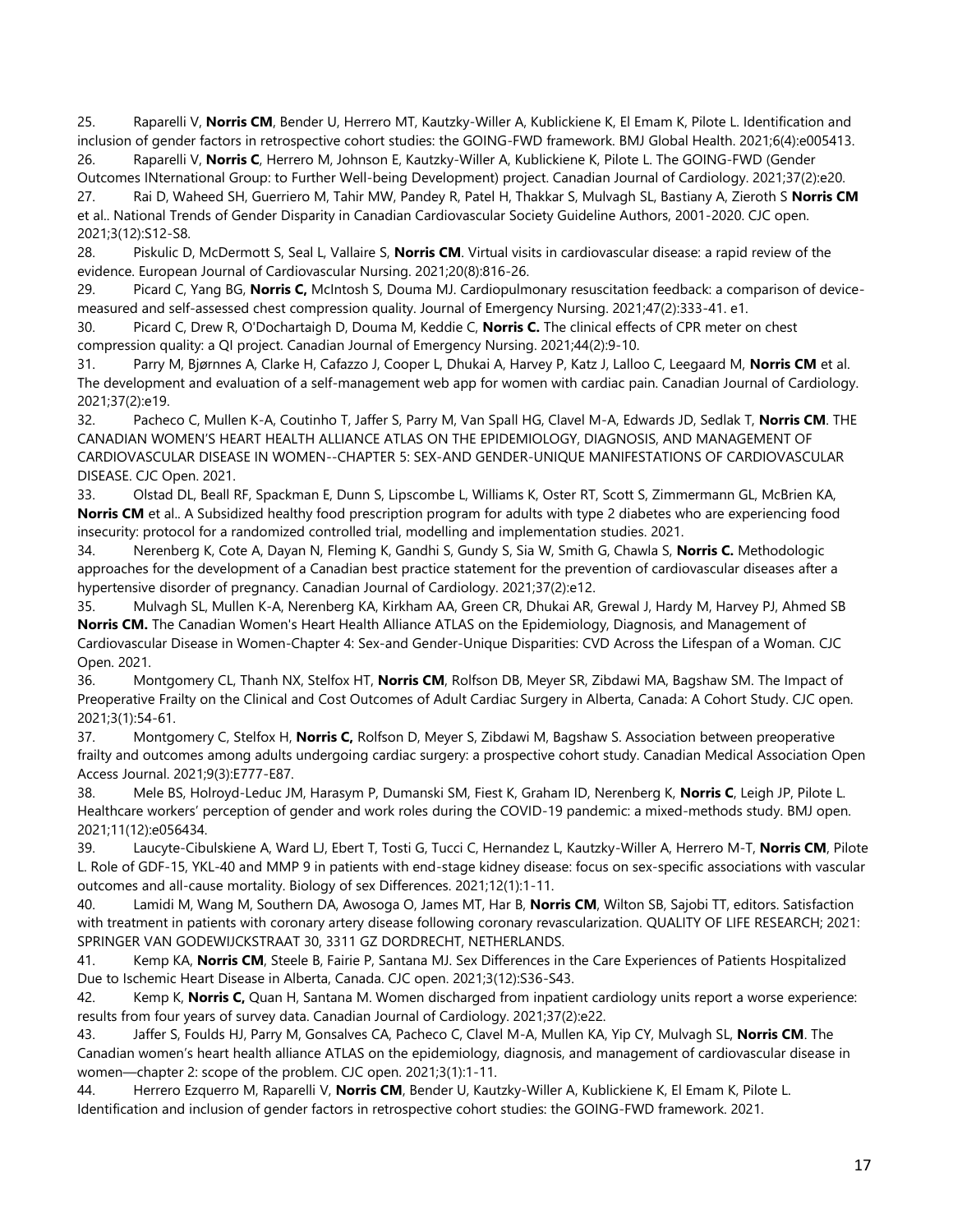25. Raparelli V, **Norris CM**, Bender U, Herrero MT, Kautzky-Willer A, Kublickiene K, El Emam K, Pilote L. Identification and inclusion of gender factors in retrospective cohort studies: the GOING-FWD framework. BMJ Global Health. 2021;6(4):e005413.
26. Raparelli V, **Norris C**, Herrero M, Johnson E, Kautzky-Willer A, Kublickiene K, Pilote L. The GOING-FWD (Gender Outcomes INternational Group: to Further Well-being Development) project. Canadian Journal of Cardiology. 2021;37(2):e20.
27. Rai D, Waheed SH, Guerriero M, Tahir MW, Pandey R, Patel H, Thakkar S, Mulvagh SL, Bastiany A, Zieroth S **Norris CM** et al.. National Trends of Gender Disparity in Canadian Cardiovascular Society Guideline Authors, 2001-2020. CJC open. 2021;3(12):S12-S8.
28. Piskulic D, McDermott S, Seal L, Vallaire S, **Norris CM**. Virtual visits in cardiovascular disease: a rapid review of the evidence. European Journal of Cardiovascular Nursing. 2021;20(8):816-26.
29. Picard C, Yang BG, **Norris C,** McIntosh S, Douma MJ. Cardiopulmonary resuscitation feedback: a comparison of device-measured and self-assessed chest compression quality. Journal of Emergency Nursing. 2021;47(2):333-41. e1.
30. Picard C, Drew R, O'Dochartaigh D, Douma M, Keddie C, **Norris C.** The clinical effects of CPR meter on chest compression quality: a QI project. Canadian Journal of Emergency Nursing. 2021;44(2):9-10.
31. Parry M, Bjørnnes A, Clarke H, Cafazzo J, Cooper L, Dhukai A, Harvey P, Katz J, Lalloo C, Leegaard M, **Norris CM** et al. The development and evaluation of a self-management web app for women with cardiac pain. Canadian Journal of Cardiology. 2021;37(2):e19.
32. Pacheco C, Mullen K-A, Coutinho T, Jaffer S, Parry M, Van Spall HG, Clavel M-A, Edwards JD, Sedlak T, **Norris CM**. THE CANADIAN WOMEN'S HEART HEALTH ALLIANCE ATLAS ON THE EPIDEMIOLOGY, DIAGNOSIS, AND MANAGEMENT OF CARDIOVASCULAR DISEASE IN WOMEN--CHAPTER 5: SEX-AND GENDER-UNIQUE MANIFESTATIONS OF CARDIOVASCULAR DISEASE. CJC Open. 2021.
33. Olstad DL, Beall RF, Spackman E, Dunn S, Lipscombe L, Williams K, Oster RT, Scott S, Zimmermann GL, McBrien KA, **Norris CM** et al.. A Subsidized healthy food prescription program for adults with type 2 diabetes who are experiencing food insecurity: protocol for a randomized controlled trial, modelling and implementation studies. 2021.
34. Nerenberg K, Cote A, Dayan N, Fleming K, Gandhi S, Gundy S, Sia W, Smith G, Chawla S, **Norris C.** Methodologic approaches for the development of a Canadian best practice statement for the prevention of cardiovascular diseases after a hypertensive disorder of pregnancy. Canadian Journal of Cardiology. 2021;37(2):e12.
35. Mulvagh SL, Mullen K-A, Nerenberg KA, Kirkham AA, Green CR, Dhukai AR, Grewal J, Hardy M, Harvey PJ, Ahmed SB **Norris CM.** The Canadian Women's Heart Health Alliance ATLAS on the Epidemiology, Diagnosis, and Management of Cardiovascular Disease in Women-Chapter 4: Sex-and Gender-Unique Disparities: CVD Across the Lifespan of a Woman. CJC Open. 2021.
36. Montgomery CL, Thanh NX, Stelfox HT, **Norris CM**, Rolfson DB, Meyer SR, Zibdawi MA, Bagshaw SM. The Impact of Preoperative Frailty on the Clinical and Cost Outcomes of Adult Cardiac Surgery in Alberta, Canada: A Cohort Study. CJC open. 2021;3(1):54-61.
37. Montgomery C, Stelfox H, **Norris C,** Rolfson D, Meyer S, Zibdawi M, Bagshaw S. Association between preoperative frailty and outcomes among adults undergoing cardiac surgery: a prospective cohort study. Canadian Medical Association Open Access Journal. 2021;9(3):E777-E87.
38. Mele BS, Holroyd-Leduc JM, Harasym P, Dumanski SM, Fiest K, Graham ID, Nerenberg K, **Norris C**, Leigh JP, Pilote L. Healthcare workers' perception of gender and work roles during the COVID-19 pandemic: a mixed-methods study. BMJ open. 2021;11(12):e056434.
39. Laucyte-Cibulskiene A, Ward LJ, Ebert T, Tosti G, Tucci C, Hernandez L, Kautzky-Willer A, Herrero M-T, **Norris CM**, Pilote L. Role of GDF-15, YKL-40 and MMP 9 in patients with end-stage kidney disease: focus on sex-specific associations with vascular outcomes and all-cause mortality. Biology of sex Differences. 2021;12(1):1-11.
40. Lamidi M, Wang M, Southern DA, Awosoga O, James MT, Har B, **Norris CM**, Wilton SB, Sajobi TT, editors. Satisfaction with treatment in patients with coronary artery disease following coronary revascularization. QUALITY OF LIFE RESEARCH; 2021: SPRINGER VAN GODEWIJCKSTRAAT 30, 3311 GZ DORDRECHT, NETHERLANDS.
41. Kemp KA, **Norris CM**, Steele B, Fairie P, Santana MJ. Sex Differences in the Care Experiences of Patients Hospitalized Due to Ischemic Heart Disease in Alberta, Canada. CJC open. 2021;3(12):S36-S43.
42. Kemp K, **Norris C,** Quan H, Santana M. Women discharged from inpatient cardiology units report a worse experience: results from four years of survey data. Canadian Journal of Cardiology. 2021;37(2):e22.
43. Jaffer S, Foulds HJ, Parry M, Gonsalves CA, Pacheco C, Clavel M-A, Mullen KA, Yip CY, Mulvagh SL, **Norris CM**. The Canadian women's heart health alliance ATLAS on the epidemiology, diagnosis, and management of cardiovascular disease in women—chapter 2: scope of the problem. CJC open. 2021;3(1):1-11.
44. Herrero Ezquerro M, Raparelli V, **Norris CM**, Bender U, Kautzky-Willer A, Kublickiene K, El Emam K, Pilote L. Identification and inclusion of gender factors in retrospective cohort studies: the GOING-FWD framework. 2021.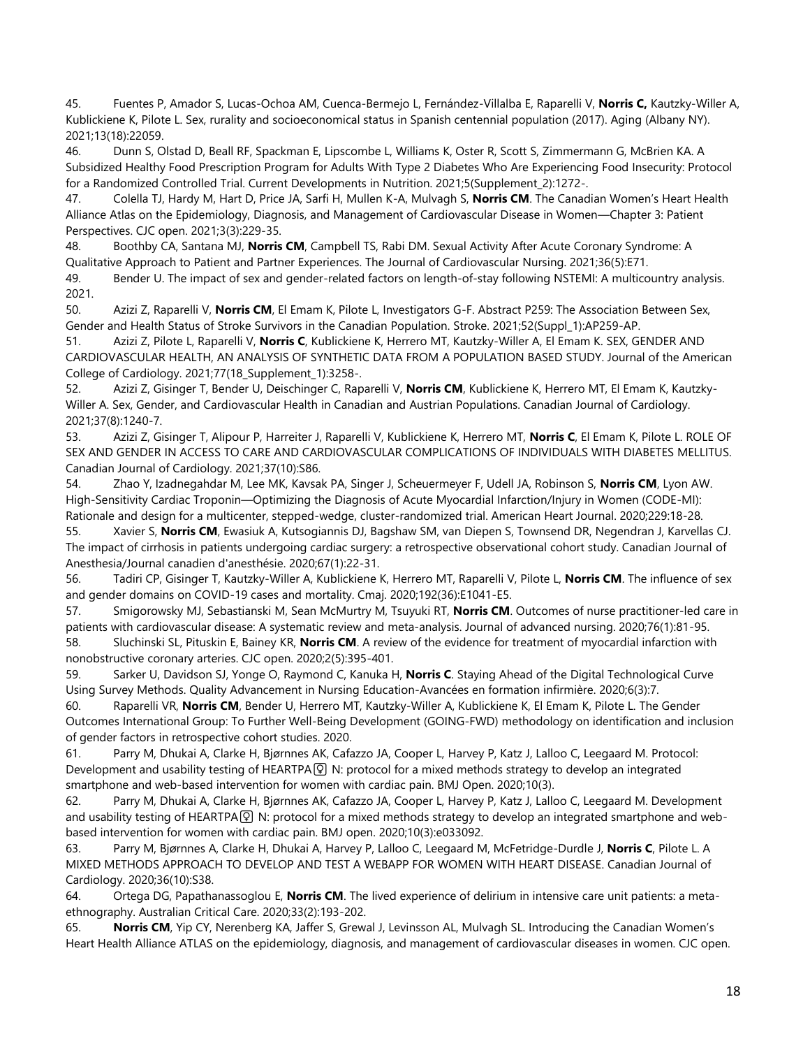45. Fuentes P, Amador S, Lucas-Ochoa AM, Cuenca-Bermejo L, Fernández-Villalba E, Raparelli V, **Norris C,** Kautzky-Willer A, Kublickiene K, Pilote L. Sex, rurality and socioeconomical status in Spanish centennial population (2017). Aging (Albany NY). 2021;13(18):22059.

46. Dunn S, Olstad D, Beall RF, Spackman E, Lipscombe L, Williams K, Oster R, Scott S, Zimmermann G, McBrien KA. A Subsidized Healthy Food Prescription Program for Adults With Type 2 Diabetes Who Are Experiencing Food Insecurity: Protocol for a Randomized Controlled Trial. Current Developments in Nutrition. 2021;5(Supplement_2):1272-.

47. Colella TJ, Hardy M, Hart D, Price JA, Sarfi H, Mullen K-A, Mulvagh S, **Norris CM**. The Canadian Women's Heart Health Alliance Atlas on the Epidemiology, Diagnosis, and Management of Cardiovascular Disease in Women—Chapter 3: Patient Perspectives. CJC open. 2021;3(3):229-35.

48. Boothby CA, Santana MJ, **Norris CM**, Campbell TS, Rabi DM. Sexual Activity After Acute Coronary Syndrome: A Qualitative Approach to Patient and Partner Experiences. The Journal of Cardiovascular Nursing. 2021;36(5):E71.

49. Bender U. The impact of sex and gender-related factors on length-of-stay following NSTEMI: A multicountry analysis. 2021.

50. Azizi Z, Raparelli V, **Norris CM**, El Emam K, Pilote L, Investigators G-F. Abstract P259: The Association Between Sex, Gender and Health Status of Stroke Survivors in the Canadian Population. Stroke. 2021;52(Suppl_1):AP259-AP.

51. Azizi Z, Pilote L, Raparelli V, **Norris C**, Kublickiene K, Herrero MT, Kautzky-Willer A, El Emam K. SEX, GENDER AND CARDIOVASCULAR HEALTH, AN ANALYSIS OF SYNTHETIC DATA FROM A POPULATION BASED STUDY. Journal of the American College of Cardiology. 2021;77(18_Supplement_1):3258-.

52. Azizi Z, Gisinger T, Bender U, Deischinger C, Raparelli V, **Norris CM**, Kublickiene K, Herrero MT, El Emam K, Kautzky-Willer A. Sex, Gender, and Cardiovascular Health in Canadian and Austrian Populations. Canadian Journal of Cardiology. 2021;37(8):1240-7.

53. Azizi Z, Gisinger T, Alipour P, Harreiter J, Raparelli V, Kublickiene K, Herrero MT, **Norris C**, El Emam K, Pilote L. ROLE OF SEX AND GENDER IN ACCESS TO CARE AND CARDIOVASCULAR COMPLICATIONS OF INDIVIDUALS WITH DIABETES MELLITUS. Canadian Journal of Cardiology. 2021;37(10):S86.

54. Zhao Y, Izadnegahdar M, Lee MK, Kavsak PA, Singer J, Scheuermeyer F, Udell JA, Robinson S, **Norris CM**, Lyon AW. High-Sensitivity Cardiac Troponin—Optimizing the Diagnosis of Acute Myocardial Infarction/Injury in Women (CODE-MI): Rationale and design for a multicenter, stepped-wedge, cluster-randomized trial. American Heart Journal. 2020;229:18-28.

55. Xavier S, **Norris CM**, Ewasiuk A, Kutsogiannis DJ, Bagshaw SM, van Diepen S, Townsend DR, Negendran J, Karvellas CJ. The impact of cirrhosis in patients undergoing cardiac surgery: a retrospective observational cohort study. Canadian Journal of Anesthesia/Journal canadien d'anesthésie. 2020;67(1):22-31.

56. Tadiri CP, Gisinger T, Kautzky-Willer A, Kublickiene K, Herrero MT, Raparelli V, Pilote L, **Norris CM**. The influence of sex and gender domains on COVID-19 cases and mortality. Cmaj. 2020;192(36):E1041-E5.

57. Smigorowsky MJ, Sebastianski M, Sean McMurtry M, Tsuyuki RT, **Norris CM**. Outcomes of nurse practitioner-led care in patients with cardiovascular disease: A systematic review and meta-analysis. Journal of advanced nursing. 2020;76(1):81-95.

58. Sluchinski SL, Pituskin E, Bainey KR, **Norris CM**. A review of the evidence for treatment of myocardial infarction with nonobstructive coronary arteries. CJC open. 2020;2(5):395-401.

59. Sarker U, Davidson SJ, Yonge O, Raymond C, Kanuka H, **Norris C**. Staying Ahead of the Digital Technological Curve Using Survey Methods. Quality Advancement in Nursing Education-Avancées en formation infirmière. 2020;6(3):7.

60. Raparelli VR, **Norris CM**, Bender U, Herrero MT, Kautzky-Willer A, Kublickiene K, El Emam K, Pilote L. The Gender Outcomes International Group: To Further Well-Being Development (GOING-FWD) methodology on identification and inclusion of gender factors in retrospective cohort studies. 2020.

61. Parry M, Dhukai A, Clarke H, Bjørnnes AK, Cafazzo JA, Cooper L, Harvey P, Katz J, Lalloo C, Leegaard M. Protocol: Development and usability testing of HEARTPA♀N: protocol for a mixed methods strategy to develop an integrated smartphone and web-based intervention for women with cardiac pain. BMJ Open. 2020;10(3).

62. Parry M, Dhukai A, Clarke H, Bjørnnes AK, Cafazzo JA, Cooper L, Harvey P, Katz J, Lalloo C, Leegaard M. Development and usability testing of HEARTPA♀N: protocol for a mixed methods strategy to develop an integrated smartphone and web-based intervention for women with cardiac pain. BMJ open. 2020;10(3):e033092.

63. Parry M, Bjørnnes A, Clarke H, Dhukai A, Harvey P, Lalloo C, Leegaard M, McFetridge-Durdle J, **Norris C**, Pilote L. A MIXED METHODS APPROACH TO DEVELOP AND TEST A WEBAPP FOR WOMEN WITH HEART DISEASE. Canadian Journal of Cardiology. 2020;36(10):S38.

64. Ortega DG, Papathanassoglou E, **Norris CM**. The lived experience of delirium in intensive care unit patients: a meta-ethnography. Australian Critical Care. 2020;33(2):193-202.

65. **Norris CM**, Yip CY, Nerenberg KA, Jaffer S, Grewal J, Levinsson AL, Mulvagh SL. Introducing the Canadian Women's Heart Health Alliance ATLAS on the epidemiology, diagnosis, and management of cardiovascular diseases in women. CJC open.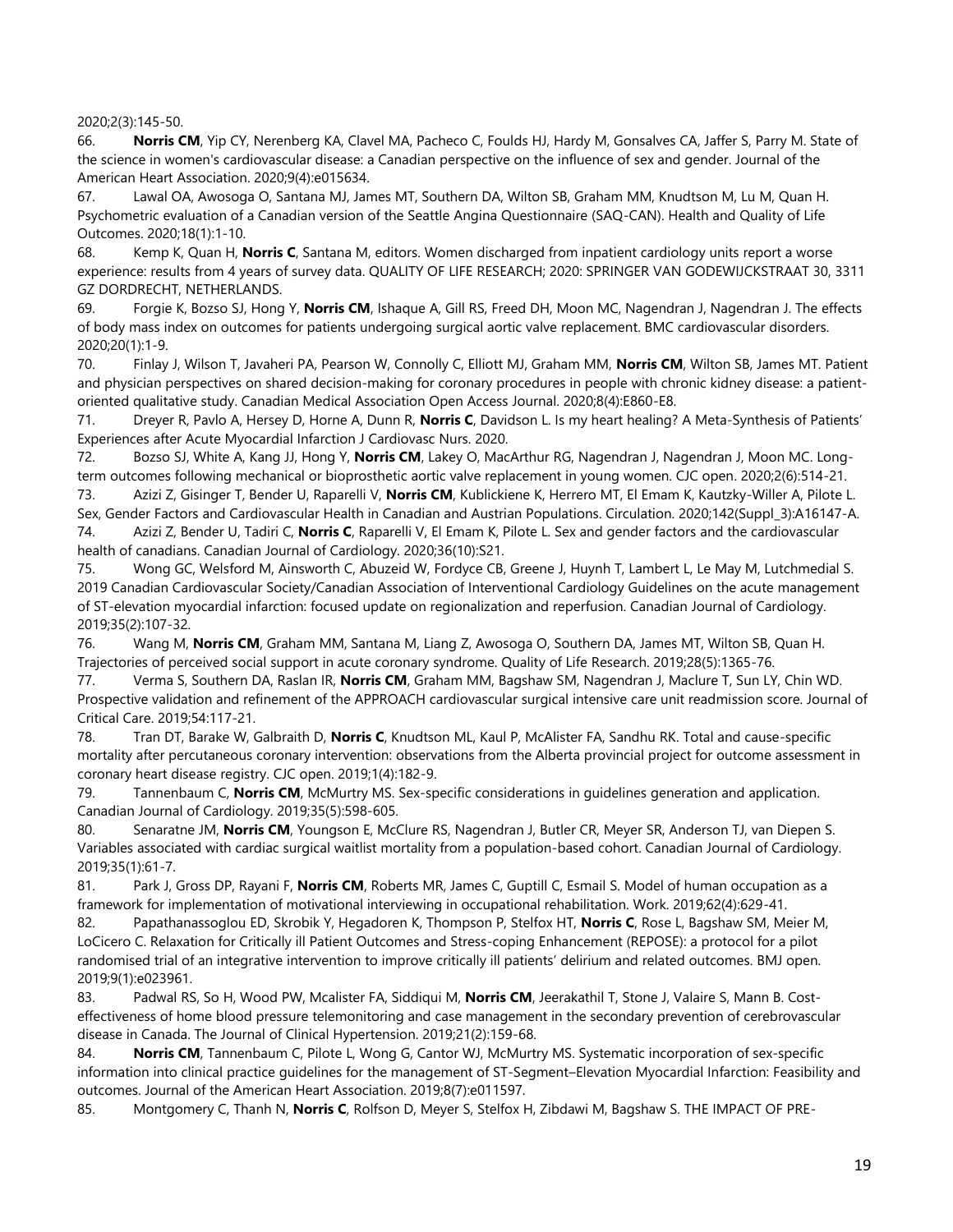2020;2(3):145-50.

66. **Norris CM**, Yip CY, Nerenberg KA, Clavel MA, Pacheco C, Foulds HJ, Hardy M, Gonsalves CA, Jaffer S, Parry M. State of the science in women's cardiovascular disease: a Canadian perspective on the influence of sex and gender. Journal of the American Heart Association. 2020;9(4):e015634.

67. Lawal OA, Awosoga O, Santana MJ, James MT, Southern DA, Wilton SB, Graham MM, Knudtson M, Lu M, Quan H. Psychometric evaluation of a Canadian version of the Seattle Angina Questionnaire (SAQ-CAN). Health and Quality of Life Outcomes. 2020;18(1):1-10.

68. Kemp K, Quan H, **Norris C**, Santana M, editors. Women discharged from inpatient cardiology units report a worse experience: results from 4 years of survey data. QUALITY OF LIFE RESEARCH; 2020: SPRINGER VAN GODEWIJCKSTRAAT 30, 3311 GZ DORDRECHT, NETHERLANDS.

69. Forgie K, Bozso SJ, Hong Y, **Norris CM**, Ishaque A, Gill RS, Freed DH, Moon MC, Nagendran J, Nagendran J. The effects of body mass index on outcomes for patients undergoing surgical aortic valve replacement. BMC cardiovascular disorders. 2020;20(1):1-9.

70. Finlay J, Wilson T, Javaheri PA, Pearson W, Connolly C, Elliott MJ, Graham MM, **Norris CM**, Wilton SB, James MT. Patient and physician perspectives on shared decision-making for coronary procedures in people with chronic kidney disease: a patient-oriented qualitative study. Canadian Medical Association Open Access Journal. 2020;8(4):E860-E8.

71. Dreyer R, Pavlo A, Hersey D, Horne A, Dunn R, **Norris C**, Davidson L. Is my heart healing? A Meta-Synthesis of Patients' Experiences after Acute Myocardial Infarction J Cardiovasc Nurs. 2020.

72. Bozso SJ, White A, Kang JJ, Hong Y, **Norris CM**, Lakey O, MacArthur RG, Nagendran J, Nagendran J, Moon MC. Long-term outcomes following mechanical or bioprosthetic aortic valve replacement in young women. CJC open. 2020;2(6):514-21.

73. Azizi Z, Gisinger T, Bender U, Raparelli V, **Norris CM**, Kublickiene K, Herrero MT, El Emam K, Kautzky-Willer A, Pilote L. Sex, Gender Factors and Cardiovascular Health in Canadian and Austrian Populations. Circulation. 2020;142(Suppl_3):A16147-A.

74. Azizi Z, Bender U, Tadiri C, **Norris C**, Raparelli V, El Emam K, Pilote L. Sex and gender factors and the cardiovascular health of canadians. Canadian Journal of Cardiology. 2020;36(10):S21.

75. Wong GC, Welsford M, Ainsworth C, Abuzeid W, Fordyce CB, Greene J, Huynh T, Lambert L, Le May M, Lutchmedial S. 2019 Canadian Cardiovascular Society/Canadian Association of Interventional Cardiology Guidelines on the acute management of ST-elevation myocardial infarction: focused update on regionalization and reperfusion. Canadian Journal of Cardiology. 2019;35(2):107-32.

76. Wang M, **Norris CM**, Graham MM, Santana M, Liang Z, Awosoga O, Southern DA, James MT, Wilton SB, Quan H. Trajectories of perceived social support in acute coronary syndrome. Quality of Life Research. 2019;28(5):1365-76.

77. Verma S, Southern DA, Raslan IR, **Norris CM**, Graham MM, Bagshaw SM, Nagendran J, Maclure T, Sun LY, Chin WD. Prospective validation and refinement of the APPROACH cardiovascular surgical intensive care unit readmission score. Journal of Critical Care. 2019;54:117-21.

78. Tran DT, Barake W, Galbraith D, **Norris C**, Knudtson ML, Kaul P, McAlister FA, Sandhu RK. Total and cause-specific mortality after percutaneous coronary intervention: observations from the Alberta provincial project for outcome assessment in coronary heart disease registry. CJC open. 2019;1(4):182-9.

79. Tannenbaum C, **Norris CM**, McMurtry MS. Sex-specific considerations in guidelines generation and application. Canadian Journal of Cardiology. 2019;35(5):598-605.

80. Senaratne JM, **Norris CM**, Youngson E, McClure RS, Nagendran J, Butler CR, Meyer SR, Anderson TJ, van Diepen S. Variables associated with cardiac surgical waitlist mortality from a population-based cohort. Canadian Journal of Cardiology. 2019;35(1):61-7.

81. Park J, Gross DP, Rayani F, **Norris CM**, Roberts MR, James C, Guptill C, Esmail S. Model of human occupation as a framework for implementation of motivational interviewing in occupational rehabilitation. Work. 2019;62(4):629-41.

82. Papathanassoglou ED, Skrobik Y, Hegadoren K, Thompson P, Stelfox HT, **Norris C**, Rose L, Bagshaw SM, Meier M, LoCicero C. Relaxation for Critically ill Patient Outcomes and Stress-coping Enhancement (REPOSE): a protocol for a pilot randomised trial of an integrative intervention to improve critically ill patients' delirium and related outcomes. BMJ open. 2019;9(1):e023961.

83. Padwal RS, So H, Wood PW, Mcalister FA, Siddiqui M, **Norris CM**, Jeerakathil T, Stone J, Valaire S, Mann B. Cost-effectiveness of home blood pressure telemonitoring and case management in the secondary prevention of cerebrovascular disease in Canada. The Journal of Clinical Hypertension. 2019;21(2):159-68.

84. **Norris CM**, Tannenbaum C, Pilote L, Wong G, Cantor WJ, McMurtry MS. Systematic incorporation of sex-specific information into clinical practice guidelines for the management of ST-Segment–Elevation Myocardial Infarction: Feasibility and outcomes. Journal of the American Heart Association. 2019;8(7):e011597.

85. Montgomery C, Thanh N, **Norris C**, Rolfson D, Meyer S, Stelfox H, Zibdawi M, Bagshaw S. THE IMPACT OF PRE-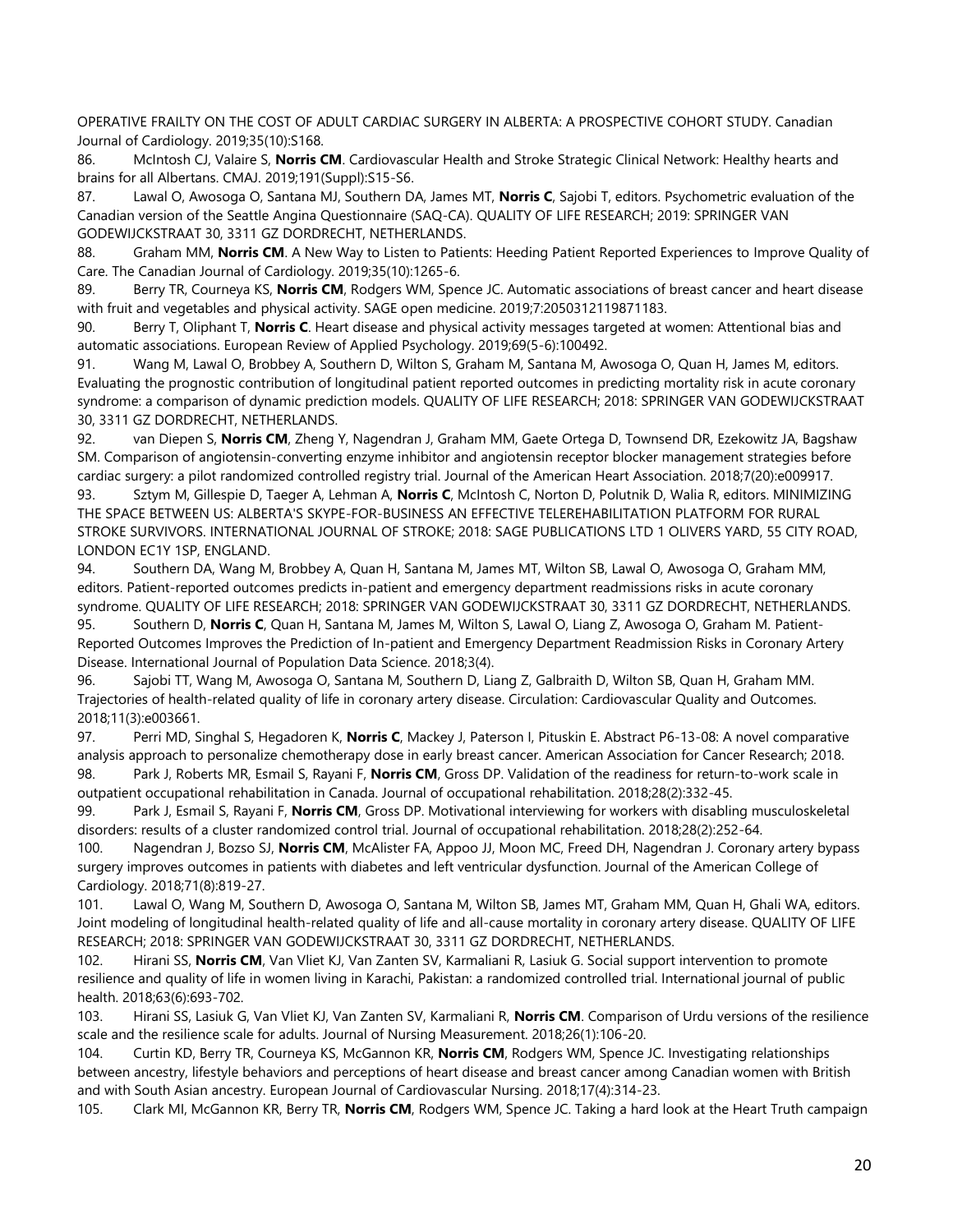OPERATIVE FRAILTY ON THE COST OF ADULT CARDIAC SURGERY IN ALBERTA: A PROSPECTIVE COHORT STUDY. Canadian Journal of Cardiology. 2019;35(10):S168.

86. McIntosh CJ, Valaire S, **Norris CM**. Cardiovascular Health and Stroke Strategic Clinical Network: Healthy hearts and brains for all Albertans. CMAJ. 2019;191(Suppl):S15-S6.

87. Lawal O, Awosoga O, Santana MJ, Southern DA, James MT, **Norris C**, Sajobi T, editors. Psychometric evaluation of the Canadian version of the Seattle Angina Questionnaire (SAQ-CA). QUALITY OF LIFE RESEARCH; 2019: SPRINGER VAN GODEWIJCKSTRAAT 30, 3311 GZ DORDRECHT, NETHERLANDS.

88. Graham MM, **Norris CM**. A New Way to Listen to Patients: Heeding Patient Reported Experiences to Improve Quality of Care. The Canadian Journal of Cardiology. 2019;35(10):1265-6.

89. Berry TR, Courneya KS, **Norris CM**, Rodgers WM, Spence JC. Automatic associations of breast cancer and heart disease with fruit and vegetables and physical activity. SAGE open medicine. 2019;7:2050312119871183.

90. Berry T, Oliphant T, **Norris C**. Heart disease and physical activity messages targeted at women: Attentional bias and automatic associations. European Review of Applied Psychology. 2019;69(5-6):100492.

91. Wang M, Lawal O, Brobbey A, Southern D, Wilton S, Graham M, Santana M, Awosoga O, Quan H, James M, editors. Evaluating the prognostic contribution of longitudinal patient reported outcomes in predicting mortality risk in acute coronary syndrome: a comparison of dynamic prediction models. QUALITY OF LIFE RESEARCH; 2018: SPRINGER VAN GODEWIJCKSTRAAT 30, 3311 GZ DORDRECHT, NETHERLANDS.

92. van Diepen S, **Norris CM**, Zheng Y, Nagendran J, Graham MM, Gaete Ortega D, Townsend DR, Ezekowitz JA, Bagshaw SM. Comparison of angiotensin-converting enzyme inhibitor and angiotensin receptor blocker management strategies before cardiac surgery: a pilot randomized controlled registry trial. Journal of the American Heart Association. 2018;7(20):e009917.

93. Sztym M, Gillespie D, Taeger A, Lehman A, **Norris C**, McIntosh C, Norton D, Polutnik D, Walia R, editors. MINIMIZING THE SPACE BETWEEN US: ALBERTA'S SKYPE-FOR-BUSINESS AN EFFECTIVE TELEREHABILITATION PLATFORM FOR RURAL STROKE SURVIVORS. INTERNATIONAL JOURNAL OF STROKE; 2018: SAGE PUBLICATIONS LTD 1 OLIVERS YARD, 55 CITY ROAD, LONDON EC1Y 1SP, ENGLAND.

94. Southern DA, Wang M, Brobbey A, Quan H, Santana M, James MT, Wilton SB, Lawal O, Awosoga O, Graham MM, editors. Patient-reported outcomes predicts in-patient and emergency department readmissions risks in acute coronary syndrome. QUALITY OF LIFE RESEARCH; 2018: SPRINGER VAN GODEWIJCKSTRAAT 30, 3311 GZ DORDRECHT, NETHERLANDS.

95. Southern D, **Norris C**, Quan H, Santana M, James M, Wilton S, Lawal O, Liang Z, Awosoga O, Graham M. Patient-Reported Outcomes Improves the Prediction of In-patient and Emergency Department Readmission Risks in Coronary Artery Disease. International Journal of Population Data Science. 2018;3(4).

96. Sajobi TT, Wang M, Awosoga O, Santana M, Southern D, Liang Z, Galbraith D, Wilton SB, Quan H, Graham MM. Trajectories of health-related quality of life in coronary artery disease. Circulation: Cardiovascular Quality and Outcomes. 2018;11(3):e003661.

97. Perri MD, Singhal S, Hegadoren K, **Norris C**, Mackey J, Paterson I, Pituskin E. Abstract P6-13-08: A novel comparative analysis approach to personalize chemotherapy dose in early breast cancer. American Association for Cancer Research; 2018.

98. Park J, Roberts MR, Esmail S, Rayani F, **Norris CM**, Gross DP. Validation of the readiness for return-to-work scale in outpatient occupational rehabilitation in Canada. Journal of occupational rehabilitation. 2018;28(2):332-45.

99. Park J, Esmail S, Rayani F, **Norris CM**, Gross DP. Motivational interviewing for workers with disabling musculoskeletal disorders: results of a cluster randomized control trial. Journal of occupational rehabilitation. 2018;28(2):252-64.

100. Nagendran J, Bozso SJ, **Norris CM**, McAlister FA, Appoo JJ, Moon MC, Freed DH, Nagendran J. Coronary artery bypass surgery improves outcomes in patients with diabetes and left ventricular dysfunction. Journal of the American College of Cardiology. 2018;71(8):819-27.

101. Lawal O, Wang M, Southern D, Awosoga O, Santana M, Wilton SB, James MT, Graham MM, Quan H, Ghali WA, editors. Joint modeling of longitudinal health-related quality of life and all-cause mortality in coronary artery disease. QUALITY OF LIFE RESEARCH; 2018: SPRINGER VAN GODEWIJCKSTRAAT 30, 3311 GZ DORDRECHT, NETHERLANDS.

102. Hirani SS, **Norris CM**, Van Vliet KJ, Van Zanten SV, Karmaliani R, Lasiuk G. Social support intervention to promote resilience and quality of life in women living in Karachi, Pakistan: a randomized controlled trial. International journal of public health. 2018;63(6):693-702.

103. Hirani SS, Lasiuk G, Van Vliet KJ, Van Zanten SV, Karmaliani R, **Norris CM**. Comparison of Urdu versions of the resilience scale and the resilience scale for adults. Journal of Nursing Measurement. 2018;26(1):106-20.

104. Curtin KD, Berry TR, Courneya KS, McGannon KR, **Norris CM**, Rodgers WM, Spence JC. Investigating relationships between ancestry, lifestyle behaviors and perceptions of heart disease and breast cancer among Canadian women with British and with South Asian ancestry. European Journal of Cardiovascular Nursing. 2018;17(4):314-23.

105. Clark MI, McGannon KR, Berry TR, **Norris CM**, Rodgers WM, Spence JC. Taking a hard look at the Heart Truth campaign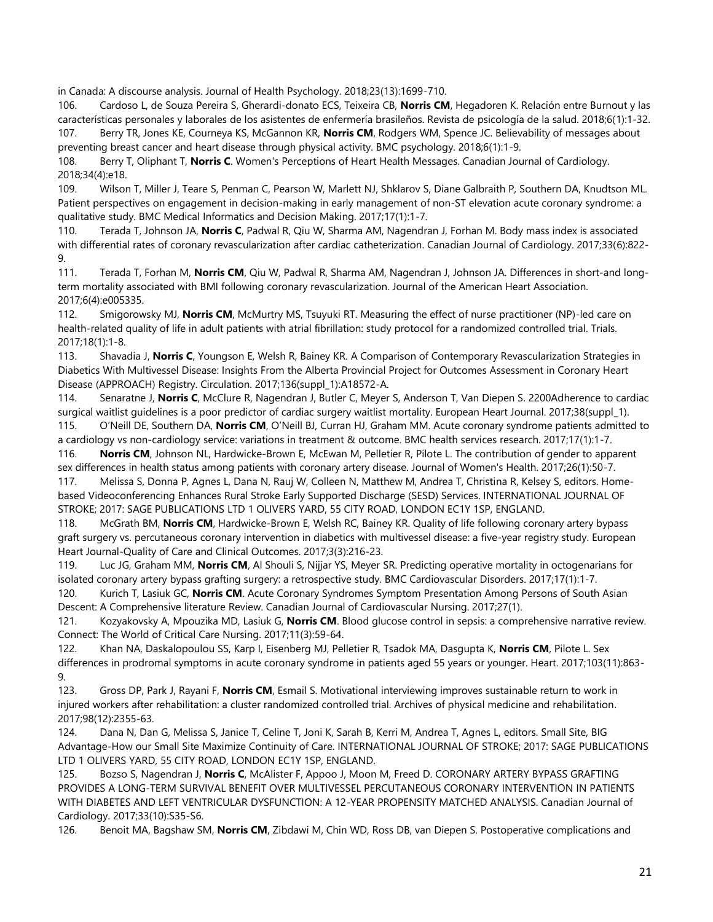in Canada: A discourse analysis. Journal of Health Psychology. 2018;23(13):1699-710.

106. Cardoso L, de Souza Pereira S, Gherardi-donato ECS, Teixeira CB, **Norris CM**, Hegadoren K. Relación entre Burnout y las características personales y laborales de los asistentes de enfermería brasileños. Revista de psicología de la salud. 2018;6(1):1-32.

107. Berry TR, Jones KE, Courneya KS, McGannon KR, **Norris CM**, Rodgers WM, Spence JC. Believability of messages about preventing breast cancer and heart disease through physical activity. BMC psychology. 2018;6(1):1-9.

108. Berry T, Oliphant T, **Norris C**. Women's Perceptions of Heart Health Messages. Canadian Journal of Cardiology. 2018;34(4):e18.

109. Wilson T, Miller J, Teare S, Penman C, Pearson W, Marlett NJ, Shklarov S, Diane Galbraith P, Southern DA, Knudtson ML. Patient perspectives on engagement in decision-making in early management of non-ST elevation acute coronary syndrome: a qualitative study. BMC Medical Informatics and Decision Making. 2017;17(1):1-7.

110. Terada T, Johnson JA, **Norris C**, Padwal R, Qiu W, Sharma AM, Nagendran J, Forhan M. Body mass index is associated with differential rates of coronary revascularization after cardiac catheterization. Canadian Journal of Cardiology. 2017;33(6):822-9.

111. Terada T, Forhan M, **Norris CM**, Qiu W, Padwal R, Sharma AM, Nagendran J, Johnson JA. Differences in short-and long-term mortality associated with BMI following coronary revascularization. Journal of the American Heart Association. 2017;6(4):e005335.

112. Smigorowsky MJ, **Norris CM**, McMurtry MS, Tsuyuki RT. Measuring the effect of nurse practitioner (NP)-led care on health-related quality of life in adult patients with atrial fibrillation: study protocol for a randomized controlled trial. Trials. 2017;18(1):1-8.

113. Shavadia J, **Norris C**, Youngson E, Welsh R, Bainey KR. A Comparison of Contemporary Revascularization Strategies in Diabetics With Multivessel Disease: Insights From the Alberta Provincial Project for Outcomes Assessment in Coronary Heart Disease (APPROACH) Registry. Circulation. 2017;136(suppl_1):A18572-A.

114. Senaratne J, **Norris C**, McClure R, Nagendran J, Butler C, Meyer S, Anderson T, Van Diepen S. 2200Adherence to cardiac surgical waitlist guidelines is a poor predictor of cardiac surgery waitlist mortality. European Heart Journal. 2017;38(suppl_1).

115. O'Neill DE, Southern DA, **Norris CM**, O'Neill BJ, Curran HJ, Graham MM. Acute coronary syndrome patients admitted to a cardiology vs non-cardiology service: variations in treatment & outcome. BMC health services research. 2017;17(1):1-7.

116. **Norris CM**, Johnson NL, Hardwicke-Brown E, McEwan M, Pelletier R, Pilote L. The contribution of gender to apparent sex differences in health status among patients with coronary artery disease. Journal of Women's Health. 2017;26(1):50-7.

117. Melissa S, Donna P, Agnes L, Dana N, Rauj W, Colleen N, Matthew M, Andrea T, Christina R, Kelsey S, editors. Home-based Videoconferencing Enhances Rural Stroke Early Supported Discharge (SESD) Services. INTERNATIONAL JOURNAL OF STROKE; 2017: SAGE PUBLICATIONS LTD 1 OLIVERS YARD, 55 CITY ROAD, LONDON EC1Y 1SP, ENGLAND.

118. McGrath BM, **Norris CM**, Hardwicke-Brown E, Welsh RC, Bainey KR. Quality of life following coronary artery bypass graft surgery vs. percutaneous coronary intervention in diabetics with multivessel disease: a five-year registry study. European Heart Journal-Quality of Care and Clinical Outcomes. 2017;3(3):216-23.

119. Luc JG, Graham MM, **Norris CM**, Al Shouli S, Nijjar YS, Meyer SR. Predicting operative mortality in octogenarians for isolated coronary artery bypass grafting surgery: a retrospective study. BMC Cardiovascular Disorders. 2017;17(1):1-7.

120. Kurich T, Lasiuk GC, **Norris CM**. Acute Coronary Syndromes Symptom Presentation Among Persons of South Asian Descent: A Comprehensive literature Review. Canadian Journal of Cardiovascular Nursing. 2017;27(1).

121. Kozyakovsky A, Mpouzika MD, Lasiuk G, **Norris CM**. Blood glucose control in sepsis: a comprehensive narrative review. Connect: The World of Critical Care Nursing. 2017;11(3):59-64.

122. Khan NA, Daskalopoulou SS, Karp I, Eisenberg MJ, Pelletier R, Tsadok MA, Dasgupta K, **Norris CM**, Pilote L. Sex differences in prodromal symptoms in acute coronary syndrome in patients aged 55 years or younger. Heart. 2017;103(11):863-9.

123. Gross DP, Park J, Rayani F, **Norris CM**, Esmail S. Motivational interviewing improves sustainable return to work in injured workers after rehabilitation: a cluster randomized controlled trial. Archives of physical medicine and rehabilitation. 2017;98(12):2355-63.

124. Dana N, Dan G, Melissa S, Janice T, Celine T, Joni K, Sarah B, Kerri M, Andrea T, Agnes L, editors. Small Site, BIG Advantage-How our Small Site Maximize Continuity of Care. INTERNATIONAL JOURNAL OF STROKE; 2017: SAGE PUBLICATIONS LTD 1 OLIVERS YARD, 55 CITY ROAD, LONDON EC1Y 1SP, ENGLAND.

125. Bozso S, Nagendran J, **Norris C**, McAlister F, Appoo J, Moon M, Freed D. CORONARY ARTERY BYPASS GRAFTING PROVIDES A LONG-TERM SURVIVAL BENEFIT OVER MULTIVESSEL PERCUTANEOUS CORONARY INTERVENTION IN PATIENTS WITH DIABETES AND LEFT VENTRICULAR DYSFUNCTION: A 12-YEAR PROPENSITY MATCHED ANALYSIS. Canadian Journal of Cardiology. 2017;33(10):S35-S6.

126. Benoit MA, Bagshaw SM, **Norris CM**, Zibdawi M, Chin WD, Ross DB, van Diepen S. Postoperative complications and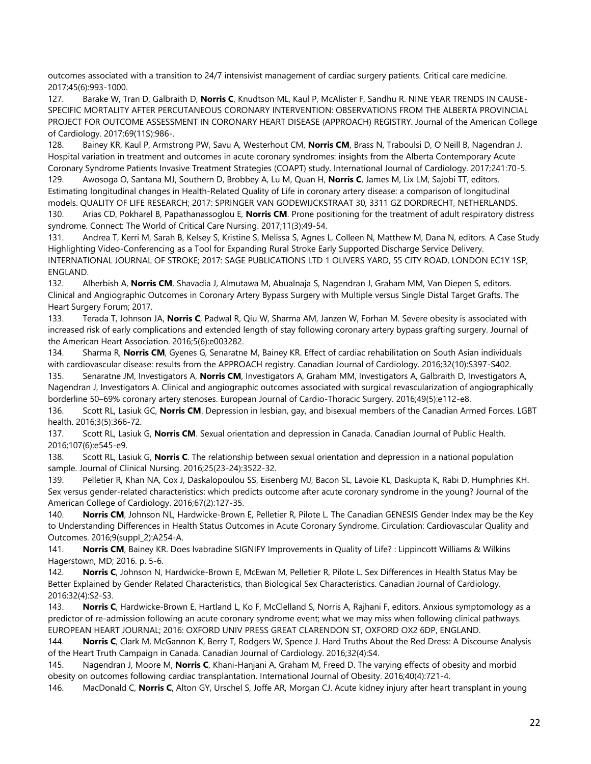outcomes associated with a transition to 24/7 intensivist management of cardiac surgery patients. Critical care medicine. 2017;45(6):993-1000.

127. Barake W, Tran D, Galbraith D, **Norris C**, Knudtson ML, Kaul P, McAlister F, Sandhu R. NINE YEAR TRENDS IN CAUSE-SPECIFIC MORTALITY AFTER PERCUTANEOUS CORONARY INTERVENTION: OBSERVATIONS FROM THE ALBERTA PROVINCIAL PROJECT FOR OUTCOME ASSESSMENT IN CORONARY HEART DISEASE (APPROACH) REGISTRY. Journal of the American College of Cardiology. 2017;69(11S):986-.

128. Bainey KR, Kaul P, Armstrong PW, Savu A, Westerhout CM, **Norris CM**, Brass N, Traboulsi D, O'Neill B, Nagendran J. Hospital variation in treatment and outcomes in acute coronary syndromes: insights from the Alberta Contemporary Acute Coronary Syndrome Patients Invasive Treatment Strategies (COAPT) study. International Journal of Cardiology. 2017;241:70-5.

129. Awosoga O, Santana MJ, Southern D, Brobbey A, Lu M, Quan H, **Norris C**, James M, Lix LM, Sajobi TT, editors. Estimating longitudinal changes in Health-Related Quality of Life in coronary artery disease: a comparison of longitudinal models. QUALITY OF LIFE RESEARCH; 2017: SPRINGER VAN GODEWIJCKSTRAAT 30, 3311 GZ DORDRECHT, NETHERLANDS.

130. Arias CD, Pokharel B, Papathanassoglou E, **Norris CM**. Prone positioning for the treatment of adult respiratory distress syndrome. Connect: The World of Critical Care Nursing. 2017;11(3):49-54.

131. Andrea T, Kerri M, Sarah B, Kelsey S, Kristine S, Melissa S, Agnes L, Colleen N, Matthew M, Dana N, editors. A Case Study Highlighting Video-Conferencing as a Tool for Expanding Rural Stroke Early Supported Discharge Service Delivery. INTERNATIONAL JOURNAL OF STROKE; 2017: SAGE PUBLICATIONS LTD 1 OLIVERS YARD, 55 CITY ROAD, LONDON EC1Y 1SP, ENGLAND.

132. Alherbish A, **Norris CM**, Shavadia J, Almutawa M, Abualnaja S, Nagendran J, Graham MM, Van Diepen S, editors. Clinical and Angiographic Outcomes in Coronary Artery Bypass Surgery with Multiple versus Single Distal Target Grafts. The Heart Surgery Forum; 2017.

133. Terada T, Johnson JA, **Norris C**, Padwal R, Qiu W, Sharma AM, Janzen W, Forhan M. Severe obesity is associated with increased risk of early complications and extended length of stay following coronary artery bypass grafting surgery. Journal of the American Heart Association. 2016;5(6):e003282.

134. Sharma R, **Norris CM**, Gyenes G, Senaratne M, Bainey KR. Effect of cardiac rehabilitation on South Asian individuals with cardiovascular disease: results from the APPROACH registry. Canadian Journal of Cardiology. 2016;32(10):S397-S402.

135. Senaratne JM, Investigators A, **Norris CM**, Investigators A, Graham MM, Investigators A, Galbraith D, Investigators A, Nagendran J, Investigators A. Clinical and angiographic outcomes associated with surgical revascularization of angiographically borderline 50–69% coronary artery stenoses. European Journal of Cardio-Thoracic Surgery. 2016;49(5):e112-e8.

136. Scott RL, Lasiuk GC, **Norris CM**. Depression in lesbian, gay, and bisexual members of the Canadian Armed Forces. LGBT health. 2016;3(5):366-72.

137. Scott RL, Lasiuk G, **Norris CM**. Sexual orientation and depression in Canada. Canadian Journal of Public Health. 2016;107(6):e545-e9.

138. Scott RL, Lasiuk G, **Norris C**. The relationship between sexual orientation and depression in a national population sample. Journal of Clinical Nursing. 2016;25(23-24):3522-32.

139. Pelletier R, Khan NA, Cox J, Daskalopoulou SS, Eisenberg MJ, Bacon SL, Lavoie KL, Daskupta K, Rabi D, Humphries KH. Sex versus gender-related characteristics: which predicts outcome after acute coronary syndrome in the young? Journal of the American College of Cardiology. 2016;67(2):127-35.

140. **Norris CM**, Johnson NL, Hardwicke-Brown E, Pelletier R, Pilote L. The Canadian GENESIS Gender Index may be the Key to Understanding Differences in Health Status Outcomes in Acute Coronary Syndrome. Circulation: Cardiovascular Quality and Outcomes. 2016;9(suppl_2):A254-A.

141. **Norris CM**, Bainey KR. Does Ivabradine SIGNIFY Improvements in Quality of Life? : Lippincott Williams & Wilkins Hagerstown, MD; 2016. p. 5-6.

142. **Norris C**, Johnson N, Hardwicke-Brown E, McEwan M, Pelletier R, Pilote L. Sex Differences in Health Status May be Better Explained by Gender Related Characteristics, than Biological Sex Characteristics. Canadian Journal of Cardiology. 2016;32(4):S2-S3.

143. **Norris C**, Hardwicke-Brown E, Hartland L, Ko F, McClelland S, Norris A, Rajhani F, editors. Anxious symptomology as a predictor of re-admission following an acute coronary syndrome event; what we may miss when following clinical pathways. EUROPEAN HEART JOURNAL; 2016: OXFORD UNIV PRESS GREAT CLARENDON ST, OXFORD OX2 6DP, ENGLAND.

144. **Norris C**, Clark M, McGannon K, Berry T, Rodgers W, Spence J. Hard Truths About the Red Dress: A Discourse Analysis of the Heart Truth Campaign in Canada. Canadian Journal of Cardiology. 2016;32(4):S4.

145. Nagendran J, Moore M, **Norris C**, Khani-Hanjani A, Graham M, Freed D. The varying effects of obesity and morbid obesity on outcomes following cardiac transplantation. International Journal of Obesity. 2016;40(4):721-4.

146. MacDonald C, **Norris C**, Alton GY, Urschel S, Joffe AR, Morgan CJ. Acute kidney injury after heart transplant in young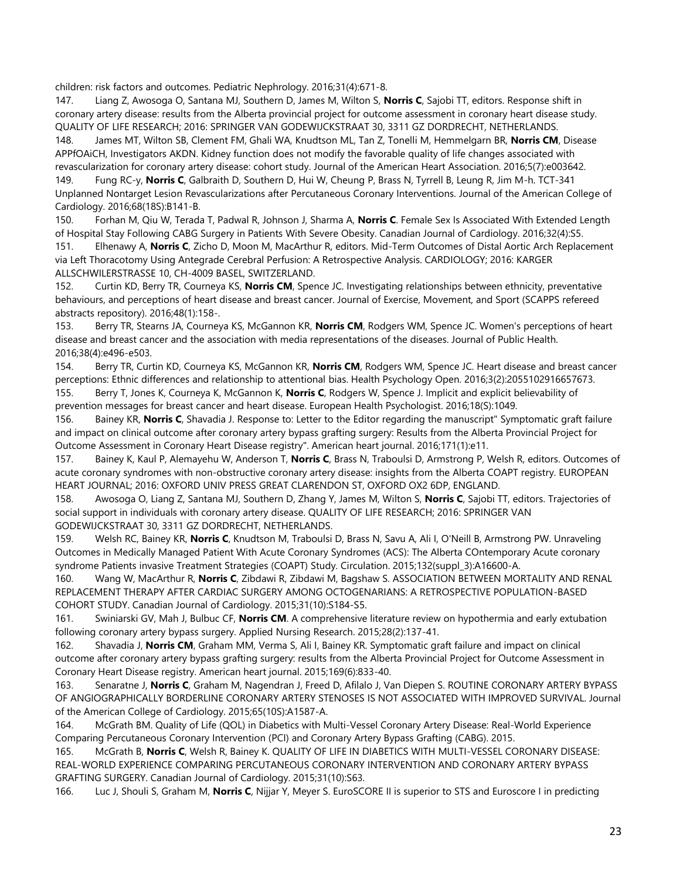children: risk factors and outcomes. Pediatric Nephrology. 2016;31(4):671-8.

147. Liang Z, Awosoga O, Santana MJ, Southern D, James M, Wilton S, **Norris C**, Sajobi TT, editors. Response shift in coronary artery disease: results from the Alberta provincial project for outcome assessment in coronary heart disease study. QUALITY OF LIFE RESEARCH; 2016: SPRINGER VAN GODEWIJCKSTRAAT 30, 3311 GZ DORDRECHT, NETHERLANDS.

148. James MT, Wilton SB, Clement FM, Ghali WA, Knudtson ML, Tan Z, Tonelli M, Hemmelgarn BR, **Norris CM**, Disease APPfOAiCH, Investigators AKDN. Kidney function does not modify the favorable quality of life changes associated with revascularization for coronary artery disease: cohort study. Journal of the American Heart Association. 2016;5(7):e003642.

149. Fung RC-y, **Norris C**, Galbraith D, Southern D, Hui W, Cheung P, Brass N, Tyrrell B, Leung R, Jim M-h. TCT-341 Unplanned Nontarget Lesion Revascularizations after Percutaneous Coronary Interventions. Journal of the American College of Cardiology. 2016;68(18S):B141-B.

150. Forhan M, Qiu W, Terada T, Padwal R, Johnson J, Sharma A, **Norris C**. Female Sex Is Associated With Extended Length of Hospital Stay Following CABG Surgery in Patients With Severe Obesity. Canadian Journal of Cardiology. 2016;32(4):S5.

151. Elhenawy A, **Norris C**, Zicho D, Moon M, MacArthur R, editors. Mid-Term Outcomes of Distal Aortic Arch Replacement via Left Thoracotomy Using Antegrade Cerebral Perfusion: A Retrospective Analysis. CARDIOLOGY; 2016: KARGER ALLSCHWILERSTRASSE 10, CH-4009 BASEL, SWITZERLAND.

152. Curtin KD, Berry TR, Courneya KS, **Norris CM**, Spence JC. Investigating relationships between ethnicity, preventative behaviours, and perceptions of heart disease and breast cancer. Journal of Exercise, Movement, and Sport (SCAPPS refereed abstracts repository). 2016;48(1):158-.

153. Berry TR, Stearns JA, Courneya KS, McGannon KR, **Norris CM**, Rodgers WM, Spence JC. Women's perceptions of heart disease and breast cancer and the association with media representations of the diseases. Journal of Public Health. 2016;38(4):e496-e503.

154. Berry TR, Curtin KD, Courneya KS, McGannon KR, **Norris CM**, Rodgers WM, Spence JC. Heart disease and breast cancer perceptions: Ethnic differences and relationship to attentional bias. Health Psychology Open. 2016;3(2):2055102916657673.

155. Berry T, Jones K, Courneya K, McGannon K, **Norris C**, Rodgers W, Spence J. Implicit and explicit believability of prevention messages for breast cancer and heart disease. European Health Psychologist. 2016;18(S):1049.

156. Bainey KR, **Norris C**, Shavadia J. Response to: Letter to the Editor regarding the manuscript" Symptomatic graft failure and impact on clinical outcome after coronary artery bypass grafting surgery: Results from the Alberta Provincial Project for Outcome Assessment in Coronary Heart Disease registry". American heart journal. 2016;171(1):e11.

157. Bainey K, Kaul P, Alemayehu W, Anderson T, **Norris C**, Brass N, Traboulsi D, Armstrong P, Welsh R, editors. Outcomes of acute coronary syndromes with non-obstructive coronary artery disease: insights from the Alberta COAPT registry. EUROPEAN HEART JOURNAL; 2016: OXFORD UNIV PRESS GREAT CLARENDON ST, OXFORD OX2 6DP, ENGLAND.

158. Awosoga O, Liang Z, Santana MJ, Southern D, Zhang Y, James M, Wilton S, **Norris C**, Sajobi TT, editors. Trajectories of social support in individuals with coronary artery disease. QUALITY OF LIFE RESEARCH; 2016: SPRINGER VAN GODEWIJCKSTRAAT 30, 3311 GZ DORDRECHT, NETHERLANDS.

159. Welsh RC, Bainey KR, **Norris C**, Knudtson M, Traboulsi D, Brass N, Savu A, Ali I, O'Neill B, Armstrong PW. Unraveling Outcomes in Medically Managed Patient With Acute Coronary Syndromes (ACS): The Alberta COntemporary Acute coronary syndrome Patients invasive Treatment Strategies (COAPT) Study. Circulation. 2015;132(suppl_3):A16600-A.

160. Wang W, MacArthur R, **Norris C**, Zibdawi R, Zibdawi M, Bagshaw S. ASSOCIATION BETWEEN MORTALITY AND RENAL REPLACEMENT THERAPY AFTER CARDIAC SURGERY AMONG OCTOGENARIANS: A RETROSPECTIVE POPULATION-BASED COHORT STUDY. Canadian Journal of Cardiology. 2015;31(10):S184-S5.

161. Swiniarski GV, Mah J, Bulbuc CF, **Norris CM**. A comprehensive literature review on hypothermia and early extubation following coronary artery bypass surgery. Applied Nursing Research. 2015;28(2):137-41.

162. Shavadia J, **Norris CM**, Graham MM, Verma S, Ali I, Bainey KR. Symptomatic graft failure and impact on clinical outcome after coronary artery bypass grafting surgery: results from the Alberta Provincial Project for Outcome Assessment in Coronary Heart Disease registry. American heart journal. 2015;169(6):833-40.

163. Senaratne J, **Norris C**, Graham M, Nagendran J, Freed D, Afilalo J, Van Diepen S. ROUTINE CORONARY ARTERY BYPASS OF ANGIOGRAPHICALLY BORDERLINE CORONARY ARTERY STENOSES IS NOT ASSOCIATED WITH IMPROVED SURVIVAL. Journal of the American College of Cardiology. 2015;65(10S):A1587-A.

164. McGrath BM. Quality of Life (QOL) in Diabetics with Multi-Vessel Coronary Artery Disease: Real-World Experience Comparing Percutaneous Coronary Intervention (PCI) and Coronary Artery Bypass Grafting (CABG). 2015.

165. McGrath B, **Norris C**, Welsh R, Bainey K. QUALITY OF LIFE IN DIABETICS WITH MULTI-VESSEL CORONARY DISEASE: REAL-WORLD EXPERIENCE COMPARING PERCUTANEOUS CORONARY INTERVENTION AND CORONARY ARTERY BYPASS GRAFTING SURGERY. Canadian Journal of Cardiology. 2015;31(10):S63.

166. Luc J, Shouli S, Graham M, **Norris C**, Nijjar Y, Meyer S. EuroSCORE II is superior to STS and Euroscore I in predicting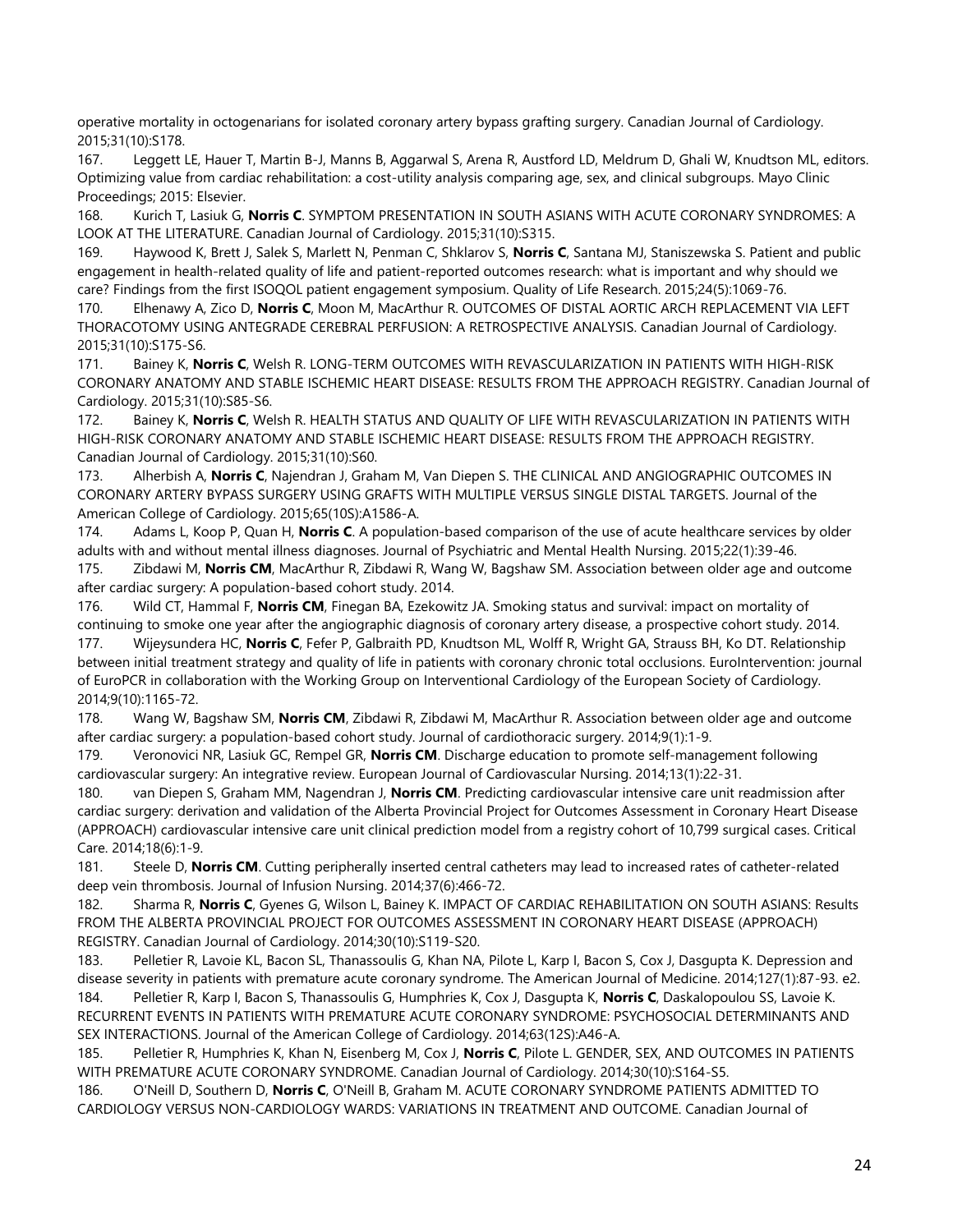operative mortality in octogenarians for isolated coronary artery bypass grafting surgery. Canadian Journal of Cardiology. 2015;31(10):S178.

167. Leggett LE, Hauer T, Martin B-J, Manns B, Aggarwal S, Arena R, Austford LD, Meldrum D, Ghali W, Knudtson ML, editors. Optimizing value from cardiac rehabilitation: a cost-utility analysis comparing age, sex, and clinical subgroups. Mayo Clinic Proceedings; 2015: Elsevier.

168. Kurich T, Lasiuk G, **Norris C**. SYMPTOM PRESENTATION IN SOUTH ASIANS WITH ACUTE CORONARY SYNDROMES: A LOOK AT THE LITERATURE. Canadian Journal of Cardiology. 2015;31(10):S315.

169. Haywood K, Brett J, Salek S, Marlett N, Penman C, Shklarov S, **Norris C**, Santana MJ, Staniszewska S. Patient and public engagement in health-related quality of life and patient-reported outcomes research: what is important and why should we care? Findings from the first ISOQOL patient engagement symposium. Quality of Life Research. 2015;24(5):1069-76.

170. Elhenawy A, Zico D, **Norris C**, Moon M, MacArthur R. OUTCOMES OF DISTAL AORTIC ARCH REPLACEMENT VIA LEFT THORACOTOMY USING ANTEGRADE CEREBRAL PERFUSION: A RETROSPECTIVE ANALYSIS. Canadian Journal of Cardiology. 2015;31(10):S175-S6.

171. Bainey K, **Norris C**, Welsh R. LONG-TERM OUTCOMES WITH REVASCULARIZATION IN PATIENTS WITH HIGH-RISK CORONARY ANATOMY AND STABLE ISCHEMIC HEART DISEASE: RESULTS FROM THE APPROACH REGISTRY. Canadian Journal of Cardiology. 2015;31(10):S85-S6.

172. Bainey K, **Norris C**, Welsh R. HEALTH STATUS AND QUALITY OF LIFE WITH REVASCULARIZATION IN PATIENTS WITH HIGH-RISK CORONARY ANATOMY AND STABLE ISCHEMIC HEART DISEASE: RESULTS FROM THE APPROACH REGISTRY. Canadian Journal of Cardiology. 2015;31(10):S60.

173. Alherbish A, **Norris C**, Najendran J, Graham M, Van Diepen S. THE CLINICAL AND ANGIOGRAPHIC OUTCOMES IN CORONARY ARTERY BYPASS SURGERY USING GRAFTS WITH MULTIPLE VERSUS SINGLE DISTAL TARGETS. Journal of the American College of Cardiology. 2015;65(10S):A1586-A.

174. Adams L, Koop P, Quan H, **Norris C**. A population-based comparison of the use of acute healthcare services by older adults with and without mental illness diagnoses. Journal of Psychiatric and Mental Health Nursing. 2015;22(1):39-46.

175. Zibdawi M, **Norris CM**, MacArthur R, Zibdawi R, Wang W, Bagshaw SM. Association between older age and outcome after cardiac surgery: A population-based cohort study. 2014.

176. Wild CT, Hammal F, **Norris CM**, Finegan BA, Ezekowitz JA. Smoking status and survival: impact on mortality of continuing to smoke one year after the angiographic diagnosis of coronary artery disease, a prospective cohort study. 2014.

177. Wijeysundera HC, **Norris C**, Fefer P, Galbraith PD, Knudtson ML, Wolff R, Wright GA, Strauss BH, Ko DT. Relationship between initial treatment strategy and quality of life in patients with coronary chronic total occlusions. EuroIntervention: journal of EuroPCR in collaboration with the Working Group on Interventional Cardiology of the European Society of Cardiology. 2014;9(10):1165-72.

178. Wang W, Bagshaw SM, **Norris CM**, Zibdawi R, Zibdawi M, MacArthur R. Association between older age and outcome after cardiac surgery: a population-based cohort study. Journal of cardiothoracic surgery. 2014;9(1):1-9.

179. Veronovici NR, Lasiuk GC, Rempel GR, **Norris CM**. Discharge education to promote self-management following cardiovascular surgery: An integrative review. European Journal of Cardiovascular Nursing. 2014;13(1):22-31.

180. van Diepen S, Graham MM, Nagendran J, **Norris CM**. Predicting cardiovascular intensive care unit readmission after cardiac surgery: derivation and validation of the Alberta Provincial Project for Outcomes Assessment in Coronary Heart Disease (APPROACH) cardiovascular intensive care unit clinical prediction model from a registry cohort of 10,799 surgical cases. Critical Care. 2014;18(6):1-9.

181. Steele D, **Norris CM**. Cutting peripherally inserted central catheters may lead to increased rates of catheter-related deep vein thrombosis. Journal of Infusion Nursing. 2014;37(6):466-72.

182. Sharma R, **Norris C**, Gyenes G, Wilson L, Bainey K. IMPACT OF CARDIAC REHABILITATION ON SOUTH ASIANS: Results FROM THE ALBERTA PROVINCIAL PROJECT FOR OUTCOMES ASSESSMENT IN CORONARY HEART DISEASE (APPROACH) REGISTRY. Canadian Journal of Cardiology. 2014;30(10):S119-S20.

183. Pelletier R, Lavoie KL, Bacon SL, Thanassoulis G, Khan NA, Pilote L, Karp I, Bacon S, Cox J, Dasgupta K. Depression and disease severity in patients with premature acute coronary syndrome. The American Journal of Medicine. 2014;127(1):87-93. e2.

184. Pelletier R, Karp I, Bacon S, Thanassoulis G, Humphries K, Cox J, Dasgupta K, **Norris C**, Daskalopoulou SS, Lavoie K. RECURRENT EVENTS IN PATIENTS WITH PREMATURE ACUTE CORONARY SYNDROME: PSYCHOSOCIAL DETERMINANTS AND SEX INTERACTIONS. Journal of the American College of Cardiology. 2014;63(12S):A46-A.

185. Pelletier R, Humphries K, Khan N, Eisenberg M, Cox J, **Norris C**, Pilote L. GENDER, SEX, AND OUTCOMES IN PATIENTS WITH PREMATURE ACUTE CORONARY SYNDROME. Canadian Journal of Cardiology. 2014;30(10):S164-S5.

186. O'Neill D, Southern D, **Norris C**, O'Neill B, Graham M. ACUTE CORONARY SYNDROME PATIENTS ADMITTED TO CARDIOLOGY VERSUS NON-CARDIOLOGY WARDS: VARIATIONS IN TREATMENT AND OUTCOME. Canadian Journal of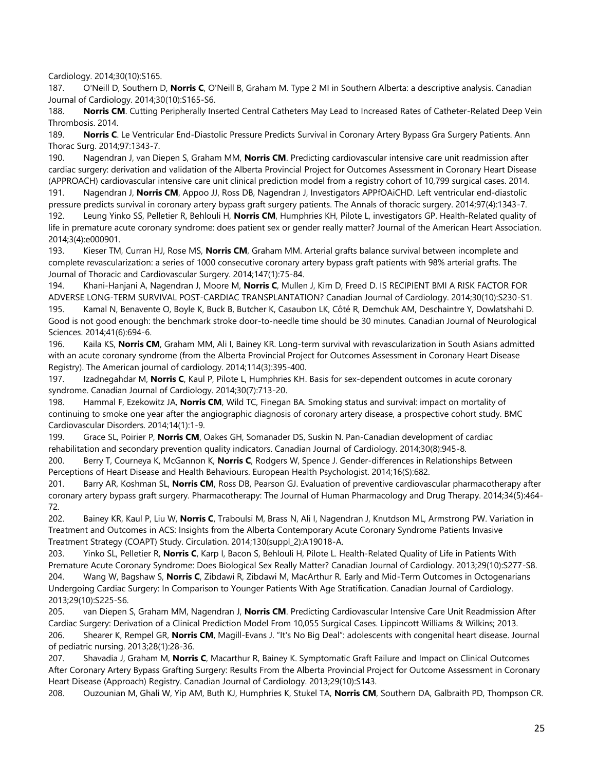Cardiology. 2014;30(10):S165.

187. O'Neill D, Southern D, **Norris C**, O'Neill B, Graham M. Type 2 MI in Southern Alberta: a descriptive analysis. Canadian Journal of Cardiology. 2014;30(10):S165-S6.

188. **Norris CM**. Cutting Peripherally Inserted Central Catheters May Lead to Increased Rates of Catheter-Related Deep Vein Thrombosis. 2014.

189. **Norris C**. Le Ventricular End-Diastolic Pressure Predicts Survival in Coronary Artery Bypass Gra Surgery Patients. Ann Thorac Surg. 2014;97:1343-7.

190. Nagendran J, van Diepen S, Graham MM, **Norris CM**. Predicting cardiovascular intensive care unit readmission after cardiac surgery: derivation and validation of the Alberta Provincial Project for Outcomes Assessment in Coronary Heart Disease (APPROACH) cardiovascular intensive care unit clinical prediction model from a registry cohort of 10,799 surgical cases. 2014.

191. Nagendran J, **Norris CM**, Appoo JJ, Ross DB, Nagendran J, Investigators APPfOAiCHD. Left ventricular end-diastolic pressure predicts survival in coronary artery bypass graft surgery patients. The Annals of thoracic surgery. 2014;97(4):1343-7.

192. Leung Yinko SS, Pelletier R, Behlouli H, **Norris CM**, Humphries KH, Pilote L, investigators GP. Health-Related quality of life in premature acute coronary syndrome: does patient sex or gender really matter? Journal of the American Heart Association. 2014;3(4):e000901.

193. Kieser TM, Curran HJ, Rose MS, **Norris CM**, Graham MM. Arterial grafts balance survival between incomplete and complete revascularization: a series of 1000 consecutive coronary artery bypass graft patients with 98% arterial grafts. The Journal of Thoracic and Cardiovascular Surgery. 2014;147(1):75-84.

194. Khani-Hanjani A, Nagendran J, Moore M, **Norris C**, Mullen J, Kim D, Freed D. IS RECIPIENT BMI A RISK FACTOR FOR ADVERSE LONG-TERM SURVIVAL POST-CARDIAC TRANSPLANTATION? Canadian Journal of Cardiology. 2014;30(10):S230-S1.

195. Kamal N, Benavente O, Boyle K, Buck B, Butcher K, Casaubon LK, Côté R, Demchuk AM, Deschaintre Y, Dowlatshahi D. Good is not good enough: the benchmark stroke door-to-needle time should be 30 minutes. Canadian Journal of Neurological Sciences. 2014;41(6):694-6.

196. Kaila KS, **Norris CM**, Graham MM, Ali I, Bainey KR. Long-term survival with revascularization in South Asians admitted with an acute coronary syndrome (from the Alberta Provincial Project for Outcomes Assessment in Coronary Heart Disease Registry). The American journal of cardiology. 2014;114(3):395-400.

197. Izadnegahdar M, **Norris C**, Kaul P, Pilote L, Humphries KH. Basis for sex-dependent outcomes in acute coronary syndrome. Canadian Journal of Cardiology. 2014;30(7):713-20.

198. Hammal F, Ezekowitz JA, **Norris CM**, Wild TC, Finegan BA. Smoking status and survival: impact on mortality of continuing to smoke one year after the angiographic diagnosis of coronary artery disease, a prospective cohort study. BMC Cardiovascular Disorders. 2014;14(1):1-9.

199. Grace SL, Poirier P, **Norris CM**, Oakes GH, Somanader DS, Suskin N. Pan-Canadian development of cardiac rehabilitation and secondary prevention quality indicators. Canadian Journal of Cardiology. 2014;30(8):945-8.

200. Berry T, Courneya K, McGannon K, **Norris C**, Rodgers W, Spence J. Gender-differences in Relationships Between Perceptions of Heart Disease and Health Behaviours. European Health Psychologist. 2014;16(S):682.

201. Barry AR, Koshman SL, **Norris CM**, Ross DB, Pearson GJ. Evaluation of preventive cardiovascular pharmacotherapy after coronary artery bypass graft surgery. Pharmacotherapy: The Journal of Human Pharmacology and Drug Therapy. 2014;34(5):464-72.

202. Bainey KR, Kaul P, Liu W, **Norris C**, Traboulsi M, Brass N, Ali I, Nagendran J, Knutdson ML, Armstrong PW. Variation in Treatment and Outcomes in ACS: Insights from the Alberta Contemporary Acute Coronary Syndrome Patients Invasive Treatment Strategy (COAPT) Study. Circulation. 2014;130(suppl_2):A19018-A.

203. Yinko SL, Pelletier R, **Norris C**, Karp I, Bacon S, Behlouli H, Pilote L. Health-Related Quality of Life in Patients With Premature Acute Coronary Syndrome: Does Biological Sex Really Matter? Canadian Journal of Cardiology. 2013;29(10):S277-S8.

204. Wang W, Bagshaw S, **Norris C**, Zibdawi R, Zibdawi M, MacArthur R. Early and Mid-Term Outcomes in Octogenarians Undergoing Cardiac Surgery: In Comparison to Younger Patients With Age Stratification. Canadian Journal of Cardiology. 2013;29(10):S225-S6.

205. van Diepen S, Graham MM, Nagendran J, **Norris CM**. Predicting Cardiovascular Intensive Care Unit Readmission After Cardiac Surgery: Derivation of a Clinical Prediction Model From 10,055 Surgical Cases. Lippincott Williams & Wilkins; 2013.

206. Shearer K, Rempel GR, **Norris CM**, Magill-Evans J. "It's No Big Deal": adolescents with congenital heart disease. Journal of pediatric nursing. 2013;28(1):28-36.

207. Shavadia J, Graham M, **Norris C**, Macarthur R, Bainey K. Symptomatic Graft Failure and Impact on Clinical Outcomes After Coronary Artery Bypass Grafting Surgery: Results From the Alberta Provincial Project for Outcome Assessment in Coronary Heart Disease (Approach) Registry. Canadian Journal of Cardiology. 2013;29(10):S143.

208. Ouzounian M, Ghali W, Yip AM, Buth KJ, Humphries K, Stukel TA, **Norris CM**, Southern DA, Galbraith PD, Thompson CR.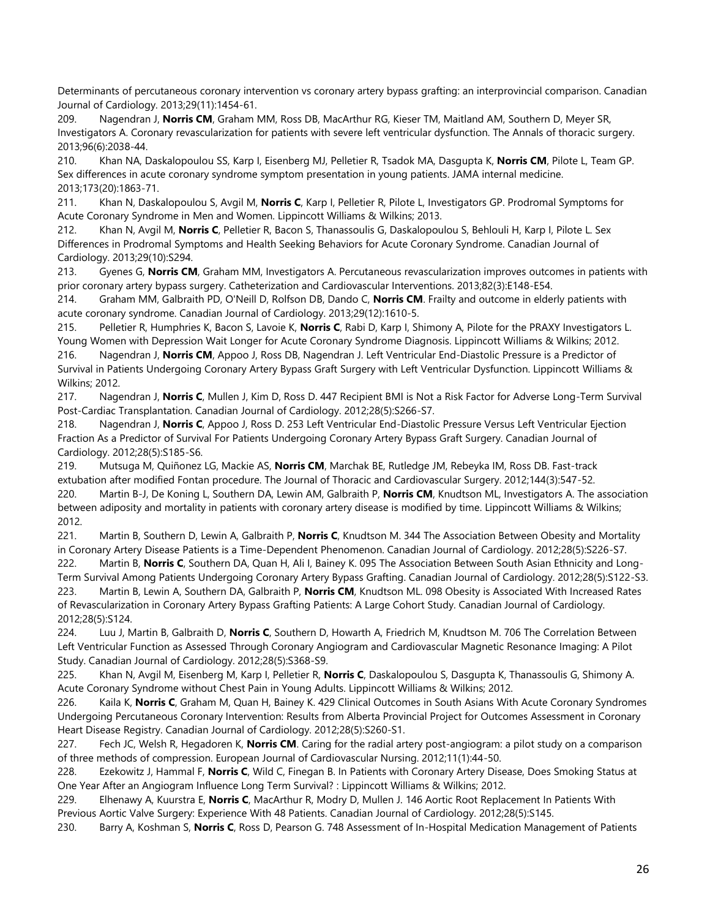Determinants of percutaneous coronary intervention vs coronary artery bypass grafting: an interprovincial comparison. Canadian Journal of Cardiology. 2013;29(11):1454-61.

209. Nagendran J, **Norris CM**, Graham MM, Ross DB, MacArthur RG, Kieser TM, Maitland AM, Southern D, Meyer SR, Investigators A. Coronary revascularization for patients with severe left ventricular dysfunction. The Annals of thoracic surgery. 2013;96(6):2038-44.

210. Khan NA, Daskalopoulou SS, Karp I, Eisenberg MJ, Pelletier R, Tsadok MA, Dasgupta K, **Norris CM**, Pilote L, Team GP. Sex differences in acute coronary syndrome symptom presentation in young patients. JAMA internal medicine. 2013;173(20):1863-71.

211. Khan N, Daskalopoulou S, Avgil M, **Norris C**, Karp I, Pelletier R, Pilote L, Investigators GP. Prodromal Symptoms for Acute Coronary Syndrome in Men and Women. Lippincott Williams & Wilkins; 2013.

212. Khan N, Avgil M, **Norris C**, Pelletier R, Bacon S, Thanassoulis G, Daskalopoulou S, Behlouli H, Karp I, Pilote L. Sex Differences in Prodromal Symptoms and Health Seeking Behaviors for Acute Coronary Syndrome. Canadian Journal of Cardiology. 2013;29(10):S294.

213. Gyenes G, **Norris CM**, Graham MM, Investigators A. Percutaneous revascularization improves outcomes in patients with prior coronary artery bypass surgery. Catheterization and Cardiovascular Interventions. 2013;82(3):E148-E54.

214. Graham MM, Galbraith PD, O'Neill D, Rolfson DB, Dando C, **Norris CM**. Frailty and outcome in elderly patients with acute coronary syndrome. Canadian Journal of Cardiology. 2013;29(12):1610-5.

215. Pelletier R, Humphries K, Bacon S, Lavoie K, **Norris C**, Rabi D, Karp I, Shimony A, Pilote for the PRAXY Investigators L. Young Women with Depression Wait Longer for Acute Coronary Syndrome Diagnosis. Lippincott Williams & Wilkins; 2012.

216. Nagendran J, **Norris CM**, Appoo J, Ross DB, Nagendran J. Left Ventricular End-Diastolic Pressure is a Predictor of Survival in Patients Undergoing Coronary Artery Bypass Graft Surgery with Left Ventricular Dysfunction. Lippincott Williams & Wilkins; 2012.

217. Nagendran J, **Norris C**, Mullen J, Kim D, Ross D. 447 Recipient BMI is Not a Risk Factor for Adverse Long-Term Survival Post-Cardiac Transplantation. Canadian Journal of Cardiology. 2012;28(5):S266-S7.

218. Nagendran J, **Norris C**, Appoo J, Ross D. 253 Left Ventricular End-Diastolic Pressure Versus Left Ventricular Ejection Fraction As a Predictor of Survival For Patients Undergoing Coronary Artery Bypass Graft Surgery. Canadian Journal of Cardiology. 2012;28(5):S185-S6.

219. Mutsuga M, Quiñonez LG, Mackie AS, **Norris CM**, Marchak BE, Rutledge JM, Rebeyka IM, Ross DB. Fast-track extubation after modified Fontan procedure. The Journal of Thoracic and Cardiovascular Surgery. 2012;144(3):547-52.

220. Martin B-J, De Koning L, Southern DA, Lewin AM, Galbraith P, **Norris CM**, Knudtson ML, Investigators A. The association between adiposity and mortality in patients with coronary artery disease is modified by time. Lippincott Williams & Wilkins; 2012.

221. Martin B, Southern D, Lewin A, Galbraith P, **Norris C**, Knudtson M. 344 The Association Between Obesity and Mortality in Coronary Artery Disease Patients is a Time-Dependent Phenomenon. Canadian Journal of Cardiology. 2012;28(5):S226-S7.

222. Martin B, **Norris C**, Southern DA, Quan H, Ali I, Bainey K. 095 The Association Between South Asian Ethnicity and Long-Term Survival Among Patients Undergoing Coronary Artery Bypass Grafting. Canadian Journal of Cardiology. 2012;28(5):S122-S3.

223. Martin B, Lewin A, Southern DA, Galbraith P, **Norris CM**, Knudtson ML. 098 Obesity is Associated With Increased Rates of Revascularization in Coronary Artery Bypass Grafting Patients: A Large Cohort Study. Canadian Journal of Cardiology. 2012;28(5):S124.

224. Luu J, Martin B, Galbraith D, **Norris C**, Southern D, Howarth A, Friedrich M, Knudtson M. 706 The Correlation Between Left Ventricular Function as Assessed Through Coronary Angiogram and Cardiovascular Magnetic Resonance Imaging: A Pilot Study. Canadian Journal of Cardiology. 2012;28(5):S368-S9.

225. Khan N, Avgil M, Eisenberg M, Karp I, Pelletier R, **Norris C**, Daskalopoulou S, Dasgupta K, Thanassoulis G, Shimony A. Acute Coronary Syndrome without Chest Pain in Young Adults. Lippincott Williams & Wilkins; 2012.

226. Kaila K, **Norris C**, Graham M, Quan H, Bainey K. 429 Clinical Outcomes in South Asians With Acute Coronary Syndromes Undergoing Percutaneous Coronary Intervention: Results from Alberta Provincial Project for Outcomes Assessment in Coronary Heart Disease Registry. Canadian Journal of Cardiology. 2012;28(5):S260-S1.

227. Fech JC, Welsh R, Hegadoren K, **Norris CM**. Caring for the radial artery post-angiogram: a pilot study on a comparison of three methods of compression. European Journal of Cardiovascular Nursing. 2012;11(1):44-50.

228. Ezekowitz J, Hammal F, **Norris C**, Wild C, Finegan B. In Patients with Coronary Artery Disease, Does Smoking Status at One Year After an Angiogram Influence Long Term Survival? : Lippincott Williams & Wilkins; 2012.

229. Elhenawy A, Kuurstra E, **Norris C**, MacArthur R, Modry D, Mullen J. 146 Aortic Root Replacement In Patients With Previous Aortic Valve Surgery: Experience With 48 Patients. Canadian Journal of Cardiology. 2012;28(5):S145.

230. Barry A, Koshman S, **Norris C**, Ross D, Pearson G. 748 Assessment of In-Hospital Medication Management of Patients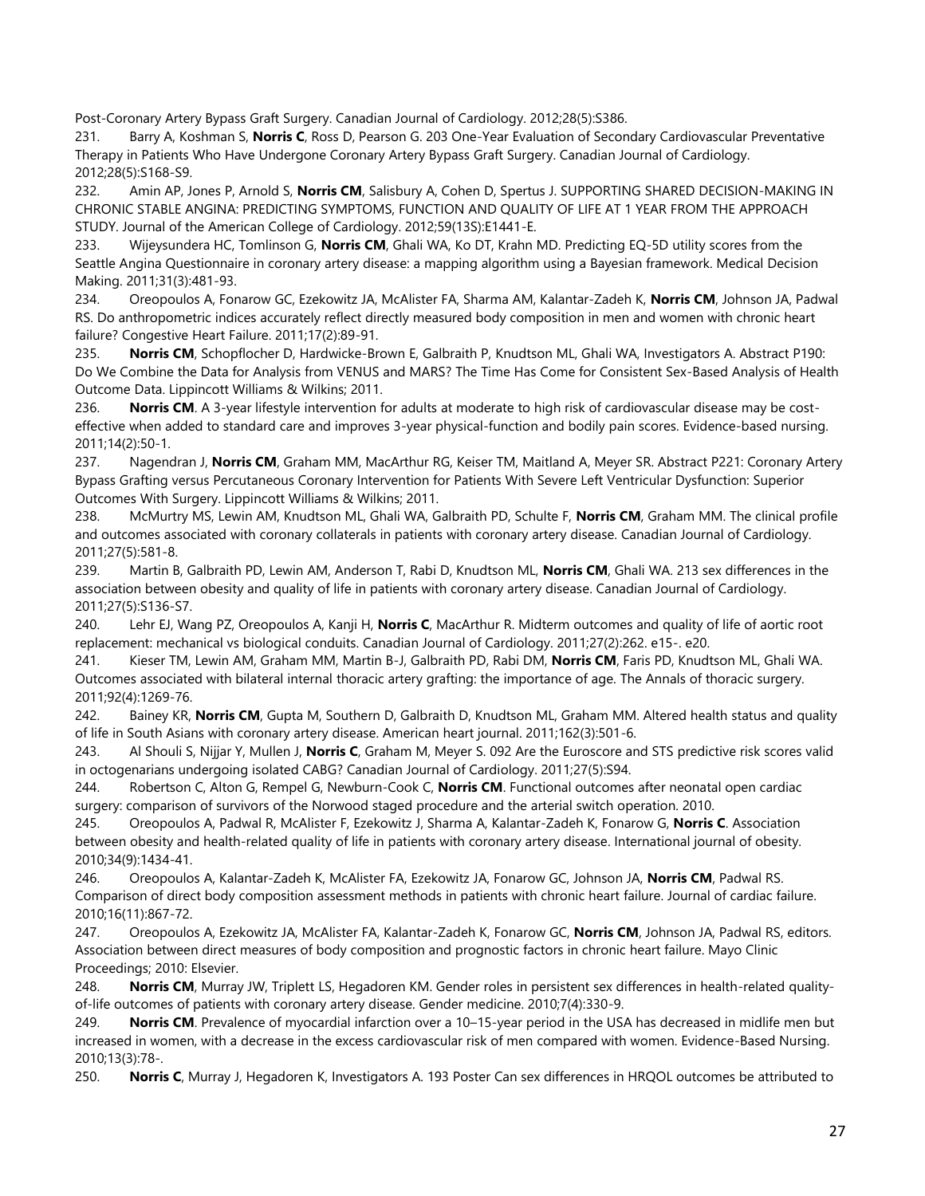Post-Coronary Artery Bypass Graft Surgery. Canadian Journal of Cardiology. 2012;28(5):S386.

231. Barry A, Koshman S, **Norris C**, Ross D, Pearson G. 203 One-Year Evaluation of Secondary Cardiovascular Preventative Therapy in Patients Who Have Undergone Coronary Artery Bypass Graft Surgery. Canadian Journal of Cardiology. 2012;28(5):S168-S9.

232. Amin AP, Jones P, Arnold S, **Norris CM**, Salisbury A, Cohen D, Spertus J. SUPPORTING SHARED DECISION-MAKING IN CHRONIC STABLE ANGINA: PREDICTING SYMPTOMS, FUNCTION AND QUALITY OF LIFE AT 1 YEAR FROM THE APPROACH STUDY. Journal of the American College of Cardiology. 2012;59(13S):E1441-E.

233. Wijeysundera HC, Tomlinson G, **Norris CM**, Ghali WA, Ko DT, Krahn MD. Predicting EQ-5D utility scores from the Seattle Angina Questionnaire in coronary artery disease: a mapping algorithm using a Bayesian framework. Medical Decision Making. 2011;31(3):481-93.

234. Oreopoulos A, Fonarow GC, Ezekowitz JA, McAlister FA, Sharma AM, Kalantar-Zadeh K, **Norris CM**, Johnson JA, Padwal RS. Do anthropometric indices accurately reflect directly measured body composition in men and women with chronic heart failure? Congestive Heart Failure. 2011;17(2):89-91.

235. **Norris CM**, Schopflocher D, Hardwicke-Brown E, Galbraith P, Knudtson ML, Ghali WA, Investigators A. Abstract P190: Do We Combine the Data for Analysis from VENUS and MARS? The Time Has Come for Consistent Sex-Based Analysis of Health Outcome Data. Lippincott Williams & Wilkins; 2011.

236. **Norris CM**. A 3-year lifestyle intervention for adults at moderate to high risk of cardiovascular disease may be cost-effective when added to standard care and improves 3-year physical-function and bodily pain scores. Evidence-based nursing. 2011;14(2):50-1.

237. Nagendran J, **Norris CM**, Graham MM, MacArthur RG, Keiser TM, Maitland A, Meyer SR. Abstract P221: Coronary Artery Bypass Grafting versus Percutaneous Coronary Intervention for Patients With Severe Left Ventricular Dysfunction: Superior Outcomes With Surgery. Lippincott Williams & Wilkins; 2011.

238. McMurtry MS, Lewin AM, Knudtson ML, Ghali WA, Galbraith PD, Schulte F, **Norris CM**, Graham MM. The clinical profile and outcomes associated with coronary collaterals in patients with coronary artery disease. Canadian Journal of Cardiology. 2011;27(5):581-8.

239. Martin B, Galbraith PD, Lewin AM, Anderson T, Rabi D, Knudtson ML, **Norris CM**, Ghali WA. 213 sex differences in the association between obesity and quality of life in patients with coronary artery disease. Canadian Journal of Cardiology. 2011;27(5):S136-S7.

240. Lehr EJ, Wang PZ, Oreopoulos A, Kanji H, **Norris C**, MacArthur R. Midterm outcomes and quality of life of aortic root replacement: mechanical vs biological conduits. Canadian Journal of Cardiology. 2011;27(2):262. e15-. e20.

241. Kieser TM, Lewin AM, Graham MM, Martin B-J, Galbraith PD, Rabi DM, **Norris CM**, Faris PD, Knudtson ML, Ghali WA. Outcomes associated with bilateral internal thoracic artery grafting: the importance of age. The Annals of thoracic surgery. 2011;92(4):1269-76.

242. Bainey KR, **Norris CM**, Gupta M, Southern D, Galbraith D, Knudtson ML, Graham MM. Altered health status and quality of life in South Asians with coronary artery disease. American heart journal. 2011;162(3):501-6.

243. Al Shouli S, Nijjar Y, Mullen J, **Norris C**, Graham M, Meyer S. 092 Are the Euroscore and STS predictive risk scores valid in octogenarians undergoing isolated CABG? Canadian Journal of Cardiology. 2011;27(5):S94.

244. Robertson C, Alton G, Rempel G, Newburn-Cook C, **Norris CM**. Functional outcomes after neonatal open cardiac surgery: comparison of survivors of the Norwood staged procedure and the arterial switch operation. 2010.

245. Oreopoulos A, Padwal R, McAlister F, Ezekowitz J, Sharma A, Kalantar-Zadeh K, Fonarow G, **Norris C**. Association between obesity and health-related quality of life in patients with coronary artery disease. International journal of obesity. 2010;34(9):1434-41.

246. Oreopoulos A, Kalantar-Zadeh K, McAlister FA, Ezekowitz JA, Fonarow GC, Johnson JA, **Norris CM**, Padwal RS. Comparison of direct body composition assessment methods in patients with chronic heart failure. Journal of cardiac failure. 2010;16(11):867-72.

247. Oreopoulos A, Ezekowitz JA, McAlister FA, Kalantar-Zadeh K, Fonarow GC, **Norris CM**, Johnson JA, Padwal RS, editors. Association between direct measures of body composition and prognostic factors in chronic heart failure. Mayo Clinic Proceedings; 2010: Elsevier.

248. **Norris CM**, Murray JW, Triplett LS, Hegadoren KM. Gender roles in persistent sex differences in health-related quality-of-life outcomes of patients with coronary artery disease. Gender medicine. 2010;7(4):330-9.

249. **Norris CM**. Prevalence of myocardial infarction over a 10–15-year period in the USA has decreased in midlife men but increased in women, with a decrease in the excess cardiovascular risk of men compared with women. Evidence-Based Nursing. 2010;13(3):78-.

250. **Norris C**, Murray J, Hegadoren K, Investigators A. 193 Poster Can sex differences in HRQOL outcomes be attributed to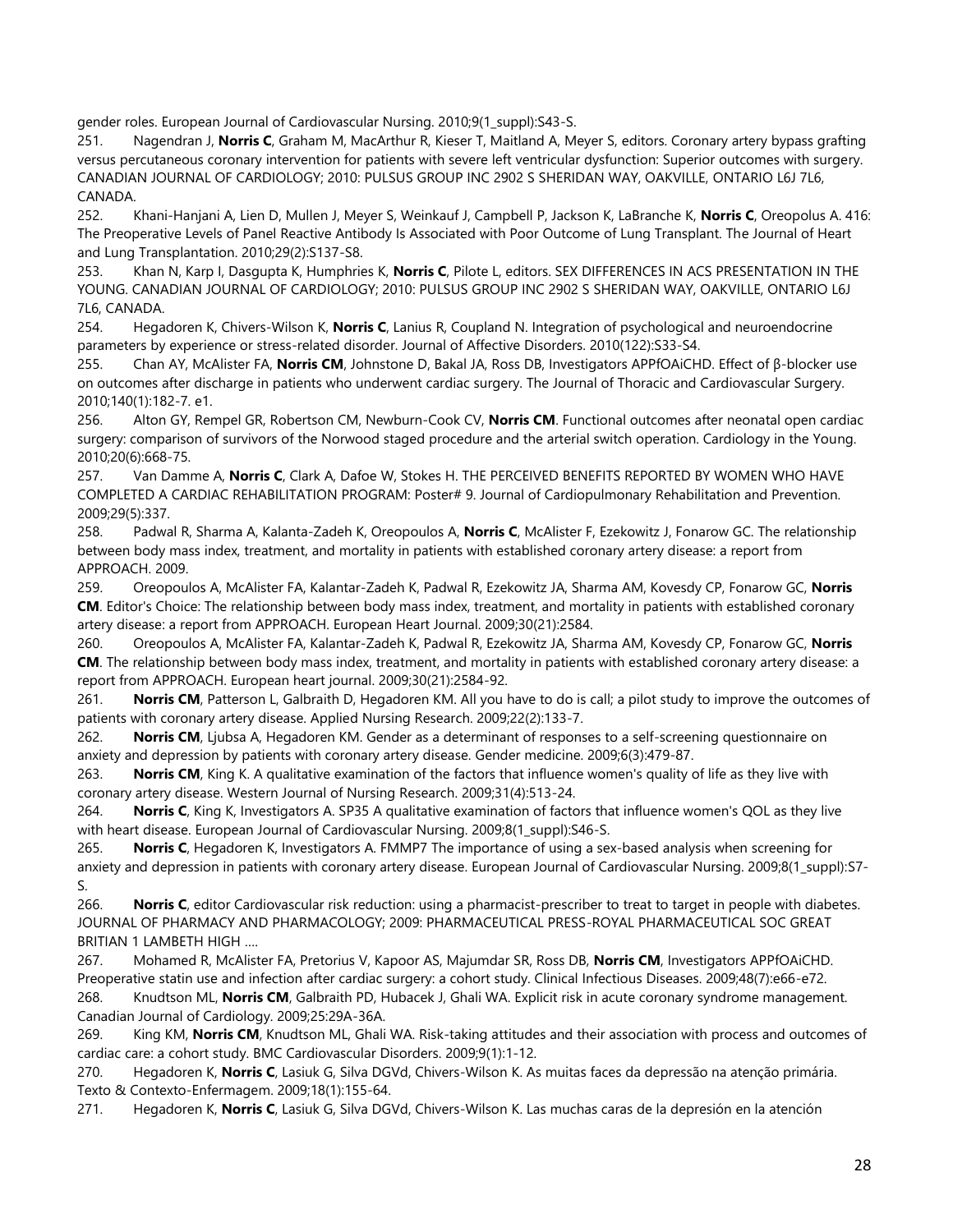gender roles. European Journal of Cardiovascular Nursing. 2010;9(1_suppl):S43-S.

251. Nagendran J, **Norris C**, Graham M, MacArthur R, Kieser T, Maitland A, Meyer S, editors. Coronary artery bypass grafting versus percutaneous coronary intervention for patients with severe left ventricular dysfunction: Superior outcomes with surgery. CANADIAN JOURNAL OF CARDIOLOGY; 2010: PULSUS GROUP INC 2902 S SHERIDAN WAY, OAKVILLE, ONTARIO L6J 7L6, CANADA.

252. Khani-Hanjani A, Lien D, Mullen J, Meyer S, Weinkauf J, Campbell P, Jackson K, LaBranche K, **Norris C**, Oreopolus A. 416: The Preoperative Levels of Panel Reactive Antibody Is Associated with Poor Outcome of Lung Transplant. The Journal of Heart and Lung Transplantation. 2010;29(2):S137-S8.

253. Khan N, Karp I, Dasgupta K, Humphries K, **Norris C**, Pilote L, editors. SEX DIFFERENCES IN ACS PRESENTATION IN THE YOUNG. CANADIAN JOURNAL OF CARDIOLOGY; 2010: PULSUS GROUP INC 2902 S SHERIDAN WAY, OAKVILLE, ONTARIO L6J 7L6, CANADA.

254. Hegadoren K, Chivers-Wilson K, **Norris C**, Lanius R, Coupland N. Integration of psychological and neuroendocrine parameters by experience or stress-related disorder. Journal of Affective Disorders. 2010(122):S33-S4.

255. Chan AY, McAlister FA, **Norris CM**, Johnstone D, Bakal JA, Ross DB, Investigators APPfOAiCHD. Effect of β-blocker use on outcomes after discharge in patients who underwent cardiac surgery. The Journal of Thoracic and Cardiovascular Surgery. 2010;140(1):182-7. e1.

256. Alton GY, Rempel GR, Robertson CM, Newburn-Cook CV, **Norris CM**. Functional outcomes after neonatal open cardiac surgery: comparison of survivors of the Norwood staged procedure and the arterial switch operation. Cardiology in the Young. 2010;20(6):668-75.

257. Van Damme A, **Norris C**, Clark A, Dafoe W, Stokes H. THE PERCEIVED BENEFITS REPORTED BY WOMEN WHO HAVE COMPLETED A CARDIAC REHABILITATION PROGRAM: Poster# 9. Journal of Cardiopulmonary Rehabilitation and Prevention. 2009;29(5):337.

258. Padwal R, Sharma A, Kalanta-Zadeh K, Oreopoulos A, **Norris C**, McAlister F, Ezekowitz J, Fonarow GC. The relationship between body mass index, treatment, and mortality in patients with established coronary artery disease: a report from APPROACH. 2009.

259. Oreopoulos A, McAlister FA, Kalantar-Zadeh K, Padwal R, Ezekowitz JA, Sharma AM, Kovesdy CP, Fonarow GC, **Norris CM**. Editor's Choice: The relationship between body mass index, treatment, and mortality in patients with established coronary artery disease: a report from APPROACH. European Heart Journal. 2009;30(21):2584.

260. Oreopoulos A, McAlister FA, Kalantar-Zadeh K, Padwal R, Ezekowitz JA, Sharma AM, Kovesdy CP, Fonarow GC, **Norris CM**. The relationship between body mass index, treatment, and mortality in patients with established coronary artery disease: a report from APPROACH. European heart journal. 2009;30(21):2584-92.

261. **Norris CM**, Patterson L, Galbraith D, Hegadoren KM. All you have to do is call; a pilot study to improve the outcomes of patients with coronary artery disease. Applied Nursing Research. 2009;22(2):133-7.

262. **Norris CM**, Ljubsa A, Hegadoren KM. Gender as a determinant of responses to a self-screening questionnaire on anxiety and depression by patients with coronary artery disease. Gender medicine. 2009;6(3):479-87.

263. **Norris CM**, King K. A qualitative examination of the factors that influence women's quality of life as they live with coronary artery disease. Western Journal of Nursing Research. 2009;31(4):513-24.

264. **Norris C**, King K, Investigators A. SP35 A qualitative examination of factors that influence women's QOL as they live with heart disease. European Journal of Cardiovascular Nursing. 2009;8(1_suppl):S46-S.

265. **Norris C**, Hegadoren K, Investigators A. FMMP7 The importance of using a sex-based analysis when screening for anxiety and depression in patients with coronary artery disease. European Journal of Cardiovascular Nursing. 2009;8(1_suppl):S7-S.

266. **Norris C**, editor Cardiovascular risk reduction: using a pharmacist-prescriber to treat to target in people with diabetes. JOURNAL OF PHARMACY AND PHARMACOLOGY; 2009: PHARMACEUTICAL PRESS-ROYAL PHARMACEUTICAL SOC GREAT BRITIAN 1 LAMBETH HIGH ….

267. Mohamed R, McAlister FA, Pretorius V, Kapoor AS, Majumdar SR, Ross DB, **Norris CM**, Investigators APPfOAiCHD. Preoperative statin use and infection after cardiac surgery: a cohort study. Clinical Infectious Diseases. 2009;48(7):e66-e72.

268. Knudtson ML, **Norris CM**, Galbraith PD, Hubacek J, Ghali WA. Explicit risk in acute coronary syndrome management. Canadian Journal of Cardiology. 2009;25:29A-36A.

269. King KM, **Norris CM**, Knudtson ML, Ghali WA. Risk-taking attitudes and their association with process and outcomes of cardiac care: a cohort study. BMC Cardiovascular Disorders. 2009;9(1):1-12.

270. Hegadoren K, **Norris C**, Lasiuk G, Silva DGVd, Chivers-Wilson K. As muitas faces da depressão na atenção primária. Texto & Contexto-Enfermagem. 2009;18(1):155-64.

271. Hegadoren K, **Norris C**, Lasiuk G, Silva DGVd, Chivers-Wilson K. Las muchas caras de la depresión en la atención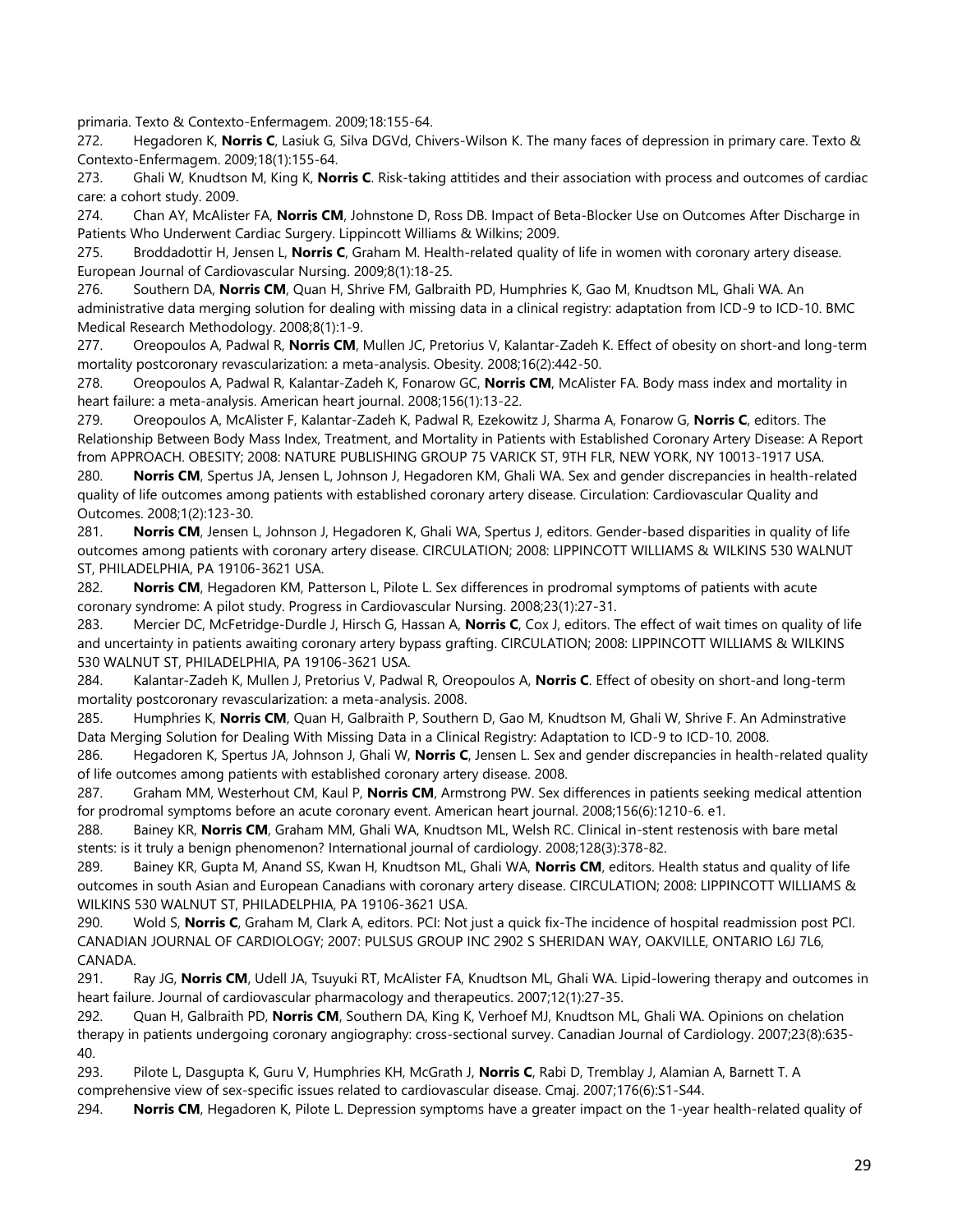primaria. Texto & Contexto-Enfermagem. 2009;18:155-64.

272. Hegadoren K, **Norris C**, Lasiuk G, Silva DGVd, Chivers-Wilson K. The many faces of depression in primary care. Texto & Contexto-Enfermagem. 2009;18(1):155-64.

273. Ghali W, Knudtson M, King K, **Norris C**. Risk-taking attitides and their association with process and outcomes of cardiac care: a cohort study. 2009.

274. Chan AY, McAlister FA, **Norris CM**, Johnstone D, Ross DB. Impact of Beta-Blocker Use on Outcomes After Discharge in Patients Who Underwent Cardiac Surgery. Lippincott Williams & Wilkins; 2009.

275. Broddadottir H, Jensen L, **Norris C**, Graham M. Health-related quality of life in women with coronary artery disease. European Journal of Cardiovascular Nursing. 2009;8(1):18-25.

276. Southern DA, **Norris CM**, Quan H, Shrive FM, Galbraith PD, Humphries K, Gao M, Knudtson ML, Ghali WA. An administrative data merging solution for dealing with missing data in a clinical registry: adaptation from ICD-9 to ICD-10. BMC Medical Research Methodology. 2008;8(1):1-9.

277. Oreopoulos A, Padwal R, **Norris CM**, Mullen JC, Pretorius V, Kalantar-Zadeh K. Effect of obesity on short-and long-term mortality postcoronary revascularization: a meta-analysis. Obesity. 2008;16(2):442-50.

278. Oreopoulos A, Padwal R, Kalantar-Zadeh K, Fonarow GC, **Norris CM**, McAlister FA. Body mass index and mortality in heart failure: a meta-analysis. American heart journal. 2008;156(1):13-22.

279. Oreopoulos A, McAlister F, Kalantar-Zadeh K, Padwal R, Ezekowitz J, Sharma A, Fonarow G, **Norris C**, editors. The Relationship Between Body Mass Index, Treatment, and Mortality in Patients with Established Coronary Artery Disease: A Report from APPROACH. OBESITY; 2008: NATURE PUBLISHING GROUP 75 VARICK ST, 9TH FLR, NEW YORK, NY 10013-1917 USA.

280. **Norris CM**, Spertus JA, Jensen L, Johnson J, Hegadoren KM, Ghali WA. Sex and gender discrepancies in health-related quality of life outcomes among patients with established coronary artery disease. Circulation: Cardiovascular Quality and Outcomes. 2008;1(2):123-30.

281. **Norris CM**, Jensen L, Johnson J, Hegadoren K, Ghali WA, Spertus J, editors. Gender-based disparities in quality of life outcomes among patients with coronary artery disease. CIRCULATION; 2008: LIPPINCOTT WILLIAMS & WILKINS 530 WALNUT ST, PHILADELPHIA, PA 19106-3621 USA.

282. **Norris CM**, Hegadoren KM, Patterson L, Pilote L. Sex differences in prodromal symptoms of patients with acute coronary syndrome: A pilot study. Progress in Cardiovascular Nursing. 2008;23(1):27-31.

283. Mercier DC, McFetridge-Durdle J, Hirsch G, Hassan A, **Norris C**, Cox J, editors. The effect of wait times on quality of life and uncertainty in patients awaiting coronary artery bypass grafting. CIRCULATION; 2008: LIPPINCOTT WILLIAMS & WILKINS 530 WALNUT ST, PHILADELPHIA, PA 19106-3621 USA.

284. Kalantar-Zadeh K, Mullen J, Pretorius V, Padwal R, Oreopoulos A, **Norris C**. Effect of obesity on short-and long-term mortality postcoronary revascularization: a meta-analysis. 2008.

285. Humphries K, **Norris CM**, Quan H, Galbraith P, Southern D, Gao M, Knudtson M, Ghali W, Shrive F. An Adminstrative Data Merging Solution for Dealing With Missing Data in a Clinical Registry: Adaptation to ICD-9 to ICD-10. 2008.

286. Hegadoren K, Spertus JA, Johnson J, Ghali W, **Norris C**, Jensen L. Sex and gender discrepancies in health-related quality of life outcomes among patients with established coronary artery disease. 2008.

287. Graham MM, Westerhout CM, Kaul P, **Norris CM**, Armstrong PW. Sex differences in patients seeking medical attention for prodromal symptoms before an acute coronary event. American heart journal. 2008;156(6):1210-6. e1.

288. Bainey KR, **Norris CM**, Graham MM, Ghali WA, Knudtson ML, Welsh RC. Clinical in-stent restenosis with bare metal stents: is it truly a benign phenomenon? International journal of cardiology. 2008;128(3):378-82.

289. Bainey KR, Gupta M, Anand SS, Kwan H, Knudtson ML, Ghali WA, **Norris CM**, editors. Health status and quality of life outcomes in south Asian and European Canadians with coronary artery disease. CIRCULATION; 2008: LIPPINCOTT WILLIAMS & WILKINS 530 WALNUT ST, PHILADELPHIA, PA 19106-3621 USA.

290. Wold S, **Norris C**, Graham M, Clark A, editors. PCI: Not just a quick fix-The incidence of hospital readmission post PCI. CANADIAN JOURNAL OF CARDIOLOGY; 2007: PULSUS GROUP INC 2902 S SHERIDAN WAY, OAKVILLE, ONTARIO L6J 7L6, CANADA.

291. Ray JG, **Norris CM**, Udell JA, Tsuyuki RT, McAlister FA, Knudtson ML, Ghali WA. Lipid-lowering therapy and outcomes in heart failure. Journal of cardiovascular pharmacology and therapeutics. 2007;12(1):27-35.

292. Quan H, Galbraith PD, **Norris CM**, Southern DA, King K, Verhoef MJ, Knudtson ML, Ghali WA. Opinions on chelation therapy in patients undergoing coronary angiography: cross-sectional survey. Canadian Journal of Cardiology. 2007;23(8):635-40.

293. Pilote L, Dasgupta K, Guru V, Humphries KH, McGrath J, **Norris C**, Rabi D, Tremblay J, Alamian A, Barnett T. A comprehensive view of sex-specific issues related to cardiovascular disease. Cmaj. 2007;176(6):S1-S44.

294. **Norris CM**, Hegadoren K, Pilote L. Depression symptoms have a greater impact on the 1-year health-related quality of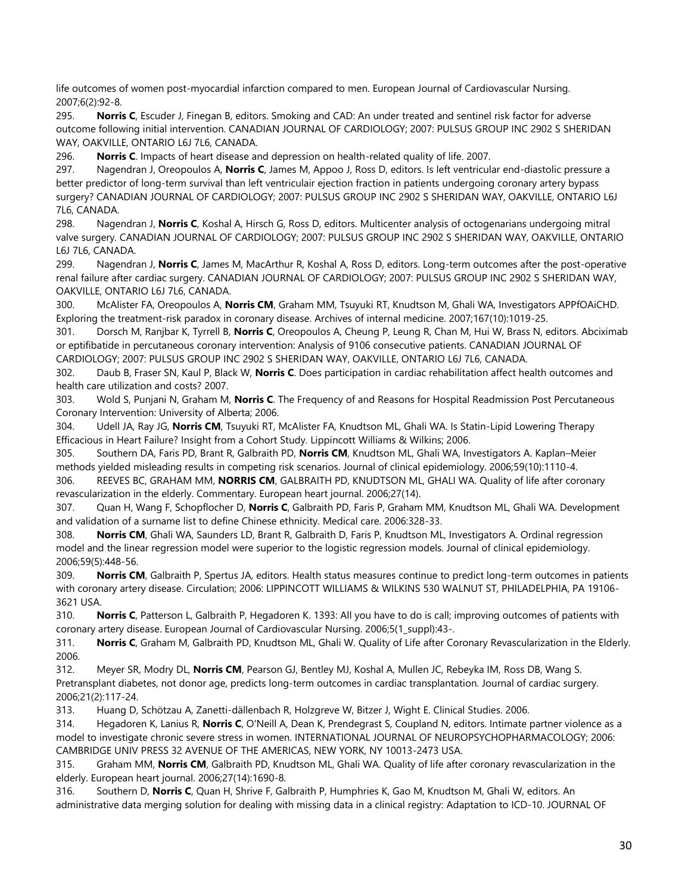life outcomes of women post-myocardial infarction compared to men. European Journal of Cardiovascular Nursing. 2007;6(2):92-8.

295. **Norris C**, Escuder J, Finegan B, editors. Smoking and CAD: An under treated and sentinel risk factor for adverse outcome following initial intervention. CANADIAN JOURNAL OF CARDIOLOGY; 2007: PULSUS GROUP INC 2902 S SHERIDAN WAY, OAKVILLE, ONTARIO L6J 7L6, CANADA.

296. **Norris C**. Impacts of heart disease and depression on health-related quality of life. 2007.

297. Nagendran J, Oreopoulos A, **Norris C**, James M, Appoo J, Ross D, editors. Is left ventricular end-diastolic pressure a better predictor of long-term survival than left ventriculair ejection fraction in patients undergoing coronary artery bypass surgery? CANADIAN JOURNAL OF CARDIOLOGY; 2007: PULSUS GROUP INC 2902 S SHERIDAN WAY, OAKVILLE, ONTARIO L6J 7L6, CANADA.

298. Nagendran J, **Norris C**, Koshal A, Hirsch G, Ross D, editors. Multicenter analysis of octogenarians undergoing mitral valve surgery. CANADIAN JOURNAL OF CARDIOLOGY; 2007: PULSUS GROUP INC 2902 S SHERIDAN WAY, OAKVILLE, ONTARIO L6J 7L6, CANADA.

299. Nagendran J, **Norris C**, James M, MacArthur R, Koshal A, Ross D, editors. Long-term outcomes after the post-operative renal failure after cardiac surgery. CANADIAN JOURNAL OF CARDIOLOGY; 2007: PULSUS GROUP INC 2902 S SHERIDAN WAY, OAKVILLE, ONTARIO L6J 7L6, CANADA.

300. McAlister FA, Oreopoulos A, **Norris CM**, Graham MM, Tsuyuki RT, Knudtson M, Ghali WA, Investigators APPfOAiCHD. Exploring the treatment-risk paradox in coronary disease. Archives of internal medicine. 2007;167(10):1019-25.

301. Dorsch M, Ranjbar K, Tyrrell B, **Norris C**, Oreopoulos A, Cheung P, Leung R, Chan M, Hui W, Brass N, editors. Abciximab or eptifibatide in percutaneous coronary intervention: Analysis of 9106 consecutive patients. CANADIAN JOURNAL OF CARDIOLOGY; 2007: PULSUS GROUP INC 2902 S SHERIDAN WAY, OAKVILLE, ONTARIO L6J 7L6, CANADA.

302. Daub B, Fraser SN, Kaul P, Black W, **Norris C**. Does participation in cardiac rehabilitation affect health outcomes and health care utilization and costs? 2007.

303. Wold S, Punjani N, Graham M, **Norris C**. The Frequency of and Reasons for Hospital Readmission Post Percutaneous Coronary Intervention: University of Alberta; 2006.

304. Udell JA, Ray JG, **Norris CM**, Tsuyuki RT, McAlister FA, Knudtson ML, Ghali WA. Is Statin-Lipid Lowering Therapy Efficacious in Heart Failure? Insight from a Cohort Study. Lippincott Williams & Wilkins; 2006.

305. Southern DA, Faris PD, Brant R, Galbraith PD, **Norris CM**, Knudtson ML, Ghali WA, Investigators A. Kaplan–Meier methods yielded misleading results in competing risk scenarios. Journal of clinical epidemiology. 2006;59(10):1110-4.

306. REEVES BC, GRAHAM MM, **NORRIS CM**, GALBRAITH PD, KNUDTSON ML, GHALI WA. Quality of life after coronary revascularization in the elderly. Commentary. European heart journal. 2006;27(14).

307. Quan H, Wang F, Schopflocher D, **Norris C**, Galbraith PD, Faris P, Graham MM, Knudtson ML, Ghali WA. Development and validation of a surname list to define Chinese ethnicity. Medical care. 2006:328-33.

308. **Norris CM**, Ghali WA, Saunders LD, Brant R, Galbraith D, Faris P, Knudtson ML, Investigators A. Ordinal regression model and the linear regression model were superior to the logistic regression models. Journal of clinical epidemiology. 2006;59(5):448-56.

309. **Norris CM**, Galbraith P, Spertus JA, editors. Health status measures continue to predict long-term outcomes in patients with coronary artery disease. Circulation; 2006: LIPPINCOTT WILLIAMS & WILKINS 530 WALNUT ST, PHILADELPHIA, PA 19106-3621 USA.

310. **Norris C**, Patterson L, Galbraith P, Hegadoren K. 1393: All you have to do is call; improving outcomes of patients with coronary artery disease. European Journal of Cardiovascular Nursing. 2006;5(1_suppl):43-.

311. **Norris C**, Graham M, Galbraith PD, Knudtson ML, Ghali W. Quality of Life after Coronary Revascularization in the Elderly. 2006.

312. Meyer SR, Modry DL, **Norris CM**, Pearson GJ, Bentley MJ, Koshal A, Mullen JC, Rebeyka IM, Ross DB, Wang S. Pretransplant diabetes, not donor age, predicts long-term outcomes in cardiac transplantation. Journal of cardiac surgery. 2006;21(2):117-24.

313. Huang D, Schötzau A, Zanetti-dällenbach R, Holzgreve W, Bitzer J, Wight E. Clinical Studies. 2006.

314. Hegadoren K, Lanius R, **Norris C**, O'Neill A, Dean K, Prendegrast S, Coupland N, editors. Intimate partner violence as a model to investigate chronic severe stress in women. INTERNATIONAL JOURNAL OF NEUROPSYCHOPHARMACOLOGY; 2006: CAMBRIDGE UNIV PRESS 32 AVENUE OF THE AMERICAS, NEW YORK, NY 10013-2473 USA.

315. Graham MM, **Norris CM**, Galbraith PD, Knudtson ML, Ghali WA. Quality of life after coronary revascularization in the elderly. European heart journal. 2006;27(14):1690-8.

316. Southern D, **Norris C**, Quan H, Shrive F, Galbraith P, Humphries K, Gao M, Knudtson M, Ghali W, editors. An administrative data merging solution for dealing with missing data in a clinical registry: Adaptation to ICD-10. JOURNAL OF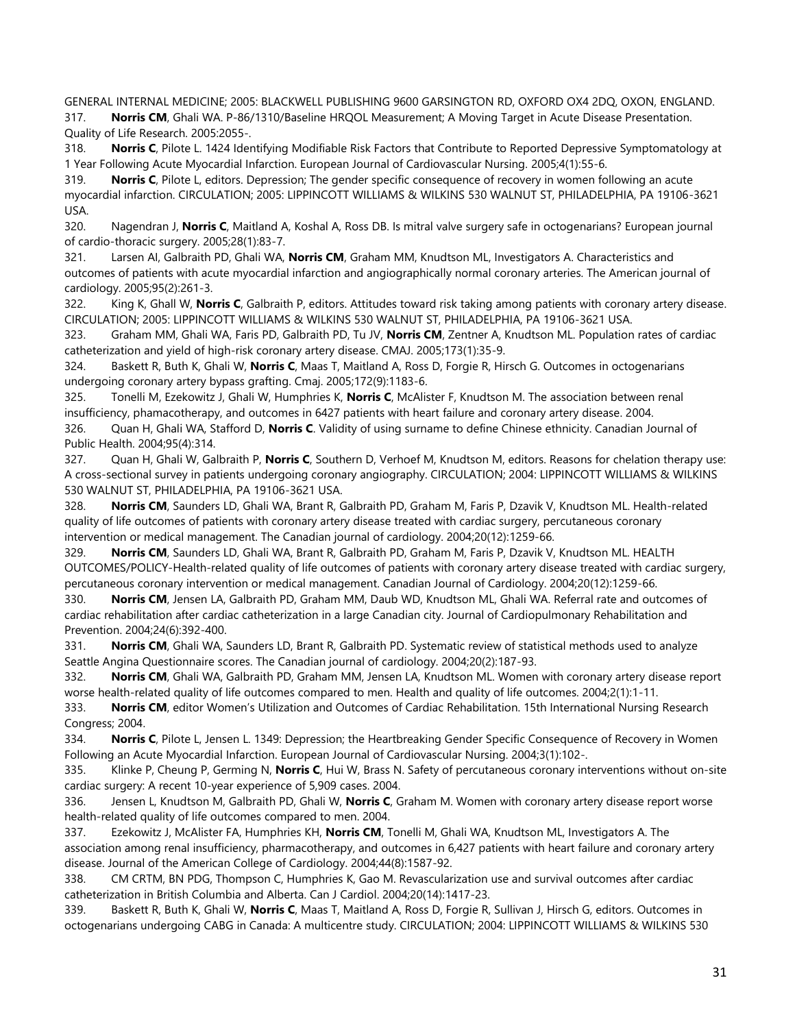GENERAL INTERNAL MEDICINE; 2005: BLACKWELL PUBLISHING 9600 GARSINGTON RD, OXFORD OX4 2DQ, OXON, ENGLAND.

317. **Norris CM**, Ghali WA. P-86/1310/Baseline HRQOL Measurement; A Moving Target in Acute Disease Presentation. Quality of Life Research. 2005:2055-.

318. **Norris C**, Pilote L. 1424 Identifying Modifiable Risk Factors that Contribute to Reported Depressive Symptomatology at 1 Year Following Acute Myocardial Infarction. European Journal of Cardiovascular Nursing. 2005;4(1):55-6.

319. **Norris C**, Pilote L, editors. Depression; The gender specific consequence of recovery in women following an acute myocardial infarction. CIRCULATION; 2005: LIPPINCOTT WILLIAMS & WILKINS 530 WALNUT ST, PHILADELPHIA, PA 19106-3621 USA.

320. Nagendran J, **Norris C**, Maitland A, Koshal A, Ross DB. Is mitral valve surgery safe in octogenarians? European journal of cardio-thoracic surgery. 2005;28(1):83-7.

321. Larsen AI, Galbraith PD, Ghali WA, **Norris CM**, Graham MM, Knudtson ML, Investigators A. Characteristics and outcomes of patients with acute myocardial infarction and angiographically normal coronary arteries. The American journal of cardiology. 2005;95(2):261-3.

322. King K, Ghall W, **Norris C**, Galbraith P, editors. Attitudes toward risk taking among patients with coronary artery disease. CIRCULATION; 2005: LIPPINCOTT WILLIAMS & WILKINS 530 WALNUT ST, PHILADELPHIA, PA 19106-3621 USA.

323. Graham MM, Ghali WA, Faris PD, Galbraith PD, Tu JV, **Norris CM**, Zentner A, Knudtson ML. Population rates of cardiac catheterization and yield of high-risk coronary artery disease. CMAJ. 2005;173(1):35-9.

324. Baskett R, Buth K, Ghali W, **Norris C**, Maas T, Maitland A, Ross D, Forgie R, Hirsch G. Outcomes in octogenarians undergoing coronary artery bypass grafting. Cmaj. 2005;172(9):1183-6.

325. Tonelli M, Ezekowitz J, Ghali W, Humphries K, **Norris C**, McAlister F, Knudtson M. The association between renal insufficiency, phamacotherapy, and outcomes in 6427 patients with heart failure and coronary artery disease. 2004.

326. Quan H, Ghali WA, Stafford D, **Norris C**. Validity of using surname to define Chinese ethnicity. Canadian Journal of Public Health. 2004;95(4):314.

327. Quan H, Ghali W, Galbraith P, **Norris C**, Southern D, Verhoef M, Knudtson M, editors. Reasons for chelation therapy use: A cross-sectional survey in patients undergoing coronary angiography. CIRCULATION; 2004: LIPPINCOTT WILLIAMS & WILKINS 530 WALNUT ST, PHILADELPHIA, PA 19106-3621 USA.

328. **Norris CM**, Saunders LD, Ghali WA, Brant R, Galbraith PD, Graham M, Faris P, Dzavik V, Knudtson ML. Health-related quality of life outcomes of patients with coronary artery disease treated with cardiac surgery, percutaneous coronary intervention or medical management. The Canadian journal of cardiology. 2004;20(12):1259-66.

329. **Norris CM**, Saunders LD, Ghali WA, Brant R, Galbraith PD, Graham M, Faris P, Dzavik V, Knudtson ML. HEALTH OUTCOMES/POLICY-Health-related quality of life outcomes of patients with coronary artery disease treated with cardiac surgery, percutaneous coronary intervention or medical management. Canadian Journal of Cardiology. 2004;20(12):1259-66.

330. **Norris CM**, Jensen LA, Galbraith PD, Graham MM, Daub WD, Knudtson ML, Ghali WA. Referral rate and outcomes of cardiac rehabilitation after cardiac catheterization in a large Canadian city. Journal of Cardiopulmonary Rehabilitation and Prevention. 2004;24(6):392-400.

331. **Norris CM**, Ghali WA, Saunders LD, Brant R, Galbraith PD. Systematic review of statistical methods used to analyze Seattle Angina Questionnaire scores. The Canadian journal of cardiology. 2004;20(2):187-93.

332. **Norris CM**, Ghali WA, Galbraith PD, Graham MM, Jensen LA, Knudtson ML. Women with coronary artery disease report worse health-related quality of life outcomes compared to men. Health and quality of life outcomes. 2004;2(1):1-11.

333. **Norris CM**, editor Women's Utilization and Outcomes of Cardiac Rehabilitation. 15th International Nursing Research Congress; 2004.

334. **Norris C**, Pilote L, Jensen L. 1349: Depression; the Heartbreaking Gender Specific Consequence of Recovery in Women Following an Acute Myocardial Infarction. European Journal of Cardiovascular Nursing. 2004;3(1):102-.

335. Klinke P, Cheung P, Germing N, **Norris C**, Hui W, Brass N. Safety of percutaneous coronary interventions without on-site cardiac surgery: A recent 10-year experience of 5,909 cases. 2004.

336. Jensen L, Knudtson M, Galbraith PD, Ghali W, **Norris C**, Graham M. Women with coronary artery disease report worse health-related quality of life outcomes compared to men. 2004.

337. Ezekowitz J, McAlister FA, Humphries KH, **Norris CM**, Tonelli M, Ghali WA, Knudtson ML, Investigators A. The association among renal insufficiency, pharmacotherapy, and outcomes in 6,427 patients with heart failure and coronary artery disease. Journal of the American College of Cardiology. 2004;44(8):1587-92.

338. CM CRTM, BN PDG, Thompson C, Humphries K, Gao M. Revascularization use and survival outcomes after cardiac catheterization in British Columbia and Alberta. Can J Cardiol. 2004;20(14):1417-23.

339. Baskett R, Buth K, Ghali W, **Norris C**, Maas T, Maitland A, Ross D, Forgie R, Sullivan J, Hirsch G, editors. Outcomes in octogenarians undergoing CABG in Canada: A multicentre study. CIRCULATION; 2004: LIPPINCOTT WILLIAMS & WILKINS 530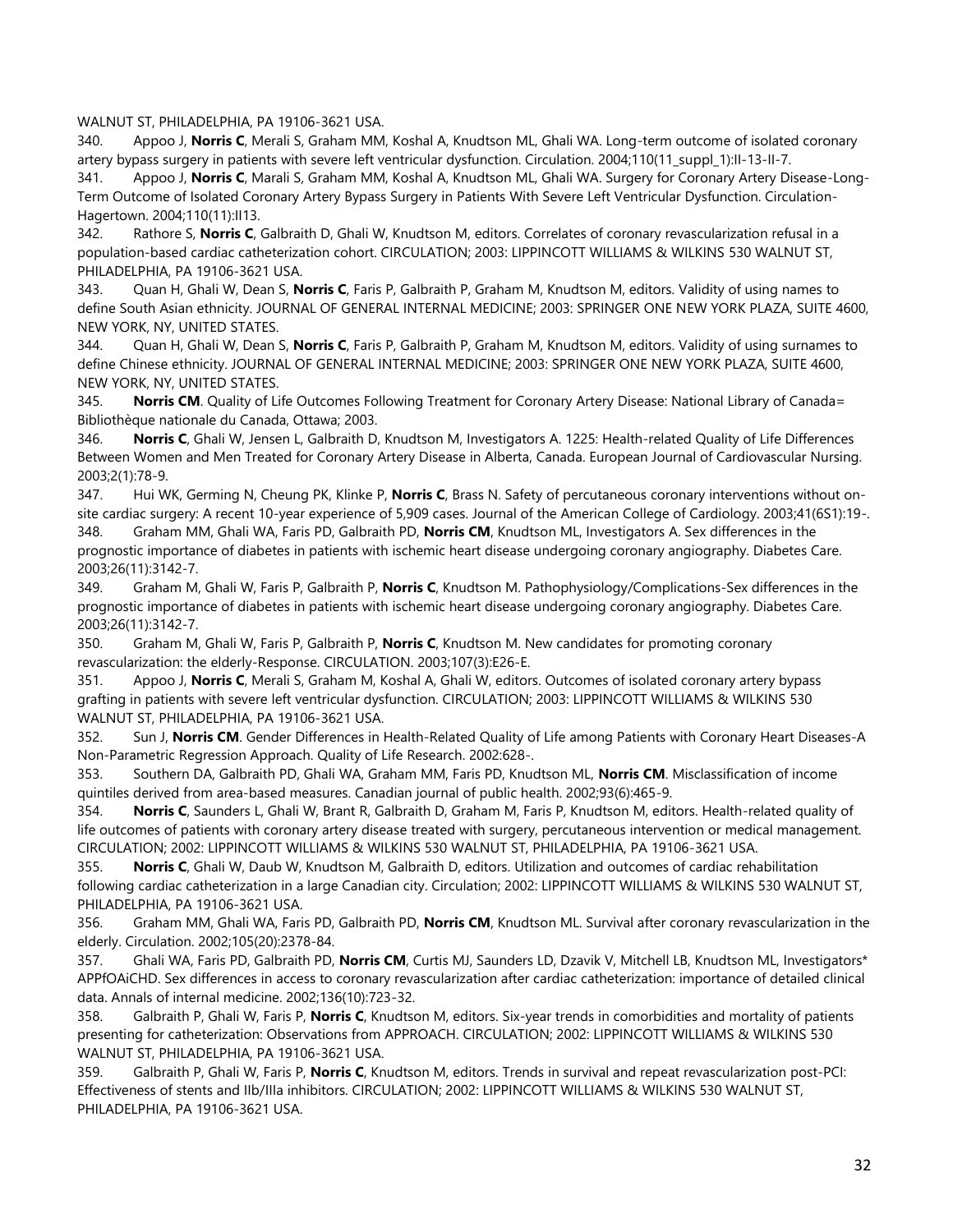WALNUT ST, PHILADELPHIA, PA 19106-3621 USA.

340. Appoo J, **Norris C**, Merali S, Graham MM, Koshal A, Knudtson ML, Ghali WA. Long-term outcome of isolated coronary artery bypass surgery in patients with severe left ventricular dysfunction. Circulation. 2004;110(11_suppl_1):II-13-II-7.

341. Appoo J, **Norris C**, Marali S, Graham MM, Koshal A, Knudtson ML, Ghali WA. Surgery for Coronary Artery Disease-Long-Term Outcome of Isolated Coronary Artery Bypass Surgery in Patients With Severe Left Ventricular Dysfunction. Circulation-Hagertown. 2004;110(11):II13.

342. Rathore S, **Norris C**, Galbraith D, Ghali W, Knudtson M, editors. Correlates of coronary revascularization refusal in a population-based cardiac catheterization cohort. CIRCULATION; 2003: LIPPINCOTT WILLIAMS & WILKINS 530 WALNUT ST, PHILADELPHIA, PA 19106-3621 USA.

343. Quan H, Ghali W, Dean S, **Norris C**, Faris P, Galbraith P, Graham M, Knudtson M, editors. Validity of using names to define South Asian ethnicity. JOURNAL OF GENERAL INTERNAL MEDICINE; 2003: SPRINGER ONE NEW YORK PLAZA, SUITE 4600, NEW YORK, NY, UNITED STATES.

344. Quan H, Ghali W, Dean S, **Norris C**, Faris P, Galbraith P, Graham M, Knudtson M, editors. Validity of using surnames to define Chinese ethnicity. JOURNAL OF GENERAL INTERNAL MEDICINE; 2003: SPRINGER ONE NEW YORK PLAZA, SUITE 4600, NEW YORK, NY, UNITED STATES.

345. **Norris CM**. Quality of Life Outcomes Following Treatment for Coronary Artery Disease: National Library of Canada= Bibliothèque nationale du Canada, Ottawa; 2003.

346. **Norris C**, Ghali W, Jensen L, Galbraith D, Knudtson M, Investigators A. 1225: Health-related Quality of Life Differences Between Women and Men Treated for Coronary Artery Disease in Alberta, Canada. European Journal of Cardiovascular Nursing. 2003;2(1):78-9.

347. Hui WK, Germing N, Cheung PK, Klinke P, **Norris C**, Brass N. Safety of percutaneous coronary interventions without on-site cardiac surgery: A recent 10-year experience of 5,909 cases. Journal of the American College of Cardiology. 2003;41(6S1):19-.

348. Graham MM, Ghali WA, Faris PD, Galbraith PD, **Norris CM**, Knudtson ML, Investigators A. Sex differences in the prognostic importance of diabetes in patients with ischemic heart disease undergoing coronary angiography. Diabetes Care. 2003;26(11):3142-7.

349. Graham M, Ghali W, Faris P, Galbraith P, **Norris C**, Knudtson M. Pathophysiology/Complications-Sex differences in the prognostic importance of diabetes in patients with ischemic heart disease undergoing coronary angiography. Diabetes Care. 2003;26(11):3142-7.

350. Graham M, Ghali W, Faris P, Galbraith P, **Norris C**, Knudtson M. New candidates for promoting coronary revascularization: the elderly-Response. CIRCULATION. 2003;107(3):E26-E.

351. Appoo J, **Norris C**, Merali S, Graham M, Koshal A, Ghali W, editors. Outcomes of isolated coronary artery bypass grafting in patients with severe left ventricular dysfunction. CIRCULATION; 2003: LIPPINCOTT WILLIAMS & WILKINS 530 WALNUT ST, PHILADELPHIA, PA 19106-3621 USA.

352. Sun J, **Norris CM**. Gender Differences in Health-Related Quality of Life among Patients with Coronary Heart Diseases-A Non-Parametric Regression Approach. Quality of Life Research. 2002:628-.

353. Southern DA, Galbraith PD, Ghali WA, Graham MM, Faris PD, Knudtson ML, **Norris CM**. Misclassification of income quintiles derived from area-based measures. Canadian journal of public health. 2002;93(6):465-9.

354. **Norris C**, Saunders L, Ghali W, Brant R, Galbraith D, Graham M, Faris P, Knudtson M, editors. Health-related quality of life outcomes of patients with coronary artery disease treated with surgery, percutaneous intervention or medical management. CIRCULATION; 2002: LIPPINCOTT WILLIAMS & WILKINS 530 WALNUT ST, PHILADELPHIA, PA 19106-3621 USA.

355. **Norris C**, Ghali W, Daub W, Knudtson M, Galbraith D, editors. Utilization and outcomes of cardiac rehabilitation following cardiac catheterization in a large Canadian city. Circulation; 2002: LIPPINCOTT WILLIAMS & WILKINS 530 WALNUT ST, PHILADELPHIA, PA 19106-3621 USA.

356. Graham MM, Ghali WA, Faris PD, Galbraith PD, **Norris CM**, Knudtson ML. Survival after coronary revascularization in the elderly. Circulation. 2002;105(20):2378-84.

357. Ghali WA, Faris PD, Galbraith PD, **Norris CM**, Curtis MJ, Saunders LD, Dzavik V, Mitchell LB, Knudtson ML, Investigators* APPfOAiCHD. Sex differences in access to coronary revascularization after cardiac catheterization: importance of detailed clinical data. Annals of internal medicine. 2002;136(10):723-32.

358. Galbraith P, Ghali W, Faris P, **Norris C**, Knudtson M, editors. Six-year trends in comorbidities and mortality of patients presenting for catheterization: Observations from APPROACH. CIRCULATION; 2002: LIPPINCOTT WILLIAMS & WILKINS 530 WALNUT ST, PHILADELPHIA, PA 19106-3621 USA.

359. Galbraith P, Ghali W, Faris P, **Norris C**, Knudtson M, editors. Trends in survival and repeat revascularization post-PCI: Effectiveness of stents and IIb/IIIa inhibitors. CIRCULATION; 2002: LIPPINCOTT WILLIAMS & WILKINS 530 WALNUT ST, PHILADELPHIA, PA 19106-3621 USA.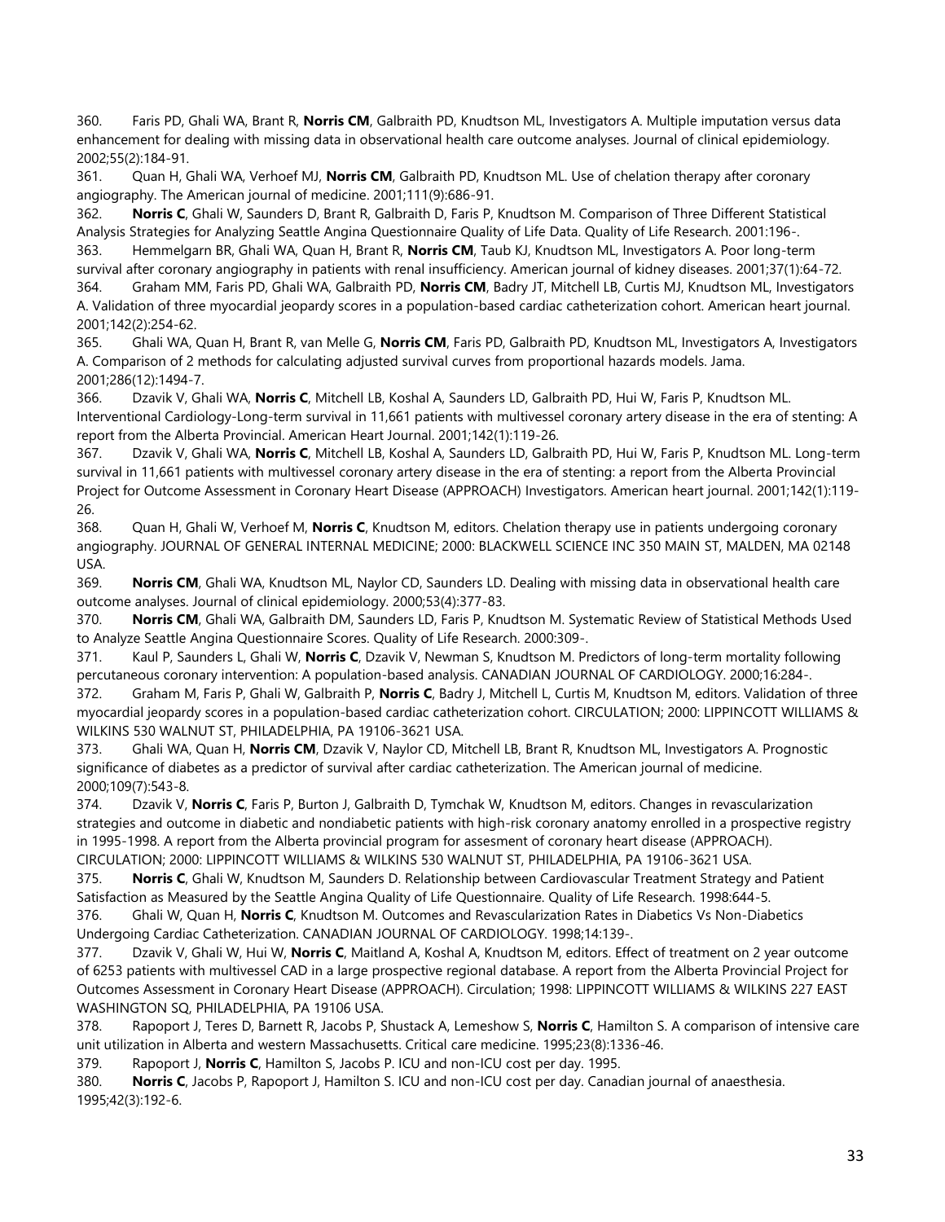360. Faris PD, Ghali WA, Brant R, **Norris CM**, Galbraith PD, Knudtson ML, Investigators A. Multiple imputation versus data enhancement for dealing with missing data in observational health care outcome analyses. Journal of clinical epidemiology. 2002;55(2):184-91.

361. Quan H, Ghali WA, Verhoef MJ, **Norris CM**, Galbraith PD, Knudtson ML. Use of chelation therapy after coronary angiography. The American journal of medicine. 2001;111(9):686-91.

362. **Norris C**, Ghali W, Saunders D, Brant R, Galbraith D, Faris P, Knudtson M. Comparison of Three Different Statistical Analysis Strategies for Analyzing Seattle Angina Questionnaire Quality of Life Data. Quality of Life Research. 2001:196-.

363. Hemmelgarn BR, Ghali WA, Quan H, Brant R, **Norris CM**, Taub KJ, Knudtson ML, Investigators A. Poor long-term survival after coronary angiography in patients with renal insufficiency. American journal of kidney diseases. 2001;37(1):64-72.

364. Graham MM, Faris PD, Ghali WA, Galbraith PD, **Norris CM**, Badry JT, Mitchell LB, Curtis MJ, Knudtson ML, Investigators A. Validation of three myocardial jeopardy scores in a population-based cardiac catheterization cohort. American heart journal. 2001;142(2):254-62.

365. Ghali WA, Quan H, Brant R, van Melle G, **Norris CM**, Faris PD, Galbraith PD, Knudtson ML, Investigators A, Investigators A. Comparison of 2 methods for calculating adjusted survival curves from proportional hazards models. Jama. 2001;286(12):1494-7.

366. Dzavik V, Ghali WA, **Norris C**, Mitchell LB, Koshal A, Saunders LD, Galbraith PD, Hui W, Faris P, Knudtson ML. Interventional Cardiology-Long-term survival in 11,661 patients with multivessel coronary artery disease in the era of stenting: A report from the Alberta Provincial. American Heart Journal. 2001;142(1):119-26.

367. Dzavik V, Ghali WA, **Norris C**, Mitchell LB, Koshal A, Saunders LD, Galbraith PD, Hui W, Faris P, Knudtson ML. Long-term survival in 11,661 patients with multivessel coronary artery disease in the era of stenting: a report from the Alberta Provincial Project for Outcome Assessment in Coronary Heart Disease (APPROACH) Investigators. American heart journal. 2001;142(1):119-26.

368. Quan H, Ghali W, Verhoef M, **Norris C**, Knudtson M, editors. Chelation therapy use in patients undergoing coronary angiography. JOURNAL OF GENERAL INTERNAL MEDICINE; 2000: BLACKWELL SCIENCE INC 350 MAIN ST, MALDEN, MA 02148 USA.

369. **Norris CM**, Ghali WA, Knudtson ML, Naylor CD, Saunders LD. Dealing with missing data in observational health care outcome analyses. Journal of clinical epidemiology. 2000;53(4):377-83.

370. **Norris CM**, Ghali WA, Galbraith DM, Saunders LD, Faris P, Knudtson M. Systematic Review of Statistical Methods Used to Analyze Seattle Angina Questionnaire Scores. Quality of Life Research. 2000:309-.

371. Kaul P, Saunders L, Ghali W, **Norris C**, Dzavik V, Newman S, Knudtson M. Predictors of long-term mortality following percutaneous coronary intervention: A population-based analysis. CANADIAN JOURNAL OF CARDIOLOGY. 2000;16:284-.

372. Graham M, Faris P, Ghali W, Galbraith P, **Norris C**, Badry J, Mitchell L, Curtis M, Knudtson M, editors. Validation of three myocardial jeopardy scores in a population-based cardiac catheterization cohort. CIRCULATION; 2000: LIPPINCOTT WILLIAMS & WILKINS 530 WALNUT ST, PHILADELPHIA, PA 19106-3621 USA.

373. Ghali WA, Quan H, **Norris CM**, Dzavik V, Naylor CD, Mitchell LB, Brant R, Knudtson ML, Investigators A. Prognostic significance of diabetes as a predictor of survival after cardiac catheterization. The American journal of medicine. 2000;109(7):543-8.

374. Dzavik V, **Norris C**, Faris P, Burton J, Galbraith D, Tymchak W, Knudtson M, editors. Changes in revascularization strategies and outcome in diabetic and nondiabetic patients with high-risk coronary anatomy enrolled in a prospective registry in 1995-1998. A report from the Alberta provincial program for assesment of coronary heart disease (APPROACH). CIRCULATION; 2000: LIPPINCOTT WILLIAMS & WILKINS 530 WALNUT ST, PHILADELPHIA, PA 19106-3621 USA.

375. **Norris C**, Ghali W, Knudtson M, Saunders D. Relationship between Cardiovascular Treatment Strategy and Patient Satisfaction as Measured by the Seattle Angina Quality of Life Questionnaire. Quality of Life Research. 1998:644-5.

376. Ghali W, Quan H, **Norris C**, Knudtson M. Outcomes and Revascularization Rates in Diabetics Vs Non-Diabetics Undergoing Cardiac Catheterization. CANADIAN JOURNAL OF CARDIOLOGY. 1998;14:139-.

377. Dzavik V, Ghali W, Hui W, **Norris C**, Maitland A, Koshal A, Knudtson M, editors. Effect of treatment on 2 year outcome of 6253 patients with multivessel CAD in a large prospective regional database. A report from the Alberta Provincial Project for Outcomes Assessment in Coronary Heart Disease (APPROACH). Circulation; 1998: LIPPINCOTT WILLIAMS & WILKINS 227 EAST WASHINGTON SQ, PHILADELPHIA, PA 19106 USA.

378. Rapoport J, Teres D, Barnett R, Jacobs P, Shustack A, Lemeshow S, **Norris C**, Hamilton S. A comparison of intensive care unit utilization in Alberta and western Massachusetts. Critical care medicine. 1995;23(8):1336-46.

379. Rapoport J, **Norris C**, Hamilton S, Jacobs P. ICU and non-ICU cost per day. 1995.

380. **Norris C**, Jacobs P, Rapoport J, Hamilton S. ICU and non-ICU cost per day. Canadian journal of anaesthesia. 1995;42(3):192-6.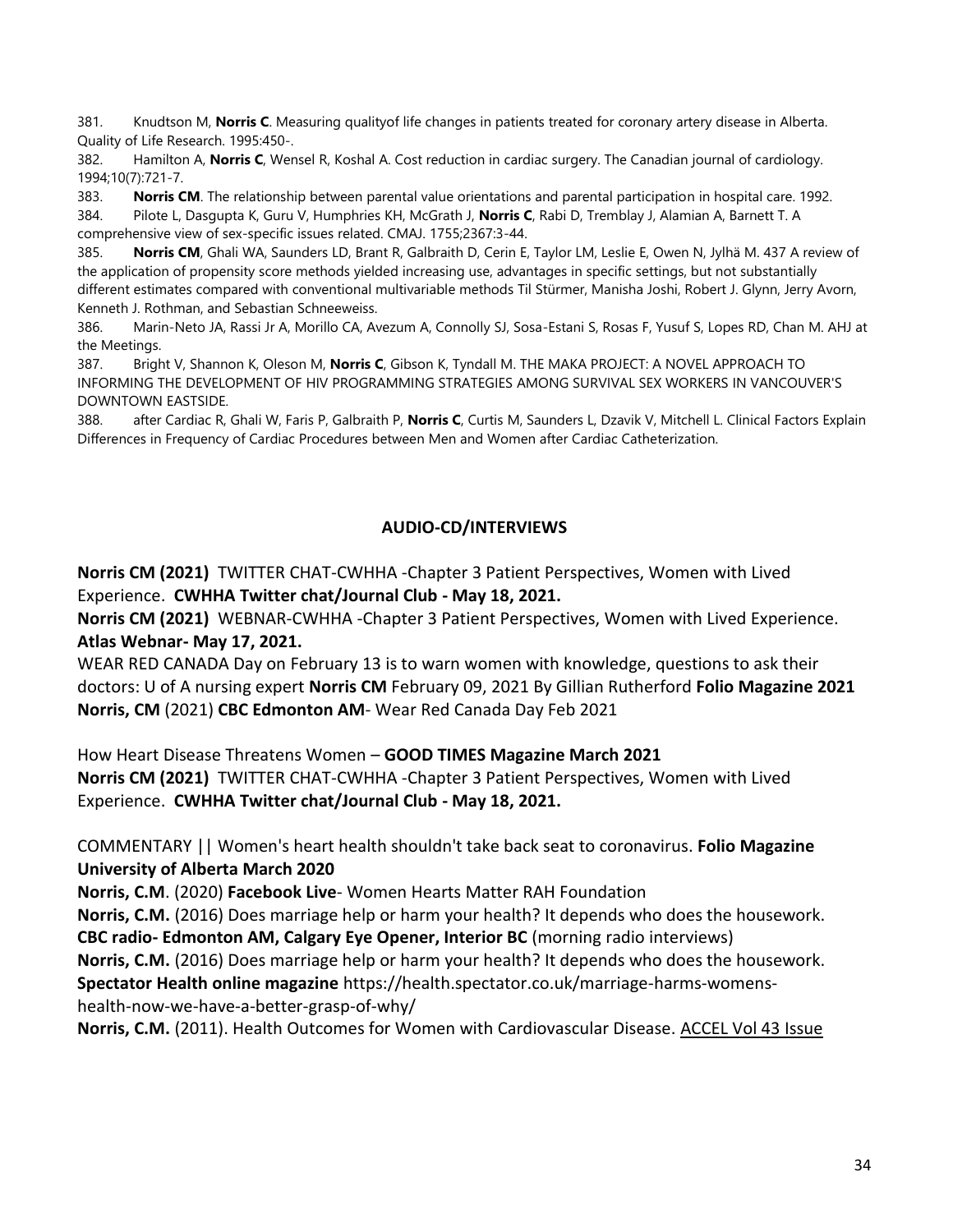381. Knudtson M, **Norris C**. Measuring qualityof life changes in patients treated for coronary artery disease in Alberta. Quality of Life Research. 1995:450-.

382. Hamilton A, **Norris C**, Wensel R, Koshal A. Cost reduction in cardiac surgery. The Canadian journal of cardiology. 1994;10(7):721-7.

383. **Norris CM**. The relationship between parental value orientations and parental participation in hospital care. 1992.

384. Pilote L, Dasgupta K, Guru V, Humphries KH, McGrath J, **Norris C**, Rabi D, Tremblay J, Alamian A, Barnett T. A comprehensive view of sex-specific issues related. CMAJ. 1755;2367:3-44.

385. **Norris CM**, Ghali WA, Saunders LD, Brant R, Galbraith D, Cerin E, Taylor LM, Leslie E, Owen N, Jylhä M. 437 A review of the application of propensity score methods yielded increasing use, advantages in specific settings, but not substantially different estimates compared with conventional multivariable methods Til Stürmer, Manisha Joshi, Robert J. Glynn, Jerry Avorn, Kenneth J. Rothman, and Sebastian Schneeweiss.

386. Marin-Neto JA, Rassi Jr A, Morillo CA, Avezum A, Connolly SJ, Sosa-Estani S, Rosas F, Yusuf S, Lopes RD, Chan M. AHJ at the Meetings.

387. Bright V, Shannon K, Oleson M, **Norris C**, Gibson K, Tyndall M. THE MAKA PROJECT: A NOVEL APPROACH TO INFORMING THE DEVELOPMENT OF HIV PROGRAMMING STRATEGIES AMONG SURVIVAL SEX WORKERS IN VANCOUVER'S DOWNTOWN EASTSIDE.

388. after Cardiac R, Ghali W, Faris P, Galbraith P, **Norris C**, Curtis M, Saunders L, Dzavik V, Mitchell L. Clinical Factors Explain Differences in Frequency of Cardiac Procedures between Men and Women after Cardiac Catheterization.

## AUDIO-CD/INTERVIEWS

**Norris CM (2021)** TWITTER CHAT-CWHHA -Chapter 3 Patient Perspectives, Women with Lived Experience. **CWHHA Twitter chat/Journal Club - May 18, 2021.**

**Norris CM (2021)** WEBNAR-CWHHA -Chapter 3 Patient Perspectives, Women with Lived Experience. **Atlas Webnar- May 17, 2021.**

WEAR RED CANADA Day on February 13 is to warn women with knowledge, questions to ask their doctors: U of A nursing expert **Norris CM** February 09, 2021 By Gillian Rutherford **Folio Magazine 2021**

**Norris, CM** (2021) **CBC Edmonton AM**- Wear Red Canada Day Feb 2021

How Heart Disease Threatens Women – **GOOD TIMES Magazine March 2021**

**Norris CM (2021)** TWITTER CHAT-CWHHA -Chapter 3 Patient Perspectives, Women with Lived Experience. **CWHHA Twitter chat/Journal Club - May 18, 2021.**

COMMENTARY || Women's heart health shouldn't take back seat to coronavirus. **Folio Magazine University of Alberta March 2020**

**Norris, C.M**. (2020) **Facebook Live**- Women Hearts Matter RAH Foundation

**Norris, C.M.** (2016) Does marriage help or harm your health? It depends who does the housework. **CBC radio- Edmonton AM, Calgary Eye Opener, Interior BC** (morning radio interviews)

**Norris, C.M.** (2016) Does marriage help or harm your health? It depends who does the housework. **Spectator Health online magazine** https://health.spectator.co.uk/marriage-harms-womens-health-now-we-have-a-better-grasp-of-why/

**Norris, C.M.** (2011). Health Outcomes for Women with Cardiovascular Disease. ACCEL Vol 43 Issue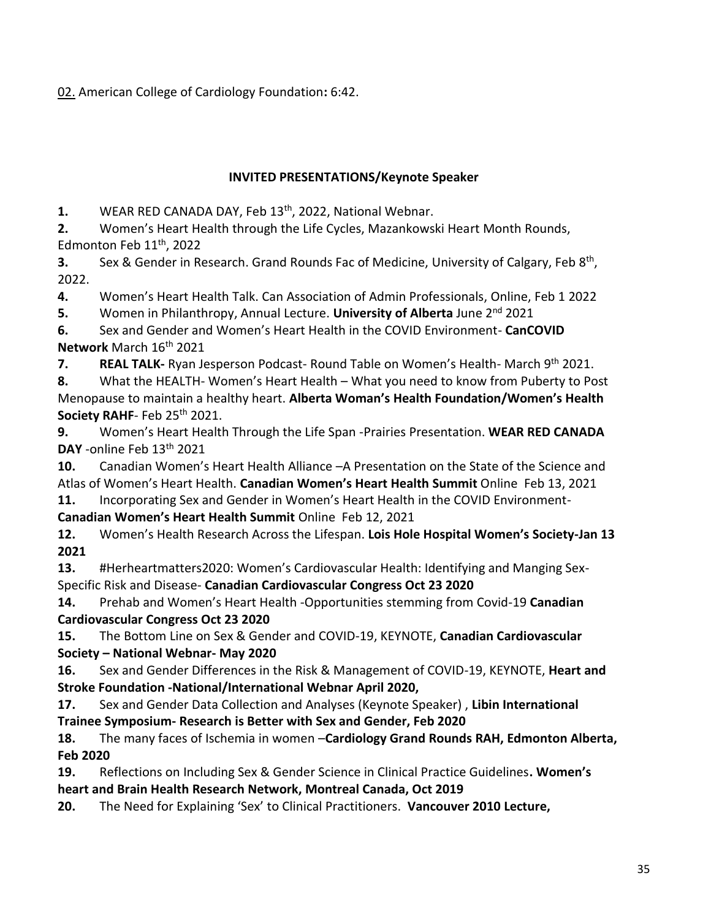02. American College of Cardiology Foundation**:** 6:42.

## INVITED PRESENTATIONS/Keynote Speaker

**1.** WEAR RED CANADA DAY, Feb 13th, 2022, National Webnar.

**2.** Women's Heart Health through the Life Cycles, Mazankowski Heart Month Rounds, Edmonton Feb 11th, 2022

**3.** Sex & Gender in Research. Grand Rounds Fac of Medicine, University of Calgary, Feb 8th, 2022.

**4.** Women's Heart Health Talk. Can Association of Admin Professionals, Online, Feb 1 2022

**5.** Women in Philanthropy, Annual Lecture. **University of Alberta** June 2nd 2021

**6.** Sex and Gender and Women's Heart Health in the COVID Environment- **CanCOVID Network** March 16th 2021

**7.** **REAL TALK-** Ryan Jesperson Podcast- Round Table on Women's Health- March 9th 2021.

**8.** What the HEALTH- Women's Heart Health – What you need to know from Puberty to Post Menopause to maintain a healthy heart. **Alberta Woman's Health Foundation/Women's Health Society RAHF**- Feb 25th 2021.

**9.** Women's Heart Health Through the Life Span -Prairies Presentation. **WEAR RED CANADA DAY** -online Feb 13th 2021

**10.** Canadian Women's Heart Health Alliance –A Presentation on the State of the Science and Atlas of Women's Heart Health. **Canadian Women's Heart Health Summit** Online Feb 13, 2021

**11.** Incorporating Sex and Gender in Women's Heart Health in the COVID Environment- **Canadian Women's Heart Health Summit** Online Feb 12, 2021

**12.** Women's Health Research Across the Lifespan. **Lois Hole Hospital Women's Society-Jan 13 2021**

**13.** #Herheartmatters2020: Women's Cardiovascular Health: Identifying and Manging Sex-Specific Risk and Disease- **Canadian Cardiovascular Congress Oct 23 2020**

**14.** Prehab and Women's Heart Health -Opportunities stemming from Covid-19 **Canadian Cardiovascular Congress Oct 23 2020**

**15.** The Bottom Line on Sex & Gender and COVID-19, KEYNOTE, **Canadian Cardiovascular Society – National Webnar- May 2020**

**16.** Sex and Gender Differences in the Risk & Management of COVID-19, KEYNOTE, **Heart and Stroke Foundation -National/International Webnar April 2020,**

**17.** Sex and Gender Data Collection and Analyses (Keynote Speaker) , **Libin International Trainee Symposium- Research is Better with Sex and Gender, Feb 2020**

**18.** The many faces of Ischemia in women –**Cardiology Grand Rounds RAH, Edmonton Alberta, Feb 2020**

**19.** Reflections on Including Sex & Gender Science in Clinical Practice Guidelines**. Women's heart and Brain Health Research Network, Montreal Canada, Oct 2019**

**20.** The Need for Explaining 'Sex' to Clinical Practitioners. **Vancouver 2010 Lecture,**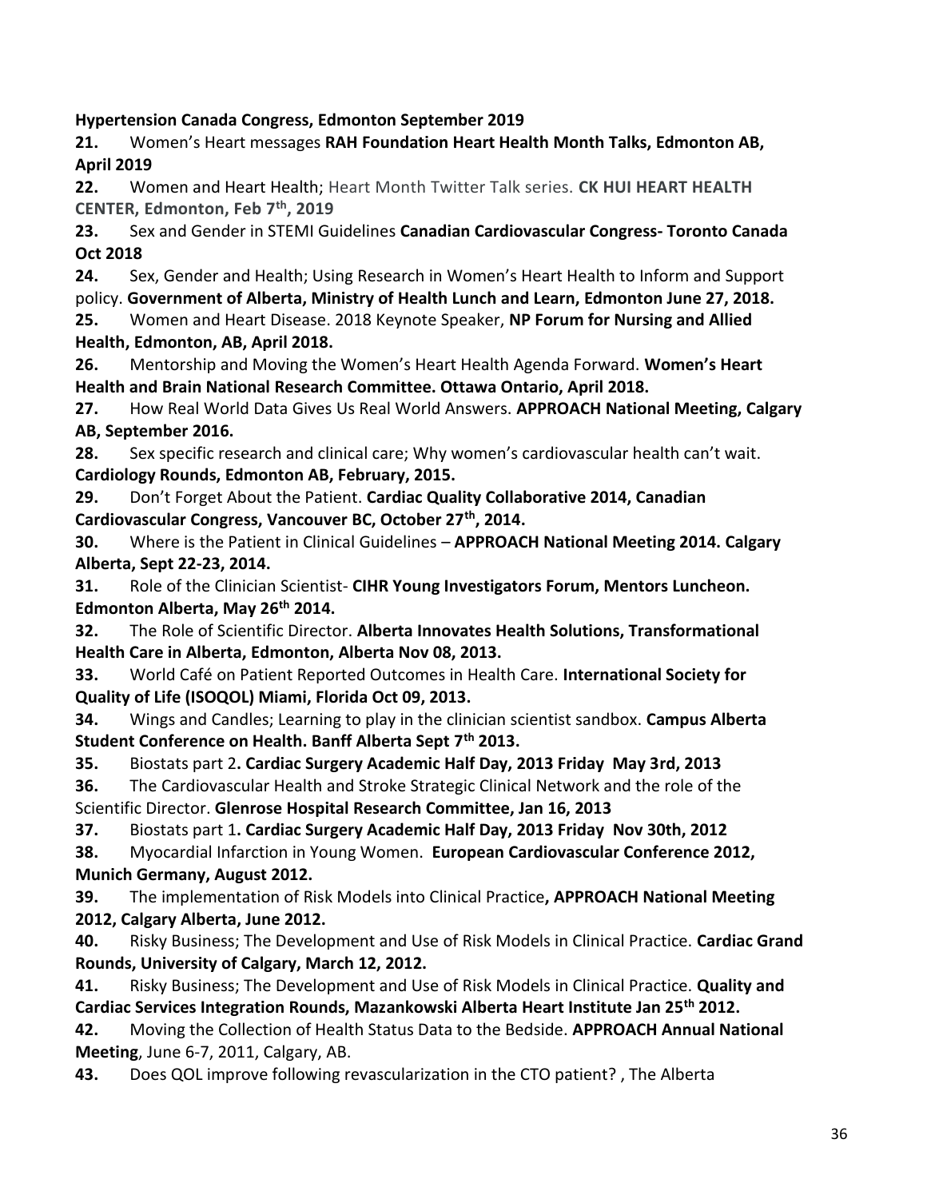**Hypertension Canada Congress, Edmonton September 2019**

**21.** Women's Heart messages **RAH Foundation Heart Health Month Talks, Edmonton AB, April 2019**

**22.** Women and Heart Health; Heart Month Twitter Talk series. **CK HUI HEART HEALTH CENTER, Edmonton, Feb 7th, 2019**

**23.** Sex and Gender in STEMI Guidelines **Canadian Cardiovascular Congress- Toronto Canada Oct 2018**

**24.** Sex, Gender and Health; Using Research in Women's Heart Health to Inform and Support policy. **Government of Alberta, Ministry of Health Lunch and Learn, Edmonton June 27, 2018.**

**25.** Women and Heart Disease. 2018 Keynote Speaker, **NP Forum for Nursing and Allied Health, Edmonton, AB, April 2018.**

**26.** Mentorship and Moving the Women's Heart Health Agenda Forward. **Women's Heart Health and Brain National Research Committee. Ottawa Ontario, April 2018.**

**27.** How Real World Data Gives Us Real World Answers. **APPROACH National Meeting, Calgary AB, September 2016.**

**28.** Sex specific research and clinical care; Why women's cardiovascular health can't wait. **Cardiology Rounds, Edmonton AB, February, 2015.**

**29.** Don't Forget About the Patient. **Cardiac Quality Collaborative 2014, Canadian Cardiovascular Congress, Vancouver BC, October 27th, 2014.**

**30.** Where is the Patient in Clinical Guidelines – **APPROACH National Meeting 2014. Calgary Alberta, Sept 22-23, 2014.**

**31.** Role of the Clinician Scientist- **CIHR Young Investigators Forum, Mentors Luncheon. Edmonton Alberta, May 26th 2014.**

**32.** The Role of Scientific Director. **Alberta Innovates Health Solutions, Transformational Health Care in Alberta, Edmonton, Alberta Nov 08, 2013.**

**33.** World Café on Patient Reported Outcomes in Health Care. **International Society for Quality of Life (ISOQOL) Miami, Florida Oct 09, 2013.**

**34.** Wings and Candles; Learning to play in the clinician scientist sandbox. **Campus Alberta Student Conference on Health. Banff Alberta Sept 7th 2013.**

**35.** Biostats part 2**. Cardiac Surgery Academic Half Day, 2013 Friday May 3rd, 2013**

**36.** The Cardiovascular Health and Stroke Strategic Clinical Network and the role of the Scientific Director. **Glenrose Hospital Research Committee, Jan 16, 2013**

**37.** Biostats part 1**. Cardiac Surgery Academic Half Day, 2013 Friday Nov 30th, 2012**

**38.** Myocardial Infarction in Young Women. **European Cardiovascular Conference 2012, Munich Germany, August 2012.**

**39.** The implementation of Risk Models into Clinical Practice**, APPROACH National Meeting 2012, Calgary Alberta, June 2012.**

**40.** Risky Business; The Development and Use of Risk Models in Clinical Practice. **Cardiac Grand Rounds, University of Calgary, March 12, 2012.**

**41.** Risky Business; The Development and Use of Risk Models in Clinical Practice. **Quality and Cardiac Services Integration Rounds, Mazankowski Alberta Heart Institute Jan 25th 2012.**

**42.** Moving the Collection of Health Status Data to the Bedside. **APPROACH Annual National Meeting**, June 6-7, 2011, Calgary, AB.

**43.** Does QOL improve following revascularization in the CTO patient? , The Alberta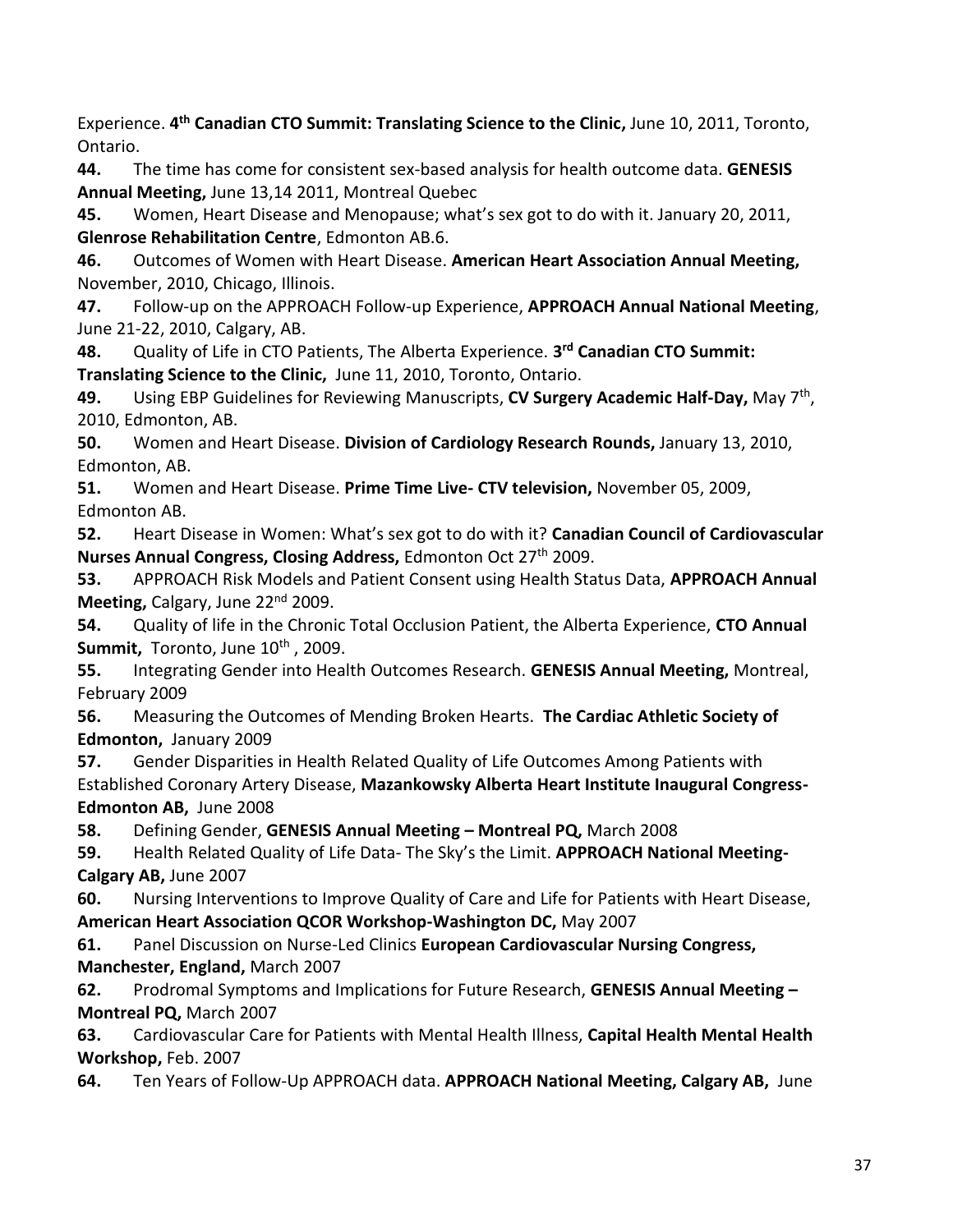Experience. **4th Canadian CTO Summit: Translating Science to the Clinic,** June 10, 2011, Toronto, Ontario.

**44.** The time has come for consistent sex-based analysis for health outcome data. **GENESIS Annual Meeting,** June 13,14 2011, Montreal Quebec

**45.** Women, Heart Disease and Menopause; what's sex got to do with it. January 20, 2011, **Glenrose Rehabilitation Centre**, Edmonton AB.6.

**46.** Outcomes of Women with Heart Disease. **American Heart Association Annual Meeting,** November, 2010, Chicago, Illinois.

**47.** Follow-up on the APPROACH Follow-up Experience, **APPROACH Annual National Meeting**, June 21-22, 2010, Calgary, AB.

**48.** Quality of Life in CTO Patients, The Alberta Experience. **3rd Canadian CTO Summit: Translating Science to the Clinic,** June 11, 2010, Toronto, Ontario.

**49.** Using EBP Guidelines for Reviewing Manuscripts, **CV Surgery Academic Half-Day,** May 7th, 2010, Edmonton, AB.

**50.** Women and Heart Disease. **Division of Cardiology Research Rounds,** January 13, 2010, Edmonton, AB.

**51.** Women and Heart Disease. **Prime Time Live- CTV television,** November 05, 2009, Edmonton AB.

**52.** Heart Disease in Women: What's sex got to do with it? **Canadian Council of Cardiovascular Nurses Annual Congress, Closing Address,** Edmonton Oct 27th 2009.

**53.** APPROACH Risk Models and Patient Consent using Health Status Data, **APPROACH Annual Meeting,** Calgary, June 22nd 2009.

**54.** Quality of life in the Chronic Total Occlusion Patient, the Alberta Experience, **CTO Annual Summit,** Toronto, June 10th , 2009.

**55.** Integrating Gender into Health Outcomes Research. **GENESIS Annual Meeting,** Montreal, February 2009

**56.** Measuring the Outcomes of Mending Broken Hearts. **The Cardiac Athletic Society of Edmonton,** January 2009

**57.** Gender Disparities in Health Related Quality of Life Outcomes Among Patients with Established Coronary Artery Disease, **Mazankowsky Alberta Heart Institute Inaugural Congress-Edmonton AB,** June 2008

**58.** Defining Gender, **GENESIS Annual Meeting – Montreal PQ,** March 2008

**59.** Health Related Quality of Life Data- The Sky's the Limit. **APPROACH National Meeting-Calgary AB,** June 2007

**60.** Nursing Interventions to Improve Quality of Care and Life for Patients with Heart Disease, **American Heart Association QCOR Workshop-Washington DC,** May 2007

**61.** Panel Discussion on Nurse-Led Clinics **European Cardiovascular Nursing Congress, Manchester, England,** March 2007

**62.** Prodromal Symptoms and Implications for Future Research, **GENESIS Annual Meeting – Montreal PQ,** March 2007

**63.** Cardiovascular Care for Patients with Mental Health Illness, **Capital Health Mental Health Workshop,** Feb. 2007

**64.** Ten Years of Follow-Up APPROACH data. **APPROACH National Meeting, Calgary AB,** June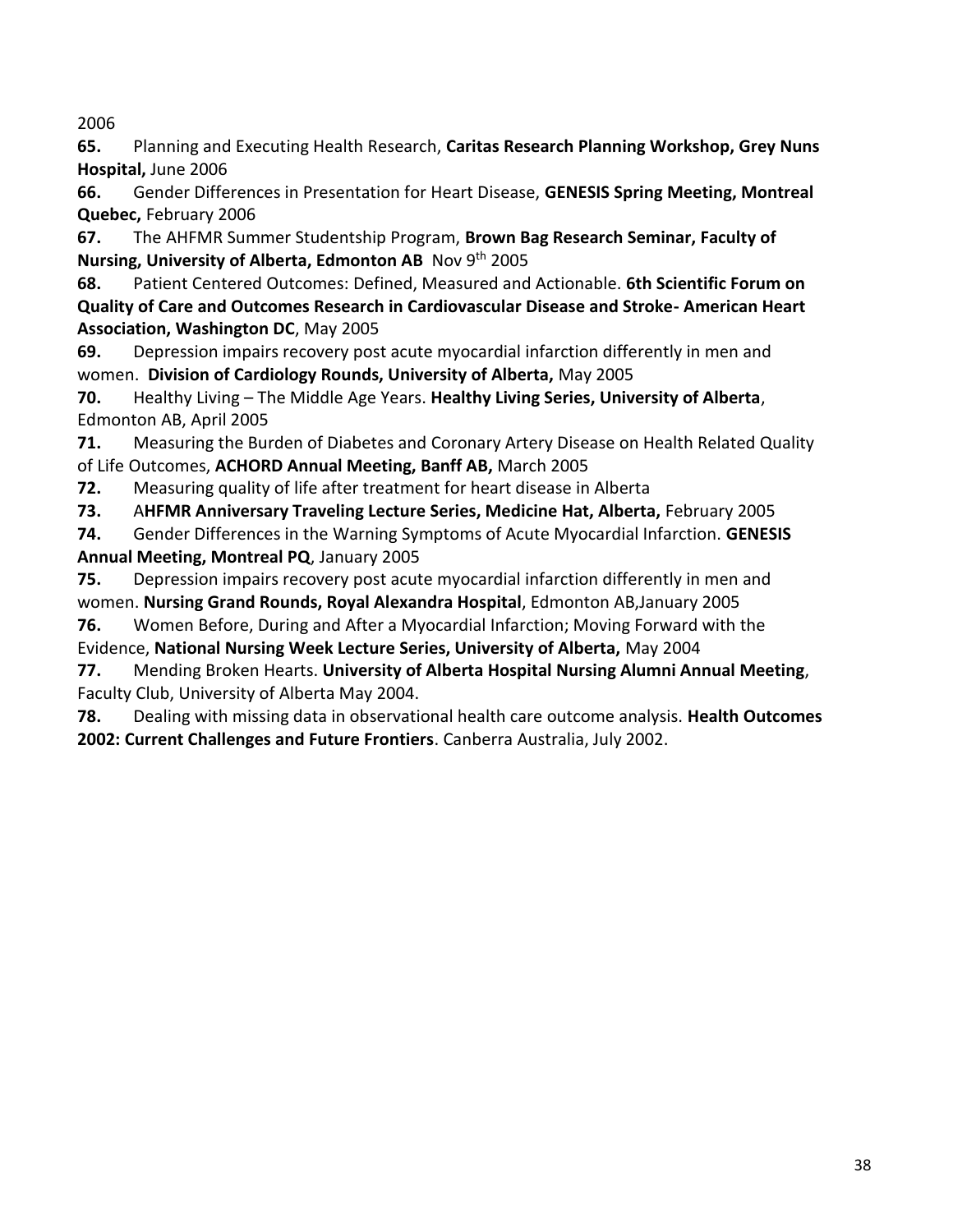2006

**65.** Planning and Executing Health Research, **Caritas Research Planning Workshop, Grey Nuns Hospital,** June 2006

**66.** Gender Differences in Presentation for Heart Disease, **GENESIS Spring Meeting, Montreal Quebec,** February 2006

**67.** The AHFMR Summer Studentship Program, **Brown Bag Research Seminar, Faculty of Nursing, University of Alberta, Edmonton AB** Nov 9th 2005

**68.** Patient Centered Outcomes: Defined, Measured and Actionable. **6th Scientific Forum on Quality of Care and Outcomes Research in Cardiovascular Disease and Stroke- American Heart Association, Washington DC**, May 2005

**69.** Depression impairs recovery post acute myocardial infarction differently in men and women. **Division of Cardiology Rounds, University of Alberta,** May 2005

**70.** Healthy Living – The Middle Age Years. **Healthy Living Series, University of Alberta**, Edmonton AB, April 2005

**71.** Measuring the Burden of Diabetes and Coronary Artery Disease on Health Related Quality of Life Outcomes, **ACHORD Annual Meeting, Banff AB,** March 2005

**72.** Measuring quality of life after treatment for heart disease in Alberta

**73.** A**HFMR Anniversary Traveling Lecture Series, Medicine Hat, Alberta,** February 2005

**74.** Gender Differences in the Warning Symptoms of Acute Myocardial Infarction. **GENESIS Annual Meeting, Montreal PQ**, January 2005

**75.** Depression impairs recovery post acute myocardial infarction differently in men and women. **Nursing Grand Rounds, Royal Alexandra Hospital**, Edmonton AB,January 2005

**76.** Women Before, During and After a Myocardial Infarction; Moving Forward with the Evidence, **National Nursing Week Lecture Series, University of Alberta,** May 2004

**77.** Mending Broken Hearts. **University of Alberta Hospital Nursing Alumni Annual Meeting**, Faculty Club, University of Alberta May 2004.

**78.** Dealing with missing data in observational health care outcome analysis. **Health Outcomes 2002: Current Challenges and Future Frontiers**. Canberra Australia, July 2002.